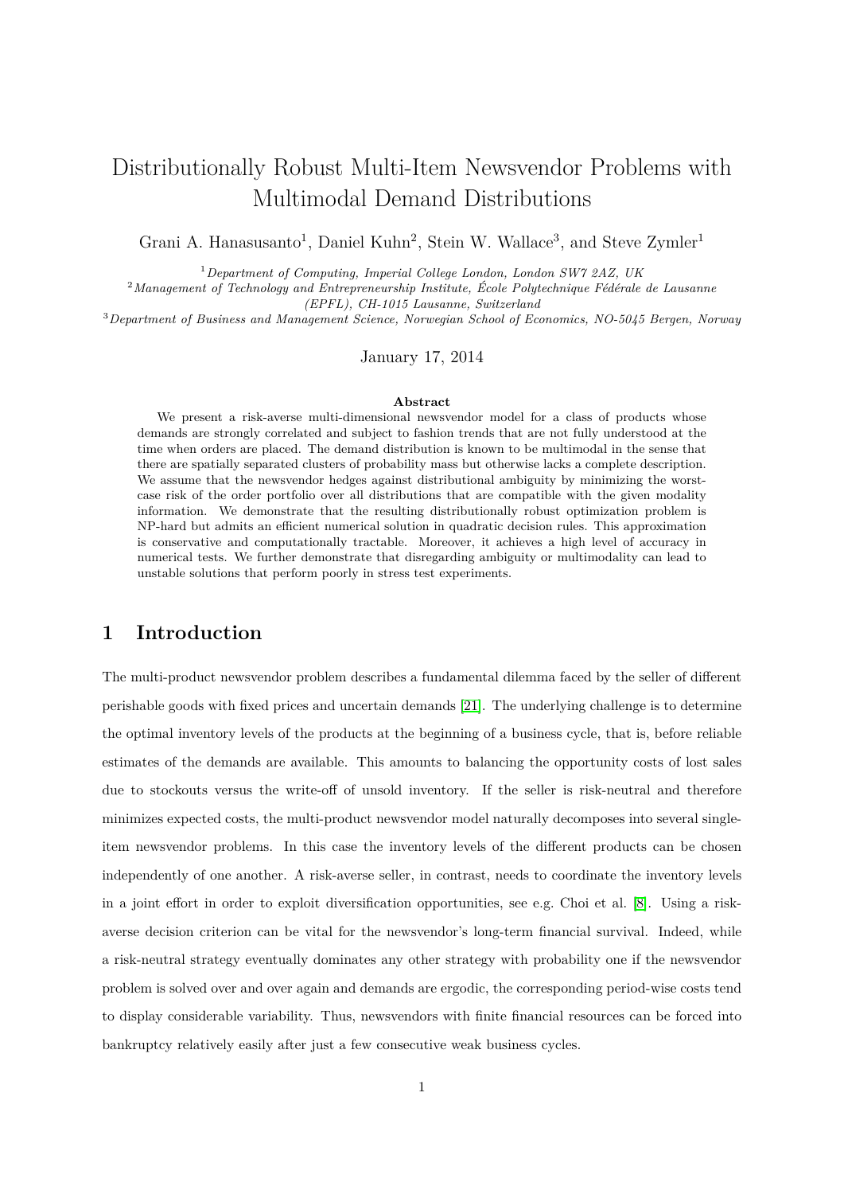# Distributionally Robust Multi-Item Newsvendor Problems with Multimodal Demand Distributions

Grani A. Hanasusanto[1], Daniel Kuhn[2], Stein W. Wallace[3], and Steve Zymler[1]

[1] *Department of Computing, Imperial College London, London SW7 2AZ, UK*
[2] *Management of Technology and Entrepreneurship Institute, École Polytechnique Fédérale de Lausanne (EPFL), CH-1015 Lausanne, Switzerland*
[3] *Department of Business and Management Science, Norwegian School of Economics, NO-5045 Bergen, Norway*

January 17, 2014

**Abstract**

We present a risk-averse multi-dimensional newsvendor model for a class of products whose demands are strongly correlated and subject to fashion trends that are not fully understood at the time when orders are placed. The demand distribution is known to be multimodal in the sense that there are spatially separated clusters of probability mass but otherwise lacks a complete description. We assume that the newsvendor hedges against distributional ambiguity by minimizing the worst-case risk of the order portfolio over all distributions that are compatible with the given modality information. We demonstrate that the resulting distributionally robust optimization problem is NP-hard but admits an efficient numerical solution in quadratic decision rules. This approximation is conservative and computationally tractable. Moreover, it achieves a high level of accuracy in numerical tests. We further demonstrate that disregarding ambiguity or multimodality can lead to unstable solutions that perform poorly in stress test experiments.

## 1 Introduction

The multi-product newsvendor problem describes a fundamental dilemma faced by the seller of different perishable goods with fixed prices and uncertain demands [21]. The underlying challenge is to determine the optimal inventory levels of the products at the beginning of a business cycle, that is, before reliable estimates of the demands are available. This amounts to balancing the opportunity costs of lost sales due to stockouts versus the write-off of unsold inventory. If the seller is risk-neutral and therefore minimizes expected costs, the multi-product newsvendor model naturally decomposes into several single-item newsvendor problems. In this case the inventory levels of the different products can be chosen independently of one another. A risk-averse seller, in contrast, needs to coordinate the inventory levels in a joint effort in order to exploit diversification opportunities, see e.g. Choi et al. [8]. Using a risk-averse decision criterion can be vital for the newsvendor's long-term financial survival. Indeed, while a risk-neutral strategy eventually dominates any other strategy with probability one if the newsvendor problem is solved over and over again and demands are ergodic, the corresponding period-wise costs tend to display considerable variability. Thus, newsvendors with finite financial resources can be forced into bankruptcy relatively easily after just a few consecutive weak business cycles.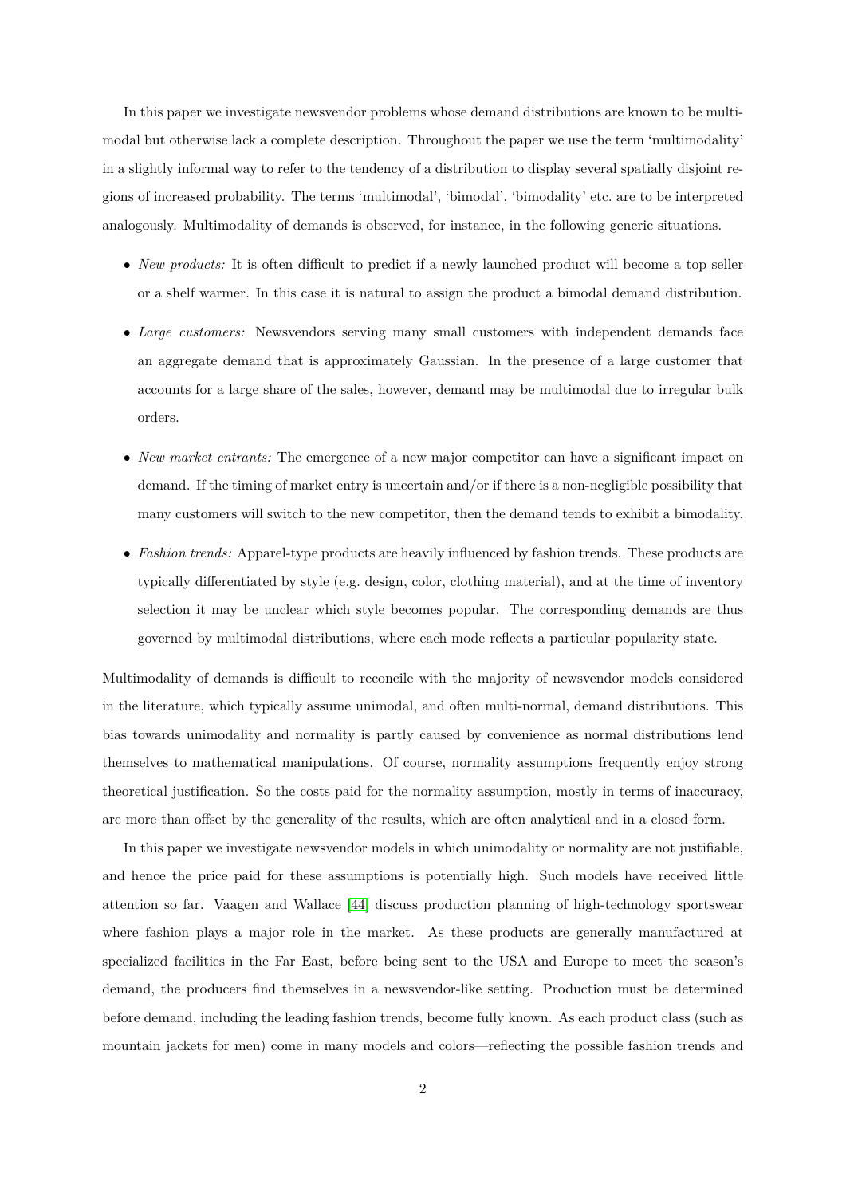In this paper we investigate newsvendor problems whose demand distributions are known to be multimodal but otherwise lack a complete description. Throughout the paper we use the term 'multimodality' in a slightly informal way to refer to the tendency of a distribution to display several spatially disjoint regions of increased probability. The terms 'multimodal', 'bimodal', 'bimodality' etc. are to be interpreted analogously. Multimodality of demands is observed, for instance, in the following generic situations.

- *New products:* It is often difficult to predict if a newly launched product will become a top seller or a shelf warmer. In this case it is natural to assign the product a bimodal demand distribution.
- *Large customers:* Newsvendors serving many small customers with independent demands face an aggregate demand that is approximately Gaussian. In the presence of a large customer that accounts for a large share of the sales, however, demand may be multimodal due to irregular bulk orders.
- *New market entrants:* The emergence of a new major competitor can have a significant impact on demand. If the timing of market entry is uncertain and/or if there is a non-negligible possibility that many customers will switch to the new competitor, then the demand tends to exhibit a bimodality.
- *Fashion trends:* Apparel-type products are heavily influenced by fashion trends. These products are typically differentiated by style (e.g. design, color, clothing material), and at the time of inventory selection it may be unclear which style becomes popular. The corresponding demands are thus governed by multimodal distributions, where each mode reflects a particular popularity state.

Multimodality of demands is difficult to reconcile with the majority of newsvendor models considered in the literature, which typically assume unimodal, and often multi-normal, demand distributions. This bias towards unimodality and normality is partly caused by convenience as normal distributions lend themselves to mathematical manipulations. Of course, normality assumptions frequently enjoy strong theoretical justification. So the costs paid for the normality assumption, mostly in terms of inaccuracy, are more than offset by the generality of the results, which are often analytical and in a closed form.

In this paper we investigate newsvendor models in which unimodality or normality are not justifiable, and hence the price paid for these assumptions is potentially high. Such models have received little attention so far. Vaagen and Wallace [44] discuss production planning of high-technology sportswear where fashion plays a major role in the market. As these products are generally manufactured at specialized facilities in the Far East, before being sent to the USA and Europe to meet the season's demand, the producers find themselves in a newsvendor-like setting. Production must be determined before demand, including the leading fashion trends, become fully known. As each product class (such as mountain jackets for men) come in many models and colors—reflecting the possible fashion trends and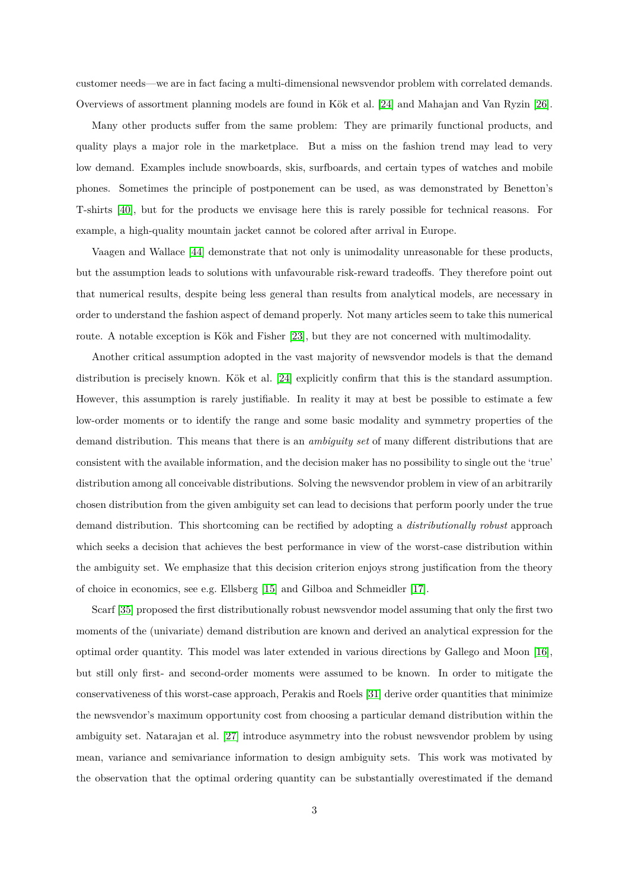customer needs—we are in fact facing a multi-dimensional newsvendor problem with correlated demands. Overviews of assortment planning models are found in Kök et al. [24] and Mahajan and Van Ryzin [26].

Many other products suffer from the same problem: They are primarily functional products, and quality plays a major role in the marketplace. But a miss on the fashion trend may lead to very low demand. Examples include snowboards, skis, surfboards, and certain types of watches and mobile phones. Sometimes the principle of postponement can be used, as was demonstrated by Benetton's T-shirts [40], but for the products we envisage here this is rarely possible for technical reasons. For example, a high-quality mountain jacket cannot be colored after arrival in Europe.

Vaagen and Wallace [44] demonstrate that not only is unimodality unreasonable for these products, but the assumption leads to solutions with unfavourable risk-reward tradeoffs. They therefore point out that numerical results, despite being less general than results from analytical models, are necessary in order to understand the fashion aspect of demand properly. Not many articles seem to take this numerical route. A notable exception is Kök and Fisher [23], but they are not concerned with multimodality.

Another critical assumption adopted in the vast majority of newsvendor models is that the demand distribution is precisely known. Kök et al. [24] explicitly confirm that this is the standard assumption. However, this assumption is rarely justifiable. In reality it may at best be possible to estimate a few low-order moments or to identify the range and some basic modality and symmetry properties of the demand distribution. This means that there is an *ambiguity set* of many different distributions that are consistent with the available information, and the decision maker has no possibility to single out the 'true' distribution among all conceivable distributions. Solving the newsvendor problem in view of an arbitrarily chosen distribution from the given ambiguity set can lead to decisions that perform poorly under the true demand distribution. This shortcoming can be rectified by adopting a *distributionally robust* approach which seeks a decision that achieves the best performance in view of the worst-case distribution within the ambiguity set. We emphasize that this decision criterion enjoys strong justification from the theory of choice in economics, see e.g. Ellsberg [15] and Gilboa and Schmeidler [17].

Scarf [35] proposed the first distributionally robust newsvendor model assuming that only the first two moments of the (univariate) demand distribution are known and derived an analytical expression for the optimal order quantity. This model was later extended in various directions by Gallego and Moon [16], but still only first- and second-order moments were assumed to be known. In order to mitigate the conservativeness of this worst-case approach, Perakis and Roels [31] derive order quantities that minimize the newsvendor's maximum opportunity cost from choosing a particular demand distribution within the ambiguity set. Natarajan et al. [27] introduce asymmetry into the robust newsvendor problem by using mean, variance and semivariance information to design ambiguity sets. This work was motivated by the observation that the optimal ordering quantity can be substantially overestimated if the demand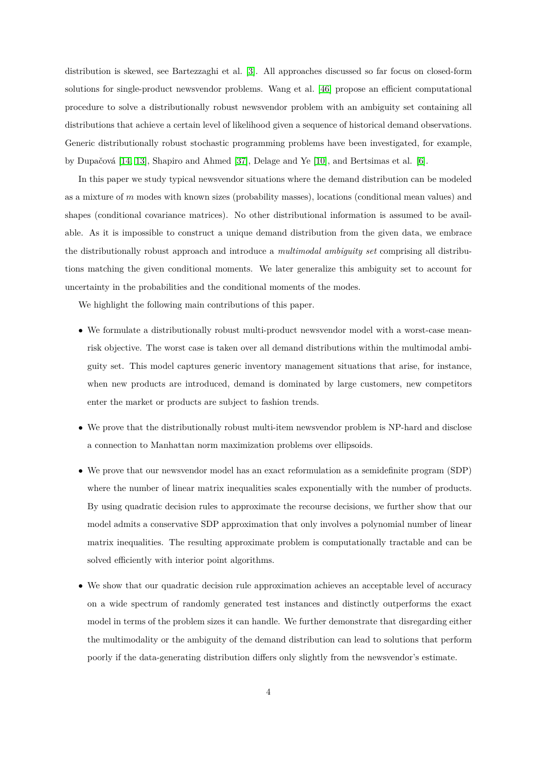distribution is skewed, see Bartezzaghi et al. [3]. All approaches discussed so far focus on closed-form solutions for single-product newsvendor problems. Wang et al. [46] propose an efficient computational procedure to solve a distributionally robust newsvendor problem with an ambiguity set containing all distributions that achieve a certain level of likelihood given a sequence of historical demand observations. Generic distributionally robust stochastic programming problems have been investigated, for example, by Dupačová [14, 13], Shapiro and Ahmed [37], Delage and Ye [10], and Bertsimas et al. [6].

In this paper we study typical newsvendor situations where the demand distribution can be modeled as a mixture of $m$ modes with known sizes (probability masses), locations (conditional mean values) and shapes (conditional covariance matrices). No other distributional information is assumed to be available. As it is impossible to construct a unique demand distribution from the given data, we embrace the distributionally robust approach and introduce a *multimodal ambiguity set* comprising all distributions matching the given conditional moments. We later generalize this ambiguity set to account for uncertainty in the probabilities and the conditional moments of the modes.

We highlight the following main contributions of this paper.

- We formulate a distributionally robust multi-product newsvendor model with a worst-case mean-risk objective. The worst case is taken over all demand distributions within the multimodal ambiguity set. This model captures generic inventory management situations that arise, for instance, when new products are introduced, demand is dominated by large customers, new competitors enter the market or products are subject to fashion trends.
- We prove that the distributionally robust multi-item newsvendor problem is NP-hard and disclose a connection to Manhattan norm maximization problems over ellipsoids.
- We prove that our newsvendor model has an exact reformulation as a semidefinite program (SDP) where the number of linear matrix inequalities scales exponentially with the number of products. By using quadratic decision rules to approximate the recourse decisions, we further show that our model admits a conservative SDP approximation that only involves a polynomial number of linear matrix inequalities. The resulting approximate problem is computationally tractable and can be solved efficiently with interior point algorithms.
- We show that our quadratic decision rule approximation achieves an acceptable level of accuracy on a wide spectrum of randomly generated test instances and distinctly outperforms the exact model in terms of the problem sizes it can handle. We further demonstrate that disregarding either the multimodality or the ambiguity of the demand distribution can lead to solutions that perform poorly if the data-generating distribution differs only slightly from the newsvendor's estimate.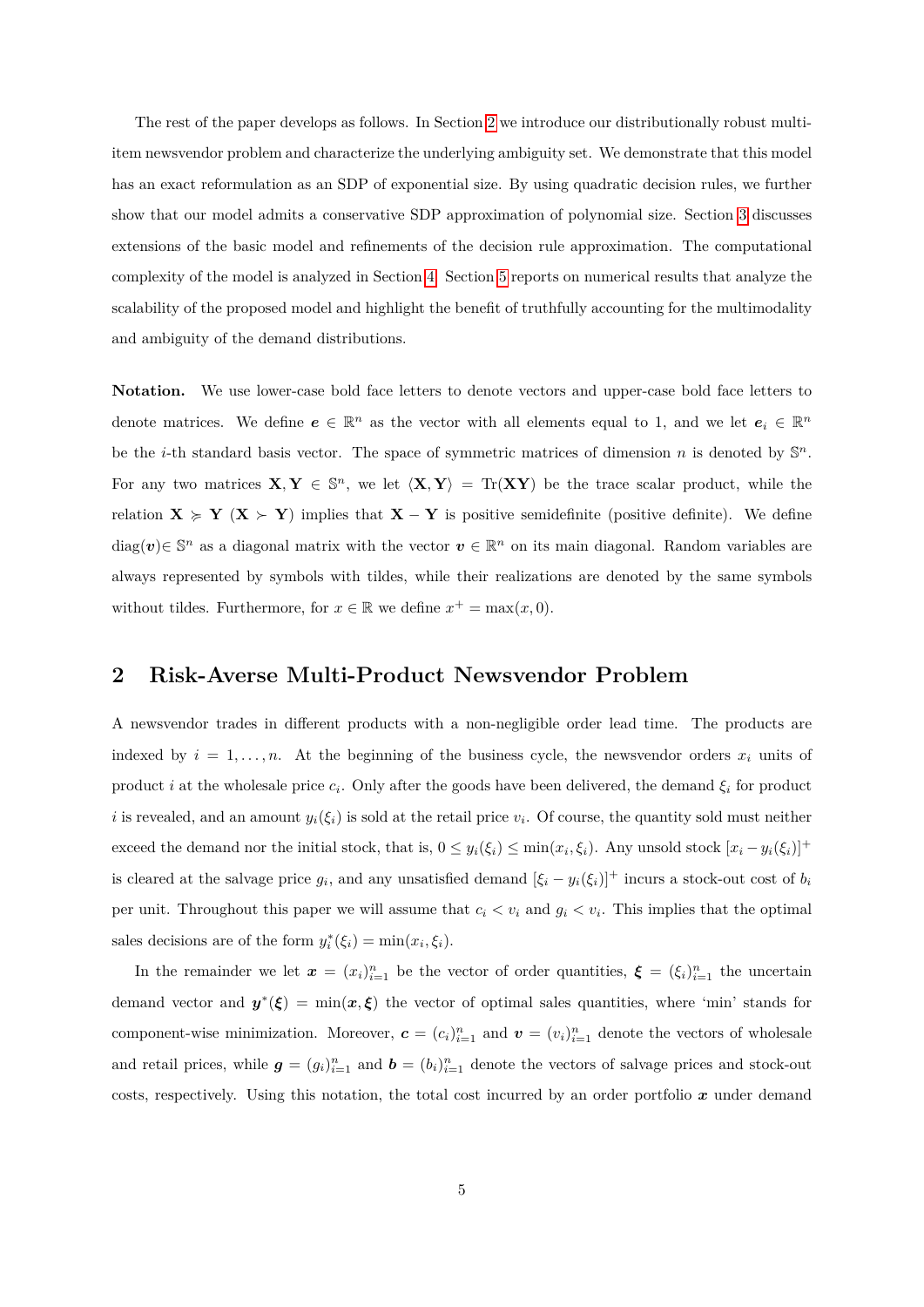The rest of the paper develops as follows. In Section 2 we introduce our distributionally robust multi-item newsvendor problem and characterize the underlying ambiguity set. We demonstrate that this model has an exact reformulation as an SDP of exponential size. By using quadratic decision rules, we further show that our model admits a conservative SDP approximation of polynomial size. Section 3 discusses extensions of the basic model and refinements of the decision rule approximation. The computational complexity of the model is analyzed in Section 4. Section 5 reports on numerical results that analyze the scalability of the proposed model and highlight the benefit of truthfully accounting for the multimodality and ambiguity of the demand distributions.

**Notation.** We use lower-case bold face letters to denote vectors and upper-case bold face letters to denote matrices. We define $\boldsymbol{e} \in \mathbb{R}^n$ as the vector with all elements equal to 1, and we let $\boldsymbol{e}_i \in \mathbb{R}^n$ be the $i$-th standard basis vector. The space of symmetric matrices of dimension $n$ is denoted by $\mathbb{S}^n$. For any two matrices $\mathbf{X}, \mathbf{Y} \in \mathbb{S}^n$, we let $\langle \mathbf{X}, \mathbf{Y} \rangle = \text{Tr}(\mathbf{XY})$ be the trace scalar product, while the relation $\mathbf{X} \succcurlyeq \mathbf{Y}$ ($\mathbf{X} \succ \mathbf{Y}$) implies that $\mathbf{X} - \mathbf{Y}$ is positive semidefinite (positive definite). We define $\text{diag}(\boldsymbol{v}) \in \mathbb{S}^n$ as a diagonal matrix with the vector $\boldsymbol{v} \in \mathbb{R}^n$ on its main diagonal. Random variables are always represented by symbols with tildes, while their realizations are denoted by the same symbols without tildes. Furthermore, for $x \in \mathbb{R}$ we define $x^+ = \max(x, 0)$.

## 2 Risk-Averse Multi-Product Newsvendor Problem

A newsvendor trades in different products with a non-negligible order lead time. The products are indexed by $i = 1, \ldots, n$. At the beginning of the business cycle, the newsvendor orders $x_i$ units of product $i$ at the wholesale price $c_i$. Only after the goods have been delivered, the demand $\xi_i$ for product $i$ is revealed, and an amount $y_i(\xi_i)$ is sold at the retail price $v_i$. Of course, the quantity sold must neither exceed the demand nor the initial stock, that is, $0 \leq y_i(\xi_i) \leq \min(x_i, \xi_i)$. Any unsold stock $[x_i - y_i(\xi_i)]^+$ is cleared at the salvage price $g_i$, and any unsatisfied demand $[\xi_i - y_i(\xi_i)]^+$ incurs a stock-out cost of $b_i$ per unit. Throughout this paper we will assume that $c_i < v_i$ and $g_i < v_i$. This implies that the optimal sales decisions are of the form $y_i^*(\xi_i) = \min(x_i, \xi_i)$.

In the remainder we let $\boldsymbol{x} = (x_i)_{i=1}^n$ be the vector of order quantities, $\boldsymbol{\xi} = (\xi_i)_{i=1}^n$ the uncertain demand vector and $\boldsymbol{y}^*(\boldsymbol{\xi}) = \min(\boldsymbol{x}, \boldsymbol{\xi})$ the vector of optimal sales quantities, where 'min' stands for component-wise minimization. Moreover, $\boldsymbol{c} = (c_i)_{i=1}^n$ and $\boldsymbol{v} = (v_i)_{i=1}^n$ denote the vectors of wholesale and retail prices, while $\boldsymbol{g} = (g_i)_{i=1}^n$ and $\boldsymbol{b} = (b_i)_{i=1}^n$ denote the vectors of salvage prices and stock-out costs, respectively. Using this notation, the total cost incurred by an order portfolio $\boldsymbol{x}$ under demand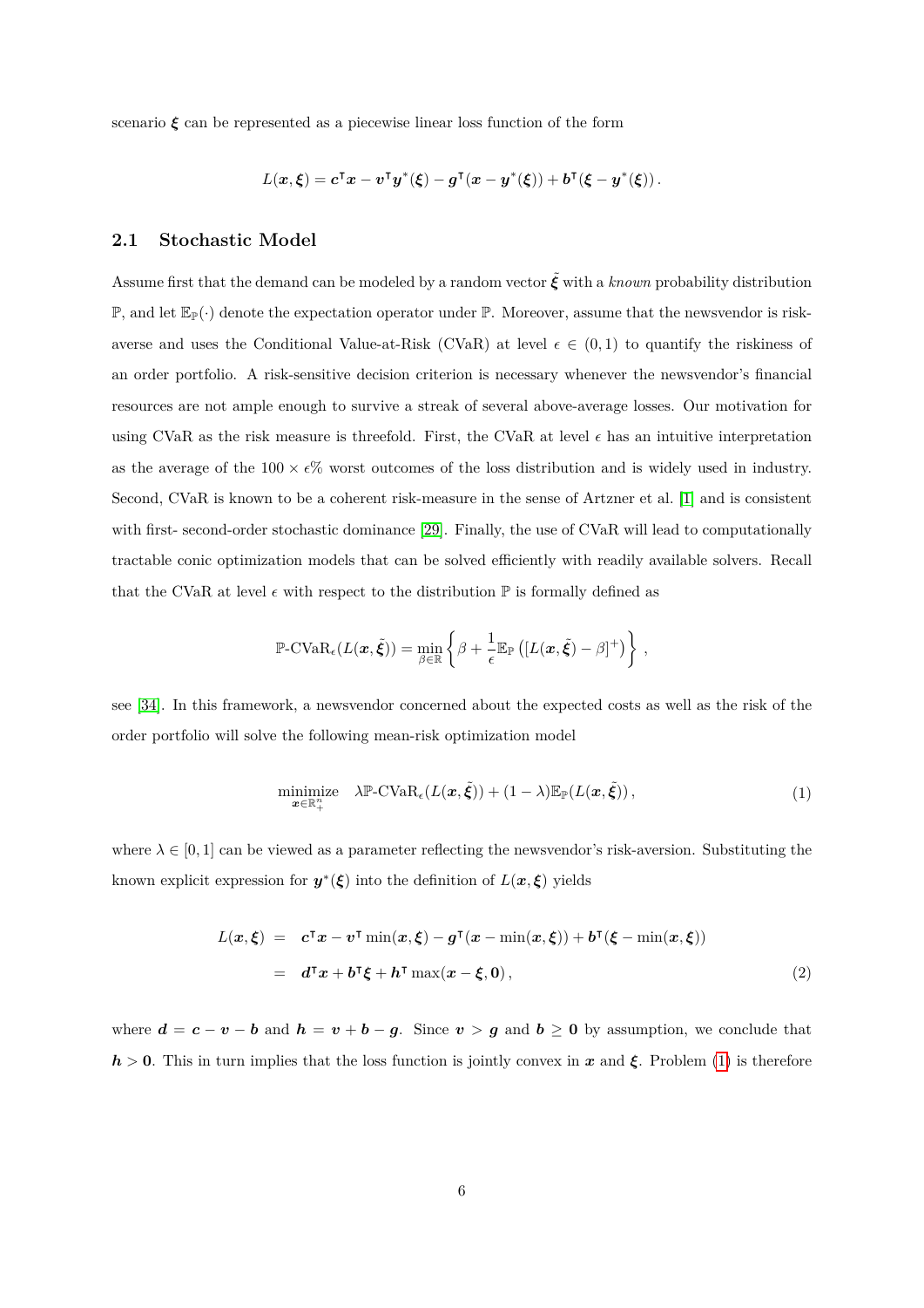scenario $\boldsymbol{\xi}$ can be represented as a piecewise linear loss function of the form

$$L(\boldsymbol{x},\boldsymbol{\xi}) = \boldsymbol{c}^\intercal \boldsymbol{x} - \boldsymbol{v}^\intercal \boldsymbol{y}^*(\boldsymbol{\xi}) - \boldsymbol{g}^\intercal(\boldsymbol{x} - \boldsymbol{y}^*(\boldsymbol{\xi})) + \boldsymbol{b}^\intercal(\boldsymbol{\xi} - \boldsymbol{y}^*(\boldsymbol{\xi}))\,.$$

## 2.1 Stochastic Model

Assume first that the demand can be modeled by a random vector $\tilde{\boldsymbol{\xi}}$ with a *known* probability distribution $\mathbb{P}$, and let $\mathbb{E}_{\mathbb{P}}(\cdot)$ denote the expectation operator under $\mathbb{P}$. Moreover, assume that the newsvendor is risk-averse and uses the Conditional Value-at-Risk (CVaR) at level $\epsilon \in (0,1)$ to quantify the riskiness of an order portfolio. A risk-sensitive decision criterion is necessary whenever the newsvendor's financial resources are not ample enough to survive a streak of several above-average losses. Our motivation for using CVaR as the risk measure is threefold. First, the CVaR at level $\epsilon$ has an intuitive interpretation as the average of the $100 \times \epsilon\%$ worst outcomes of the loss distribution and is widely used in industry. Second, CVaR is known to be a coherent risk-measure in the sense of Artzner et al. [1] and is consistent with first- second-order stochastic dominance [29]. Finally, the use of CVaR will lead to computationally tractable conic optimization models that can be solved efficiently with readily available solvers. Recall that the CVaR at level $\epsilon$ with respect to the distribution $\mathbb{P}$ is formally defined as

$$\mathbb{P}\text{-CVaR}_\epsilon(L(\boldsymbol{x},\tilde{\boldsymbol{\xi}})) = \min_{\beta \in \mathbb{R}} \left\{ \beta + \frac{1}{\epsilon}\mathbb{E}_{\mathbb{P}}\left([L(\boldsymbol{x},\tilde{\boldsymbol{\xi}}) - \beta]^+\right) \right\}\,,$$

see [34]. In this framework, a newsvendor concerned about the expected costs as well as the risk of the order portfolio will solve the following mean-risk optimization model

$$\underset{\boldsymbol{x}\in\mathbb{R}^n_+}{\text{minimize}} \quad \lambda \mathbb{P}\text{-CVaR}_\epsilon(L(\boldsymbol{x},\tilde{\boldsymbol{\xi}})) + (1-\lambda)\mathbb{E}_{\mathbb{P}}(L(\boldsymbol{x},\tilde{\boldsymbol{\xi}}))\,, \tag{1}$$

where $\lambda \in [0,1]$ can be viewed as a parameter reflecting the newsvendor's risk-aversion. Substituting the known explicit expression for $\boldsymbol{y}^*(\boldsymbol{\xi})$ into the definition of $L(\boldsymbol{x},\boldsymbol{\xi})$ yields

$$\begin{aligned} L(\boldsymbol{x},\boldsymbol{\xi}) &= \boldsymbol{c}^\intercal \boldsymbol{x} - \boldsymbol{v}^\intercal \min(\boldsymbol{x},\boldsymbol{\xi}) - \boldsymbol{g}^\intercal(\boldsymbol{x} - \min(\boldsymbol{x},\boldsymbol{\xi})) + \boldsymbol{b}^\intercal(\boldsymbol{\xi} - \min(\boldsymbol{x},\boldsymbol{\xi})) \\ &= \boldsymbol{d}^\intercal \boldsymbol{x} + \boldsymbol{b}^\intercal \boldsymbol{\xi} + \boldsymbol{h}^\intercal \max(\boldsymbol{x} - \boldsymbol{\xi}, \boldsymbol{0})\,, \end{aligned} \tag{2}$$

where $\boldsymbol{d} = \boldsymbol{c} - \boldsymbol{v} - \boldsymbol{b}$ and $\boldsymbol{h} = \boldsymbol{v} + \boldsymbol{b} - \boldsymbol{g}$. Since $\boldsymbol{v} > \boldsymbol{g}$ and $\boldsymbol{b} \geq \boldsymbol{0}$ by assumption, we conclude that $\boldsymbol{h} > \boldsymbol{0}$. This in turn implies that the loss function is jointly convex in $\boldsymbol{x}$ and $\boldsymbol{\xi}$. Problem (1) is therefore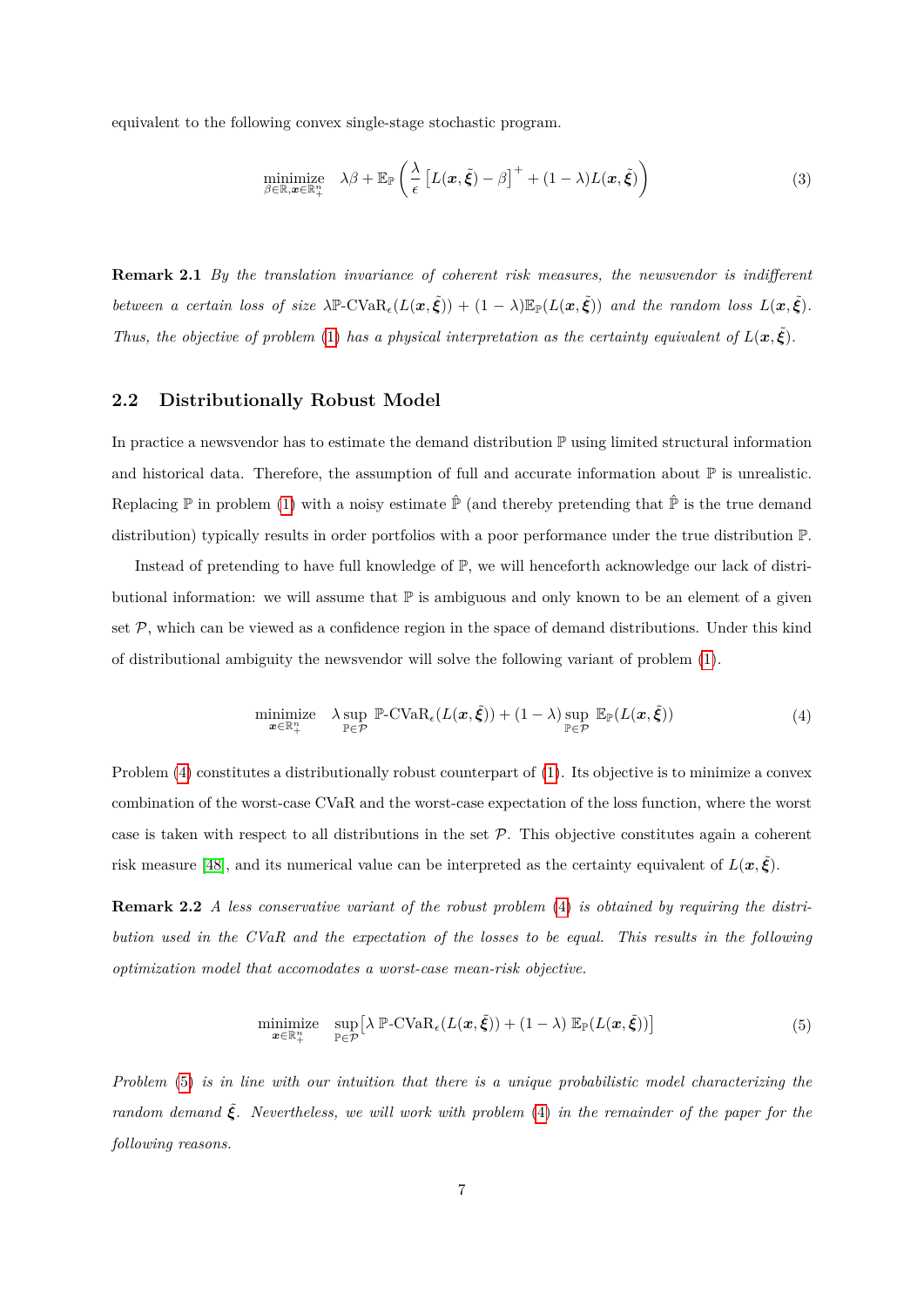equivalent to the following convex single-stage stochastic program.

$$\underset{\beta \in \mathbb{R}, \boldsymbol{x} \in \mathbb{R}^n_+}{\text{minimize}} \quad \lambda \beta + \mathbb{E}_{\mathbb{P}} \left( \frac{\lambda}{\epsilon} \left[ L(\boldsymbol{x}, \tilde{\boldsymbol{\xi}}) - \beta \right]^+ + (1 - \lambda) L(\boldsymbol{x}, \tilde{\boldsymbol{\xi}}) \right) \tag{3}$$

**Remark 2.1** *By the translation invariance of coherent risk measures, the newsvendor is indifferent between a certain loss of size $\lambda \mathbb{P}\text{-CVaR}_\epsilon(L(\boldsymbol{x}, \tilde{\boldsymbol{\xi}})) + (1 - \lambda)\mathbb{E}_{\mathbb{P}}(L(\boldsymbol{x}, \tilde{\boldsymbol{\xi}}))$ and the random loss $L(\boldsymbol{x}, \tilde{\boldsymbol{\xi}})$. Thus, the objective of problem (1) has a physical interpretation as the certainty equivalent of $L(\boldsymbol{x}, \tilde{\boldsymbol{\xi}})$.*

## 2.2 Distributionally Robust Model

In practice a newsvendor has to estimate the demand distribution $\mathbb{P}$ using limited structural information and historical data. Therefore, the assumption of full and accurate information about $\mathbb{P}$ is unrealistic. Replacing $\mathbb{P}$ in problem (1) with a noisy estimate $\hat{\mathbb{P}}$ (and thereby pretending that $\hat{\mathbb{P}}$ is the true demand distribution) typically results in order portfolios with a poor performance under the true distribution $\mathbb{P}$.

Instead of pretending to have full knowledge of $\mathbb{P}$, we will henceforth acknowledge our lack of distributional information: we will assume that $\mathbb{P}$ is ambiguous and only known to be an element of a given set $\mathcal{P}$, which can be viewed as a confidence region in the space of demand distributions. Under this kind of distributional ambiguity the newsvendor will solve the following variant of problem (1).

$$\underset{\boldsymbol{x} \in \mathbb{R}^n_+}{\text{minimize}} \quad \lambda \sup_{\mathbb{P} \in \mathcal{P}} \mathbb{P}\text{-CVaR}_\epsilon(L(\boldsymbol{x}, \tilde{\boldsymbol{\xi}})) + (1 - \lambda) \sup_{\mathbb{P} \in \mathcal{P}} \mathbb{E}_{\mathbb{P}}(L(\boldsymbol{x}, \tilde{\boldsymbol{\xi}})) \tag{4}$$

Problem (4) constitutes a distributionally robust counterpart of (1). Its objective is to minimize a convex combination of the worst-case CVaR and the worst-case expectation of the loss function, where the worst case is taken with respect to all distributions in the set $\mathcal{P}$. This objective constitutes again a coherent risk measure [48], and its numerical value can be interpreted as the certainty equivalent of $L(\boldsymbol{x}, \tilde{\boldsymbol{\xi}})$.

**Remark 2.2** *A less conservative variant of the robust problem (4) is obtained by requiring the distribution used in the CVaR and the expectation of the losses to be equal. This results in the following optimization model that accomodates a worst-case mean-risk objective.*

$$\underset{\boldsymbol{x} \in \mathbb{R}^n_+}{\text{minimize}} \quad \sup_{\mathbb{P} \in \mathcal{P}} \left[ \lambda \, \mathbb{P}\text{-CVaR}_\epsilon(L(\boldsymbol{x}, \tilde{\boldsymbol{\xi}})) + (1 - \lambda) \, \mathbb{E}_{\mathbb{P}}(L(\boldsymbol{x}, \tilde{\boldsymbol{\xi}})) \right] \tag{5}$$

*Problem (5) is in line with our intuition that there is a unique probabilistic model characterizing the random demand $\tilde{\boldsymbol{\xi}}$. Nevertheless, we will work with problem (4) in the remainder of the paper for the following reasons.*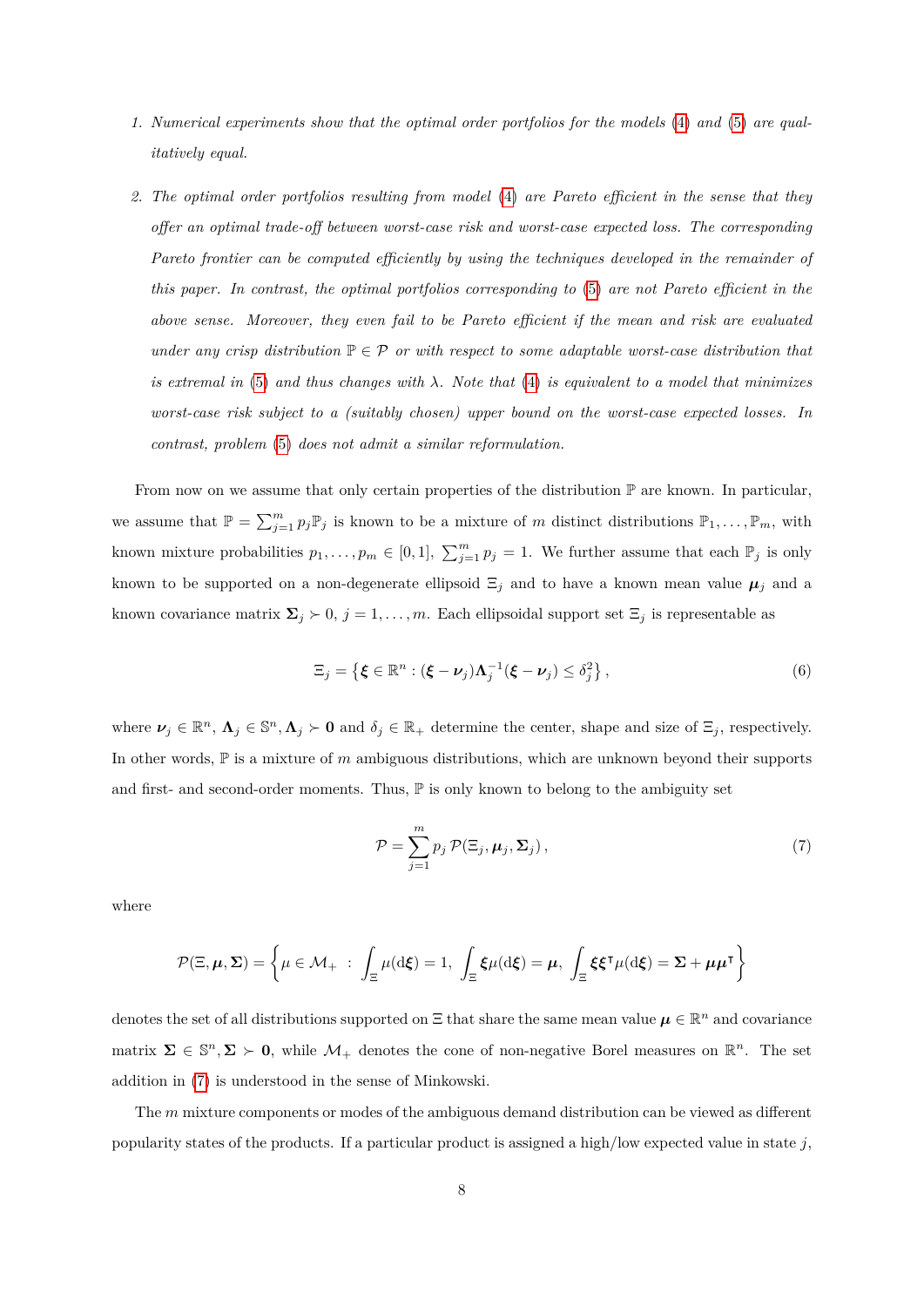1. *Numerical experiments show that the optimal order portfolios for the models (4) and (5) are qualitatively equal.*

2. *The optimal order portfolios resulting from model (4) are Pareto efficient in the sense that they offer an optimal trade-off between worst-case risk and worst-case expected loss. The corresponding Pareto frontier can be computed efficiently by using the techniques developed in the remainder of this paper. In contrast, the optimal portfolios corresponding to (5) are not Pareto efficient in the above sense. Moreover, they even fail to be Pareto efficient if the mean and risk are evaluated under any crisp distribution $\mathbb{P} \in \mathcal{P}$ or with respect to some adaptable worst-case distribution that is extremal in (5) and thus changes with $\lambda$. Note that (4) is equivalent to a model that minimizes worst-case risk subject to a (suitably chosen) upper bound on the worst-case expected losses. In contrast, problem (5) does not admit a similar reformulation.*

From now on we assume that only certain properties of the distribution $\mathbb{P}$ are known. In particular, we assume that $\mathbb{P} = \sum_{j=1}^{m} p_j \mathbb{P}_j$ is known to be a mixture of $m$ distinct distributions $\mathbb{P}_1, \ldots, \mathbb{P}_m$, with known mixture probabilities $p_1, \ldots, p_m \in [0, 1]$, $\sum_{j=1}^{m} p_j = 1$. We further assume that each $\mathbb{P}_j$ is only known to be supported on a non-degenerate ellipsoid $\Xi_j$ and to have a known mean value $\boldsymbol{\mu}_j$ and a known covariance matrix $\boldsymbol{\Sigma}_j \succ 0$, $j = 1, \ldots, m$. Each ellipsoidal support set $\Xi_j$ is representable as

$$\Xi_j = \left\{ \boldsymbol{\xi} \in \mathbb{R}^n : (\boldsymbol{\xi} - \boldsymbol{\nu}_j) \boldsymbol{\Lambda}_j^{-1} (\boldsymbol{\xi} - \boldsymbol{\nu}_j) \leq \delta_j^2 \right\}, \tag{6}$$

where $\boldsymbol{\nu}_j \in \mathbb{R}^n$, $\boldsymbol{\Lambda}_j \in \mathbb{S}^n, \boldsymbol{\Lambda}_j \succ \mathbf{0}$ and $\delta_j \in \mathbb{R}_+$ determine the center, shape and size of $\Xi_j$, respectively. In other words, $\mathbb{P}$ is a mixture of $m$ ambiguous distributions, which are unknown beyond their supports and first- and second-order moments. Thus, $\mathbb{P}$ is only known to belong to the ambiguity set

$$\mathcal{P} = \sum_{j=1}^{m} p_j \, \mathcal{P}(\Xi_j, \boldsymbol{\mu}_j, \boldsymbol{\Sigma}_j), \tag{7}$$

where

$$\mathcal{P}(\Xi, \boldsymbol{\mu}, \boldsymbol{\Sigma}) = \left\{ \mu \in \mathcal{M}_+ \ : \ \int_{\Xi} \mu(\mathrm{d}\boldsymbol{\xi}) = 1, \ \int_{\Xi} \boldsymbol{\xi} \mu(\mathrm{d}\boldsymbol{\xi}) = \boldsymbol{\mu}, \ \int_{\Xi} \boldsymbol{\xi}\boldsymbol{\xi}^\intercal \mu(\mathrm{d}\boldsymbol{\xi}) = \boldsymbol{\Sigma} + \boldsymbol{\mu}\boldsymbol{\mu}^\intercal \right\}$$

denotes the set of all distributions supported on $\Xi$ that share the same mean value $\boldsymbol{\mu} \in \mathbb{R}^n$ and covariance matrix $\boldsymbol{\Sigma} \in \mathbb{S}^n, \boldsymbol{\Sigma} \succ \mathbf{0}$, while $\mathcal{M}_+$ denotes the cone of non-negative Borel measures on $\mathbb{R}^n$. The set addition in (7) is understood in the sense of Minkowski.

The $m$ mixture components or modes of the ambiguous demand distribution can be viewed as different popularity states of the products. If a particular product is assigned a high/low expected value in state $j$,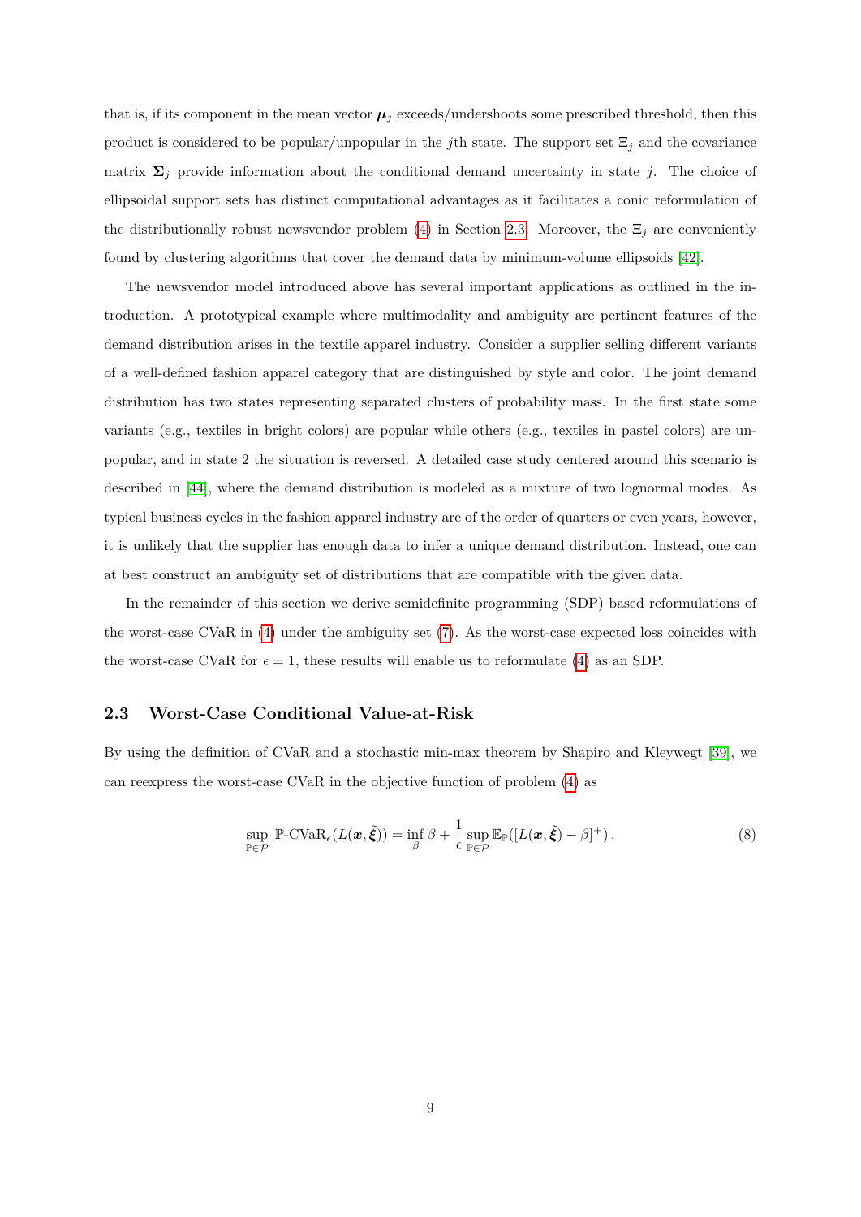that is, if its component in the mean vector $\boldsymbol{\mu}_j$ exceeds/undershoots some prescribed threshold, then this product is considered to be popular/unpopular in the $j$th state. The support set $\Xi_j$ and the covariance matrix $\boldsymbol{\Sigma}_j$ provide information about the conditional demand uncertainty in state $j$. The choice of ellipsoidal support sets has distinct computational advantages as it facilitates a conic reformulation of the distributionally robust newsvendor problem (4) in Section 2.3. Moreover, the $\Xi_j$ are conveniently found by clustering algorithms that cover the demand data by minimum-volume ellipsoids [42].

The newsvendor model introduced above has several important applications as outlined in the introduction. A prototypical example where multimodality and ambiguity are pertinent features of the demand distribution arises in the textile apparel industry. Consider a supplier selling different variants of a well-defined fashion apparel category that are distinguished by style and color. The joint demand distribution has two states representing separated clusters of probability mass. In the first state some variants (e.g., textiles in bright colors) are popular while others (e.g., textiles in pastel colors) are unpopular, and in state 2 the situation is reversed. A detailed case study centered around this scenario is described in [44], where the demand distribution is modeled as a mixture of two lognormal modes. As typical business cycles in the fashion apparel industry are of the order of quarters or even years, however, it is unlikely that the supplier has enough data to infer a unique demand distribution. Instead, one can at best construct an ambiguity set of distributions that are compatible with the given data.

In the remainder of this section we derive semidefinite programming (SDP) based reformulations of the worst-case CVaR in (4) under the ambiguity set (7). As the worst-case expected loss coincides with the worst-case CVaR for $\epsilon = 1$, these results will enable us to reformulate (4) as an SDP.

## 2.3 Worst-Case Conditional Value-at-Risk

By using the definition of CVaR and a stochastic min-max theorem by Shapiro and Kleywegt [39], we can reexpress the worst-case CVaR in the objective function of problem (4) as

$$\sup_{\mathbb{P}\in\mathcal{P}} \mathbb{P}\text{-CVaR}_\epsilon(L(\boldsymbol{x},\tilde{\boldsymbol{\xi}})) = \inf_{\beta} \beta + \frac{1}{\epsilon} \sup_{\mathbb{P}\in\mathcal{P}} \mathbb{E}_{\mathbb{P}}([L(\boldsymbol{x},\tilde{\boldsymbol{\xi}}) - \beta]^+)\,. \tag{8}$$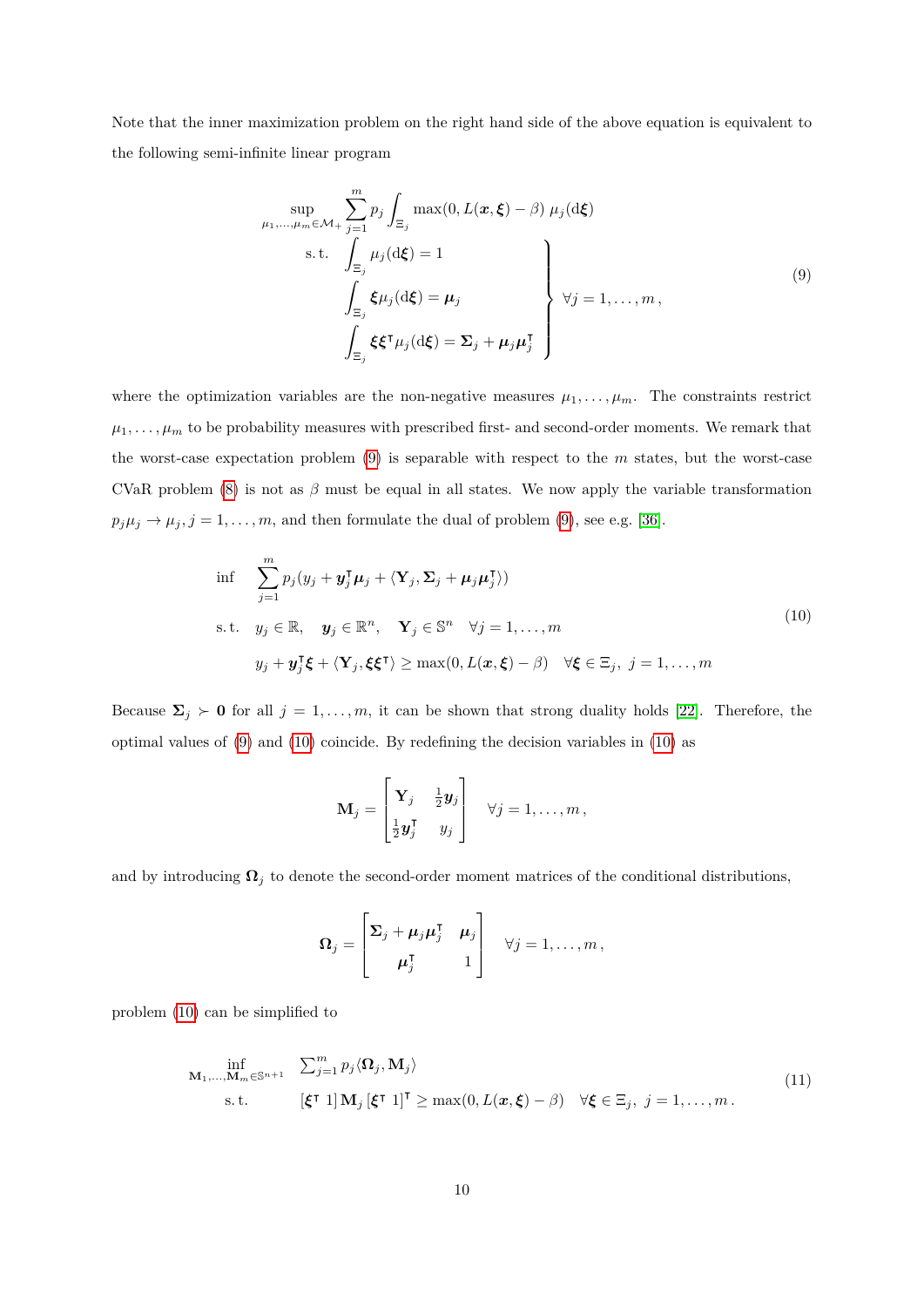Note that the inner maximization problem on the right hand side of the above equation is equivalent to the following semi-infinite linear program

$$
\begin{array}{ll}
\sup\limits_{\mu_1,\ldots,\mu_m \in \mathcal{M}_+} & \displaystyle\sum_{j=1}^m p_j \int_{\Xi_j} \max(0, L(\boldsymbol{x},\boldsymbol{\xi}) - \beta)\, \mu_j(\mathrm{d}\boldsymbol{\xi}) \\
\text{s.t.} & \left.\begin{array}{l}
\displaystyle\int_{\Xi_j} \mu_j(\mathrm{d}\boldsymbol{\xi}) = 1 \\
\displaystyle\int_{\Xi_j} \boldsymbol{\xi}\mu_j(\mathrm{d}\boldsymbol{\xi}) = \boldsymbol{\mu}_j \\
\displaystyle\int_{\Xi_j} \boldsymbol{\xi}\boldsymbol{\xi}^\intercal \mu_j(\mathrm{d}\boldsymbol{\xi}) = \boldsymbol{\Sigma}_j + \boldsymbol{\mu}_j\boldsymbol{\mu}_j^\intercal
\end{array}\right\} \quad \forall j = 1,\ldots,m\,,
\end{array}
\tag{9}
$$

where the optimization variables are the non-negative measures $\mu_1,\ldots,\mu_m$. The constraints restrict $\mu_1,\ldots,\mu_m$ to be probability measures with prescribed first- and second-order moments. We remark that the worst-case expectation problem (9) is separable with respect to the $m$ states, but the worst-case CVaR problem (8) is not as $\beta$ must be equal in all states. We now apply the variable transformation $p_j\mu_j \to \mu_j, j = 1,\ldots,m$, and then formulate the dual of problem (9), see e.g. [36].

$$
\begin{array}{ll}
\inf & \displaystyle\sum_{j=1}^m p_j(y_j + \boldsymbol{y}_j^\intercal\boldsymbol{\mu}_j + \langle \mathbf{Y}_j, \boldsymbol{\Sigma}_j + \boldsymbol{\mu}_j\boldsymbol{\mu}_j^\intercal\rangle) \\
\text{s.t.} & y_j \in \mathbb{R}, \quad \boldsymbol{y}_j \in \mathbb{R}^n, \quad \mathbf{Y}_j \in \mathbb{S}^n \quad \forall j = 1,\ldots,m \\
& y_j + \boldsymbol{y}_j^\intercal\boldsymbol{\xi} + \langle \mathbf{Y}_j, \boldsymbol{\xi}\boldsymbol{\xi}^\intercal\rangle \geq \max(0, L(\boldsymbol{x},\boldsymbol{\xi}) - \beta) \quad \forall \boldsymbol{\xi} \in \Xi_j,\ j = 1,\ldots,m
\end{array}
\tag{10}
$$

Because $\boldsymbol{\Sigma}_j \succ \mathbf{0}$ for all $j = 1,\ldots,m$, it can be shown that strong duality holds [22]. Therefore, the optimal values of (9) and (10) coincide. By redefining the decision variables in (10) as

$$
\mathbf{M}_j = \begin{bmatrix} \mathbf{Y}_j & \frac{1}{2}\boldsymbol{y}_j \\ \frac{1}{2}\boldsymbol{y}_j^\intercal & y_j \end{bmatrix} \quad \forall j = 1,\ldots,m\,,
$$

and by introducing $\boldsymbol{\Omega}_j$ to denote the second-order moment matrices of the conditional distributions,

$$
\boldsymbol{\Omega}_j = \begin{bmatrix} \boldsymbol{\Sigma}_j + \boldsymbol{\mu}_j\boldsymbol{\mu}_j^\intercal & \boldsymbol{\mu}_j \\ \boldsymbol{\mu}_j^\intercal & 1 \end{bmatrix} \quad \forall j = 1,\ldots,m\,,
$$

problem (10) can be simplified to

$$
\begin{array}{ll}
\inf\limits_{\mathbf{M}_1,\ldots,\mathbf{M}_m \in \mathbb{S}^{n+1}} & \sum_{j=1}^m p_j\langle \boldsymbol{\Omega}_j, \mathbf{M}_j\rangle \\
\text{s.t.} & [\boldsymbol{\xi}^\intercal\ 1]\,\mathbf{M}_j\,[\boldsymbol{\xi}^\intercal\ 1]^\intercal \geq \max(0, L(\boldsymbol{x},\boldsymbol{\xi}) - \beta) \quad \forall \boldsymbol{\xi} \in \Xi_j,\ j = 1,\ldots,m\,.
\end{array}
\tag{11}
$$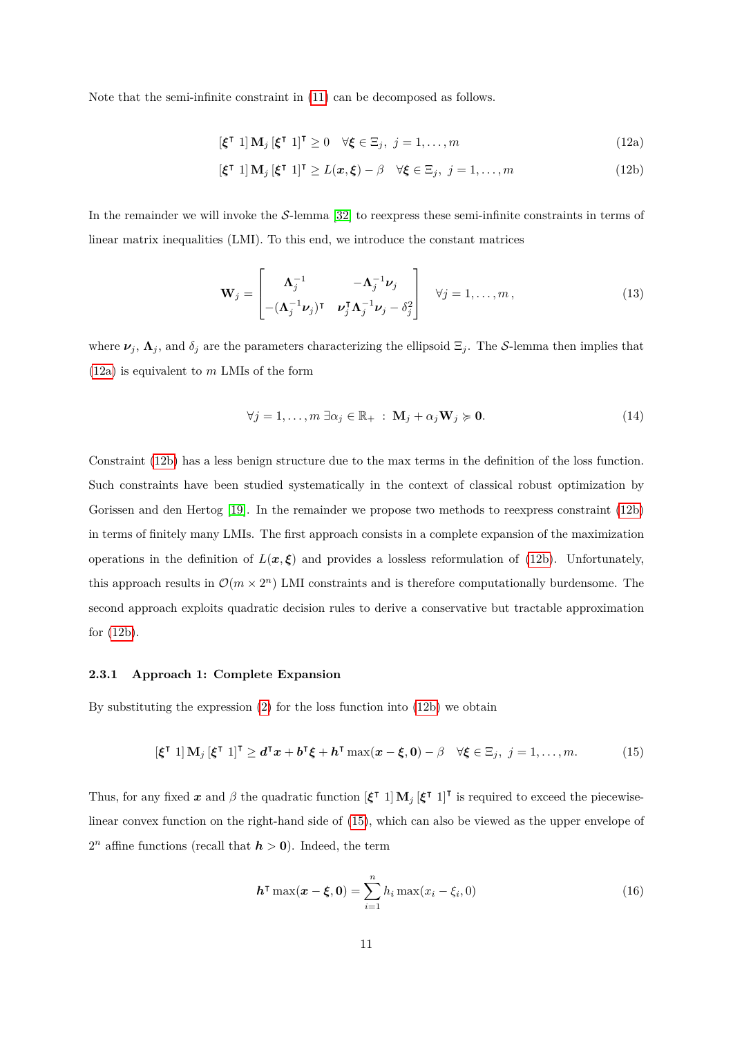Note that the semi-infinite constraint in (11) can be decomposed as follows.

$$[\boldsymbol{\xi}^\intercal \ 1]\, \mathbf{M}_j\, [\boldsymbol{\xi}^\intercal \ 1]^\intercal \geq 0 \quad \forall \boldsymbol{\xi} \in \Xi_j,\ j = 1, \ldots, m \tag{12a}$$

$$[\boldsymbol{\xi}^\intercal \ 1]\, \mathbf{M}_j\, [\boldsymbol{\xi}^\intercal \ 1]^\intercal \geq L(\boldsymbol{x}, \boldsymbol{\xi}) - \beta \quad \forall \boldsymbol{\xi} \in \Xi_j,\ j = 1, \ldots, m \tag{12b}$$

In the remainder we will invoke the $\mathcal{S}$-lemma [32] to reexpress these semi-infinite constraints in terms of linear matrix inequalities (LMI). To this end, we introduce the constant matrices

$$\mathbf{W}_j = \begin{bmatrix} \boldsymbol{\Lambda}_j^{-1} & -\boldsymbol{\Lambda}_j^{-1}\boldsymbol{\nu}_j \\ -(\boldsymbol{\Lambda}_j^{-1}\boldsymbol{\nu}_j)^\intercal & \boldsymbol{\nu}_j^\intercal \boldsymbol{\Lambda}_j^{-1} \boldsymbol{\nu}_j - \delta_j^2 \end{bmatrix} \quad \forall j = 1, \ldots, m, \tag{13}$$

where $\boldsymbol{\nu}_j$, $\boldsymbol{\Lambda}_j$, and $\delta_j$ are the parameters characterizing the ellipsoid $\Xi_j$. The $\mathcal{S}$-lemma then implies that (12a) is equivalent to $m$ LMIs of the form

$$\forall j = 1, \ldots, m\ \exists \alpha_j \in \mathbb{R}_+ \ :\ \mathbf{M}_j + \alpha_j \mathbf{W}_j \succcurlyeq \mathbf{0}. \tag{14}$$

Constraint (12b) has a less benign structure due to the max terms in the definition of the loss function. Such constraints have been studied systematically in the context of classical robust optimization by Gorissen and den Hertog [19]. In the remainder we propose two methods to reexpress constraint (12b) in terms of finitely many LMIs. The first approach consists in a complete expansion of the maximization operations in the definition of $L(\boldsymbol{x}, \boldsymbol{\xi})$ and provides a lossless reformulation of (12b). Unfortunately, this approach results in $\mathcal{O}(m \times 2^n)$ LMI constraints and is therefore computationally burdensome. The second approach exploits quadratic decision rules to derive a conservative but tractable approximation for (12b).

### 2.3.1 Approach 1: Complete Expansion

By substituting the expression (2) for the loss function into (12b) we obtain

$$[\boldsymbol{\xi}^\intercal \ 1]\, \mathbf{M}_j\, [\boldsymbol{\xi}^\intercal \ 1]^\intercal \geq \boldsymbol{d}^\intercal \boldsymbol{x} + \boldsymbol{b}^\intercal \boldsymbol{\xi} + \boldsymbol{h}^\intercal \max(\boldsymbol{x} - \boldsymbol{\xi}, \mathbf{0}) - \beta \quad \forall \boldsymbol{\xi} \in \Xi_j,\ j = 1, \ldots, m. \tag{15}$$

Thus, for any fixed $\boldsymbol{x}$ and $\beta$ the quadratic function $[\boldsymbol{\xi}^\intercal \ 1]\, \mathbf{M}_j\, [\boldsymbol{\xi}^\intercal \ 1]^\intercal$ is required to exceed the piecewise-linear convex function on the right-hand side of (15), which can also be viewed as the upper envelope of $2^n$ affine functions (recall that $\boldsymbol{h} > \mathbf{0}$). Indeed, the term

$$\boldsymbol{h}^\intercal \max(\boldsymbol{x} - \boldsymbol{\xi}, \mathbf{0}) = \sum_{i=1}^{n} h_i \max(x_i - \xi_i, 0) \tag{16}$$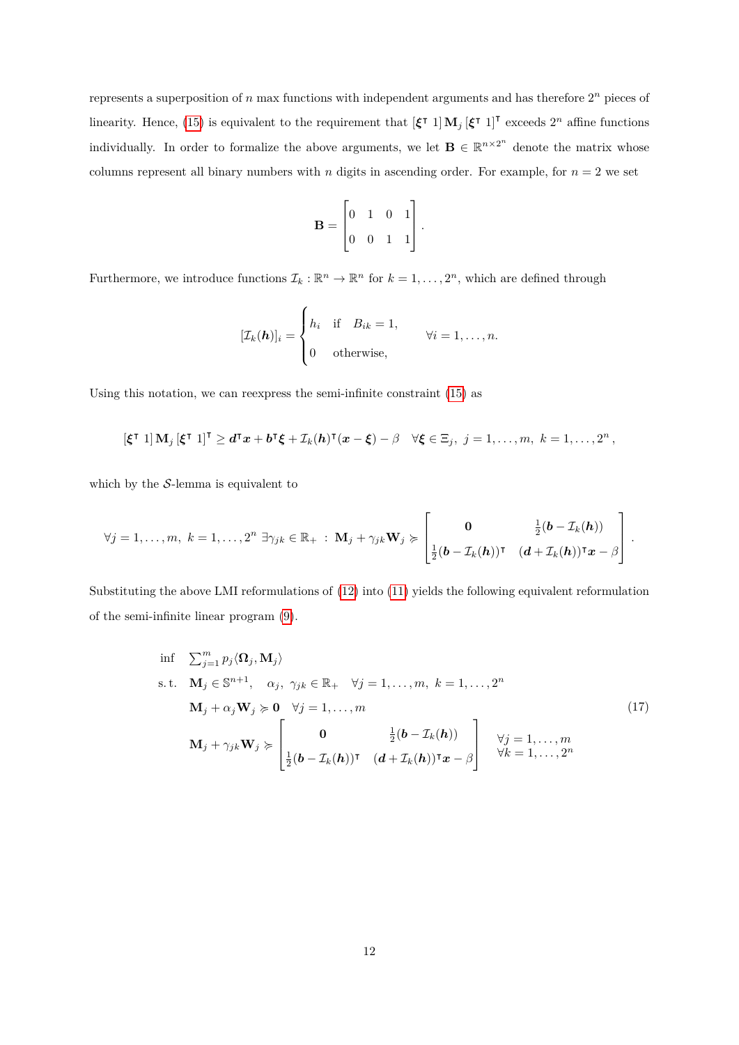represents a superposition of $n$ max functions with independent arguments and has therefore $2^n$ pieces of linearity. Hence, (15) is equivalent to the requirement that $[\boldsymbol{\xi}^\intercal\ 1]\,\mathbf{M}_j\,[\boldsymbol{\xi}^\intercal\ 1]^\intercal$ exceeds $2^n$ affine functions individually. In order to formalize the above arguments, we let $\mathbf{B} \in \mathbb{R}^{n\times 2^n}$ denote the matrix whose columns represent all binary numbers with $n$ digits in ascending order. For example, for $n = 2$ we set

$$
\mathbf{B} = \begin{bmatrix} 0 & 1 & 0 & 1 \\ 0 & 0 & 1 & 1 \end{bmatrix}.
$$

Furthermore, we introduce functions $\mathcal{I}_k : \mathbb{R}^n \to \mathbb{R}^n$ for $k = 1, \ldots, 2^n$, which are defined through

$$
[\mathcal{I}_k(\boldsymbol{h})]_i = \begin{cases} h_i & \text{if} \quad B_{ik} = 1, \\ 0 & \text{otherwise,} \end{cases} \qquad \forall i = 1, \ldots, n.
$$

Using this notation, we can reexpress the semi-infinite constraint (15) as

$$
[\boldsymbol{\xi}^\intercal\ 1]\,\mathbf{M}_j\,[\boldsymbol{\xi}^\intercal\ 1]^\intercal \geq \boldsymbol{d}^\intercal \boldsymbol{x} + \boldsymbol{b}^\intercal \boldsymbol{\xi} + \mathcal{I}_k(\boldsymbol{h})^\intercal(\boldsymbol{x} - \boldsymbol{\xi}) - \beta \quad \forall \boldsymbol{\xi} \in \Xi_j,\ j = 1, \ldots, m,\ k = 1, \ldots, 2^n,
$$

which by the $\mathcal{S}$-lemma is equivalent to

$$
\forall j = 1, \ldots, m,\ k = 1, \ldots, 2^n\ \exists \gamma_{jk} \in \mathbb{R}_+ \ :\ \mathbf{M}_j + \gamma_{jk}\mathbf{W}_j \succcurlyeq \begin{bmatrix} \mathbf{0} & \frac{1}{2}(\boldsymbol{b} - \mathcal{I}_k(\boldsymbol{h})) \\ \frac{1}{2}(\boldsymbol{b} - \mathcal{I}_k(\boldsymbol{h}))^\intercal & (\boldsymbol{d} + \mathcal{I}_k(\boldsymbol{h}))^\intercal \boldsymbol{x} - \beta \end{bmatrix}.
$$

Substituting the above LMI reformulations of (12) into (11) yields the following equivalent reformulation of the semi-infinite linear program (9).

$$
\begin{array}{ll}
\inf & \sum_{j=1}^m p_j \langle \boldsymbol{\Omega}_j, \mathbf{M}_j \rangle \\
\text{s.t.} & \mathbf{M}_j \in \mathbb{S}^{n+1}, \quad \alpha_j,\ \gamma_{jk} \in \mathbb{R}_+ \quad \forall j = 1, \ldots, m,\ k = 1, \ldots, 2^n \\
& \mathbf{M}_j + \alpha_j \mathbf{W}_j \succcurlyeq \mathbf{0} \quad \forall j = 1, \ldots, m \\
& \mathbf{M}_j + \gamma_{jk}\mathbf{W}_j \succcurlyeq \begin{bmatrix} \mathbf{0} & \frac{1}{2}(\boldsymbol{b} - \mathcal{I}_k(\boldsymbol{h})) \\ \frac{1}{2}(\boldsymbol{b} - \mathcal{I}_k(\boldsymbol{h}))^\intercal & (\boldsymbol{d} + \mathcal{I}_k(\boldsymbol{h}))^\intercal \boldsymbol{x} - \beta \end{bmatrix} \quad \begin{array}{l} \forall j = 1, \ldots, m \\ \forall k = 1, \ldots, 2^n \end{array}
\end{array}
\tag{17}
$$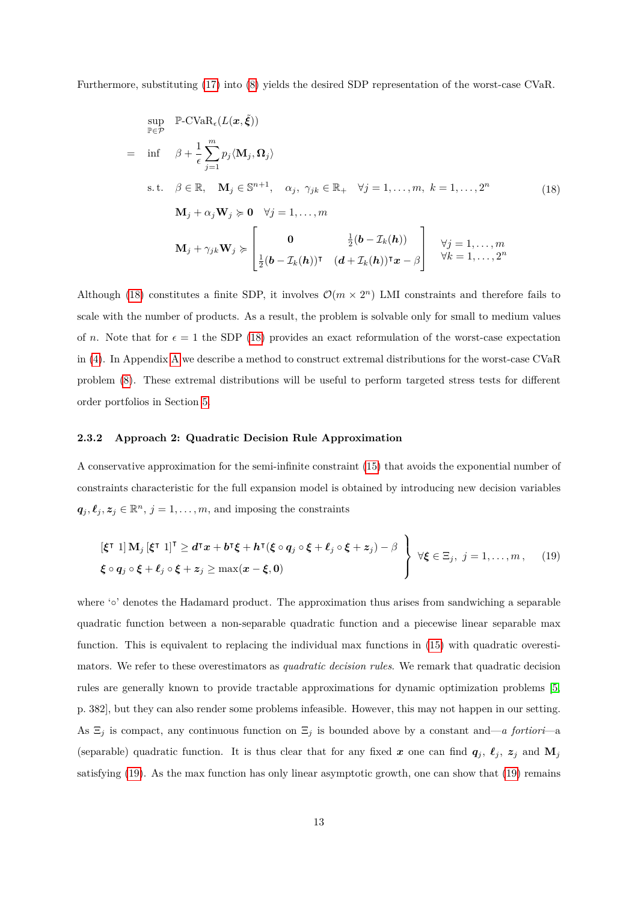Furthermore, substituting (17) into (8) yields the desired SDP representation of the worst-case CVaR.

$$
\begin{aligned}
& \sup_{\mathbb{P}\in\mathcal{P}} \quad \mathbb{P}\text{-CVaR}_\epsilon(L(\boldsymbol{x},\tilde{\boldsymbol{\xi}})) \\
= \quad & \inf \quad \beta + \frac{1}{\epsilon}\sum_{j=1}^m p_j \langle \mathbf{M}_j, \boldsymbol{\Omega}_j \rangle \\
& \text{s.t.} \quad \beta\in\mathbb{R}, \quad \mathbf{M}_j \in \mathbb{S}^{n+1}, \quad \alpha_j,\ \gamma_{jk}\in\mathbb{R}_+ \quad \forall j=1,\dots,m,\ k=1,\dots,2^n \\
& \qquad \mathbf{M}_j + \alpha_j \mathbf{W}_j \succcurlyeq \mathbf{0} \quad \forall j=1,\dots,m \\
& \qquad \mathbf{M}_j + \gamma_{jk}\mathbf{W}_j \succcurlyeq \begin{bmatrix} \mathbf{0} & \frac{1}{2}(\boldsymbol{b}-\mathcal{I}_k(\boldsymbol{h})) \\ \frac{1}{2}(\boldsymbol{b}-\mathcal{I}_k(\boldsymbol{h}))^\intercal & (\boldsymbol{d}+\mathcal{I}_k(\boldsymbol{h}))^\intercal \boldsymbol{x} - \beta \end{bmatrix} \quad \begin{array}{l}\forall j=1,\dots,m \\ \forall k=1,\dots,2^n\end{array}
\end{aligned}
\tag{18}
$$

Although (18) constitutes a finite SDP, it involves $\mathcal{O}(m\times 2^n)$ LMI constraints and therefore fails to scale with the number of products. As a result, the problem is solvable only for small to medium values of $n$. Note that for $\epsilon = 1$ the SDP (18) provides an exact reformulation of the worst-case expectation in (4). In Appendix A we describe a method to construct extremal distributions for the worst-case CVaR problem (8). These extremal distributions will be useful to perform targeted stress tests for different order portfolios in Section 5.

### 2.3.2 Approach 2: Quadratic Decision Rule Approximation

A conservative approximation for the semi-infinite constraint (15) that avoids the exponential number of constraints characteristic for the full expansion model is obtained by introducing new decision variables $\boldsymbol{q}_j, \boldsymbol{\ell}_j, \boldsymbol{z}_j \in \mathbb{R}^n$, $j=1,\dots,m$, and imposing the constraints

$$
\left.\begin{aligned}
& [\boldsymbol{\xi}^\intercal\ 1]\, \mathbf{M}_j\, [\boldsymbol{\xi}^\intercal\ 1]^\intercal \geq \boldsymbol{d}^\intercal\boldsymbol{x} + \boldsymbol{b}^\intercal\boldsymbol{\xi} + \boldsymbol{h}^\intercal(\boldsymbol{\xi}\circ\boldsymbol{q}_j\circ\boldsymbol{\xi} + \boldsymbol{\ell}_j\circ\boldsymbol{\xi} + \boldsymbol{z}_j) - \beta \\
& \boldsymbol{\xi}\circ\boldsymbol{q}_j\circ\boldsymbol{\xi} + \boldsymbol{\ell}_j\circ\boldsymbol{\xi} + \boldsymbol{z}_j \geq \max(\boldsymbol{x}-\boldsymbol{\xi}, \mathbf{0})
\end{aligned}\right\} \ \forall \boldsymbol{\xi}\in\Xi_j,\ j=1,\dots,m\,, \tag{19}
$$

where '$\circ$' denotes the Hadamard product. The approximation thus arises from sandwiching a separable quadratic function between a non-separable quadratic function and a piecewise linear separable max function. This is equivalent to replacing the individual max functions in (15) with quadratic overestimators. We refer to these overestimators as *quadratic decision rules*. We remark that quadratic decision rules are generally known to provide tractable approximations for dynamic optimization problems [5, p. 382], but they can also render some problems infeasible. However, this may not happen in our setting. As $\Xi_j$ is compact, any continuous function on $\Xi_j$ is bounded above by a constant and—*a fortiori*—a (separable) quadratic function. It is thus clear that for any fixed $\boldsymbol{x}$ one can find $\boldsymbol{q}_j$, $\boldsymbol{\ell}_j$, $\boldsymbol{z}_j$ and $\mathbf{M}_j$ satisfying (19). As the max function has only linear asymptotic growth, one can show that (19) remains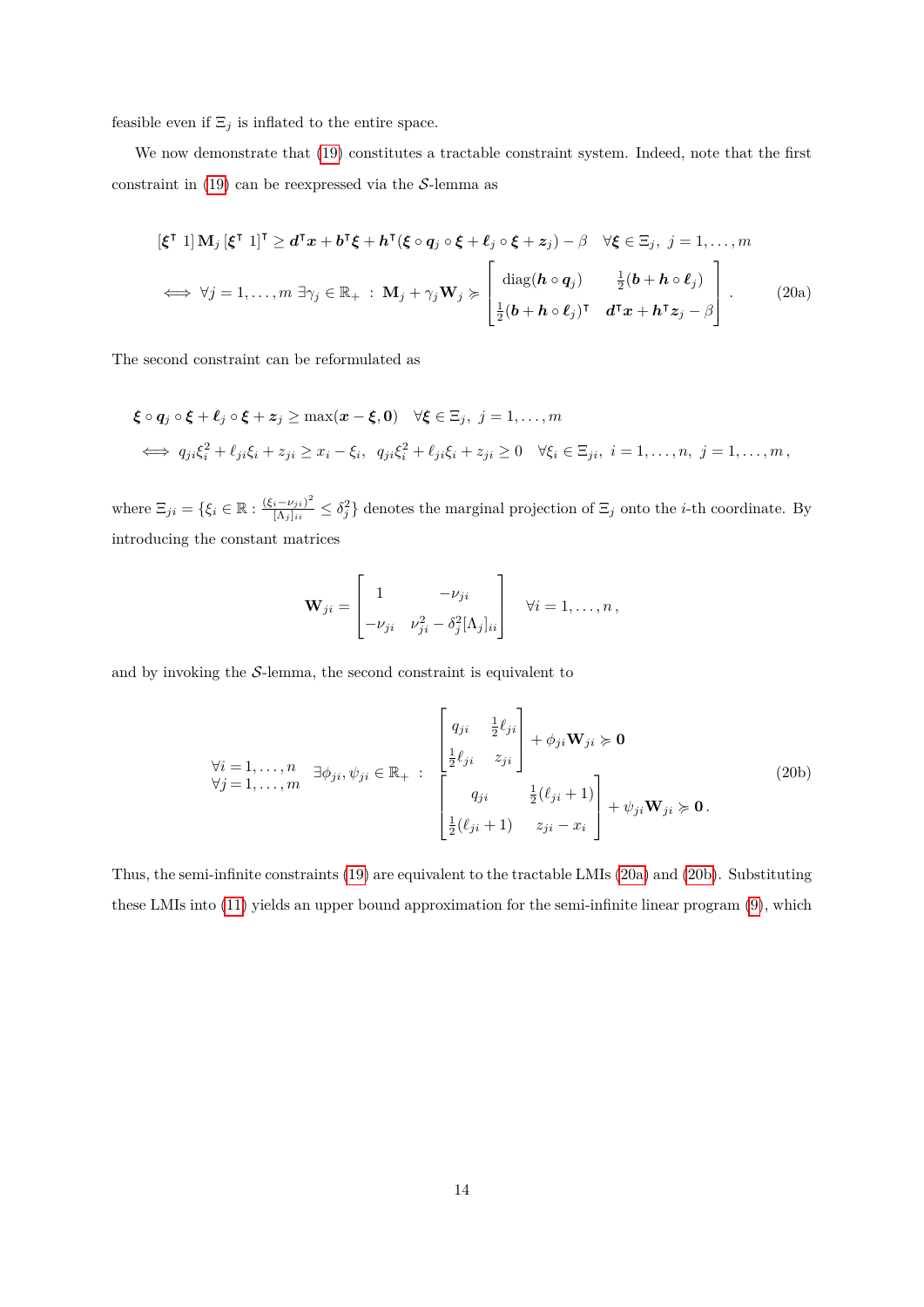feasible even if $\Xi_j$ is inflated to the entire space.

We now demonstrate that (19) constitutes a tractable constraint system. Indeed, note that the first constraint in (19) can be reexpressed via the $\mathcal{S}$-lemma as

$$
\begin{aligned}
&[\boldsymbol{\xi}^\intercal\ 1]\, \mathbf{M}_j\, [\boldsymbol{\xi}^\intercal\ 1]^\intercal \geq \boldsymbol{d}^\intercal \boldsymbol{x} + \boldsymbol{b}^\intercal \boldsymbol{\xi} + \boldsymbol{h}^\intercal(\boldsymbol{\xi} \circ \boldsymbol{q}_j \circ \boldsymbol{\xi} + \boldsymbol{\ell}_j \circ \boldsymbol{\xi} + \boldsymbol{z}_j) - \beta \quad \forall \boldsymbol{\xi} \in \Xi_j,\ j = 1, \ldots, m \\
&\iff \forall j = 1, \ldots, m\ \exists \gamma_j \in \mathbb{R}_+ \ :\ \mathbf{M}_j + \gamma_j \mathbf{W}_j \succcurlyeq \begin{bmatrix} \mathrm{diag}(\boldsymbol{h} \circ \boldsymbol{q}_j) & \frac{1}{2}(\boldsymbol{b} + \boldsymbol{h} \circ \boldsymbol{\ell}_j) \\ \frac{1}{2}(\boldsymbol{b} + \boldsymbol{h} \circ \boldsymbol{\ell}_j)^\intercal & \boldsymbol{d}^\intercal \boldsymbol{x} + \boldsymbol{h}^\intercal \boldsymbol{z}_j - \beta \end{bmatrix}.
\end{aligned}
\tag{20a}
$$

The second constraint can be reformulated as

$$
\begin{aligned}
&\boldsymbol{\xi} \circ \boldsymbol{q}_j \circ \boldsymbol{\xi} + \boldsymbol{\ell}_j \circ \boldsymbol{\xi} + \boldsymbol{z}_j \geq \max(\boldsymbol{x} - \boldsymbol{\xi}, \mathbf{0}) \quad \forall \boldsymbol{\xi} \in \Xi_j,\ j = 1, \ldots, m \\
&\iff q_{ji}\xi_i^2 + \ell_{ji}\xi_i + z_{ji} \geq x_i - \xi_i,\ \ q_{ji}\xi_i^2 + \ell_{ji}\xi_i + z_{ji} \geq 0 \quad \forall \xi_i \in \Xi_{ji},\ i = 1, \ldots, n,\ j = 1, \ldots, m,
\end{aligned}
$$

where $\Xi_{ji} = \{\xi_i \in \mathbb{R} : \frac{(\xi_i - \nu_{ji})^2}{[\Lambda_j]_{ii}} \leq \delta_j^2\}$ denotes the marginal projection of $\Xi_j$ onto the $i$-th coordinate. By introducing the constant matrices

$$
\mathbf{W}_{ji} = \begin{bmatrix} 1 & -\nu_{ji} \\ -\nu_{ji} & \nu_{ji}^2 - \delta_j^2[\Lambda_j]_{ii} \end{bmatrix} \quad \forall i = 1, \ldots, n,
$$

and by invoking the $\mathcal{S}$-lemma, the second constraint is equivalent to

$$
\begin{array}{l} \forall i = 1, \ldots, n \\ \forall j = 1, \ldots, m \end{array}\ \ \exists \phi_{ji}, \psi_{ji} \in \mathbb{R}_+ \ :\ 
\begin{array}{l}
\begin{bmatrix} q_{ji} & \frac{1}{2}\ell_{ji} \\ \frac{1}{2}\ell_{ji} & z_{ji} \end{bmatrix} + \phi_{ji} \mathbf{W}_{ji} \succcurlyeq \mathbf{0} \\
\begin{bmatrix} q_{ji} & \frac{1}{2}(\ell_{ji} + 1) \\ \frac{1}{2}(\ell_{ji} + 1) & z_{ji} - x_i \end{bmatrix} + \psi_{ji} \mathbf{W}_{ji} \succcurlyeq \mathbf{0}.
\end{array}
\tag{20b}
$$

Thus, the semi-infinite constraints (19) are equivalent to the tractable LMIs (20a) and (20b). Substituting these LMIs into (11) yields an upper bound approximation for the semi-infinite linear program (9), which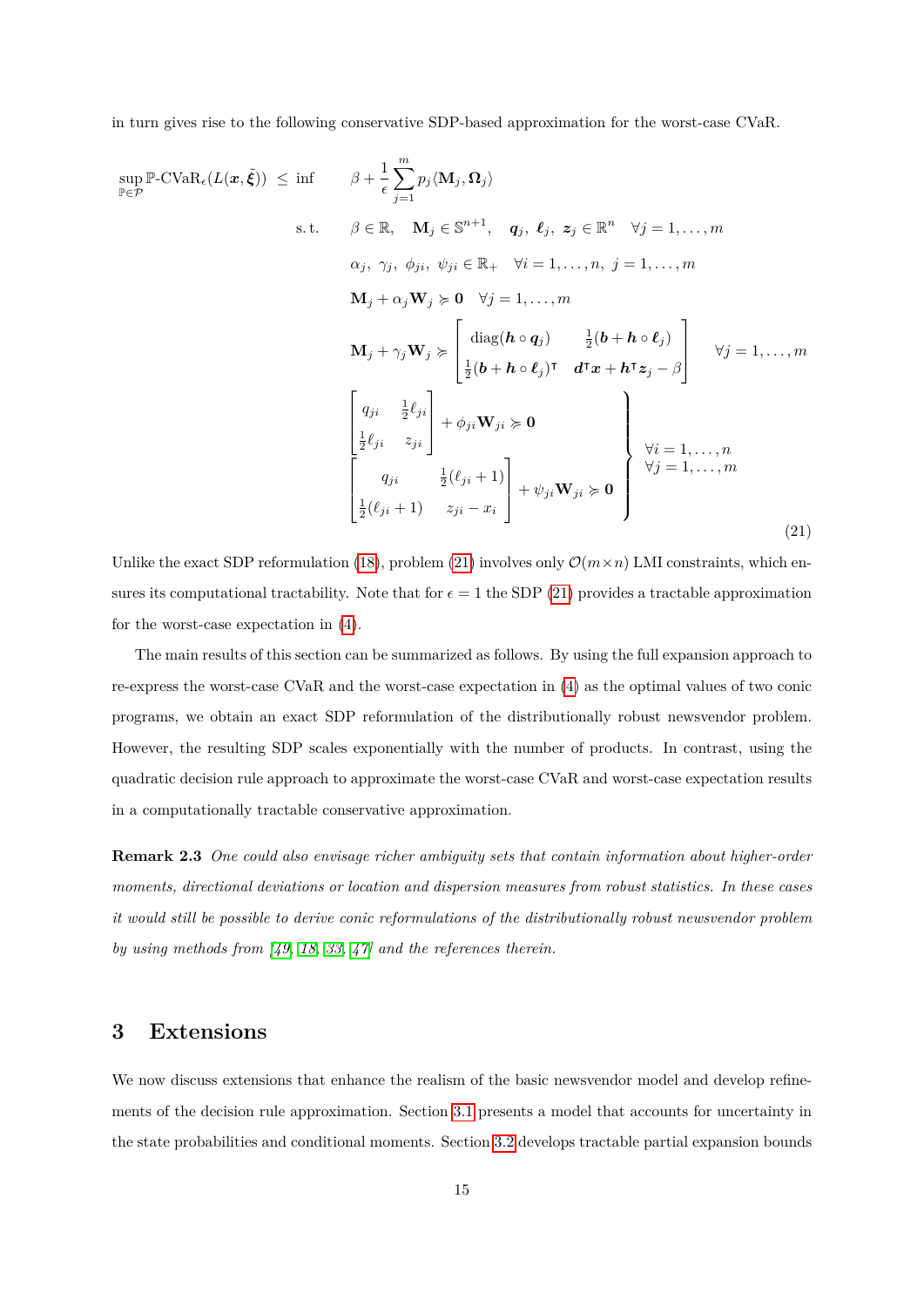in turn gives rise to the following conservative SDP-based approximation for the worst-case CVaR.

$$
\begin{aligned}
\sup_{\mathbb{P}\in\mathcal{P}} \mathbb{P}\text{-CVaR}_\epsilon(L(\boldsymbol{x},\tilde{\boldsymbol{\xi}})) \ \le\ \inf \quad & \beta + \frac{1}{\epsilon}\sum_{j=1}^m p_j \langle \mathbf{M}_j, \boldsymbol{\Omega}_j\rangle \\
\text{s.t.} \quad & \beta\in\mathbb{R},\quad \mathbf{M}_j\in\mathbb{S}^{n+1},\quad \boldsymbol{q}_j,\ \boldsymbol{\ell}_j,\ \boldsymbol{z}_j\in\mathbb{R}^n \quad \forall j=1,\ldots,m \\
& \alpha_j,\ \gamma_j,\ \phi_{ji},\ \psi_{ji}\in\mathbb{R}_+ \quad \forall i=1,\ldots,n,\ j=1,\ldots,m \\
& \mathbf{M}_j+\alpha_j\mathbf{W}_j \succcurlyeq \mathbf{0} \quad \forall j=1,\ldots,m \\
& \mathbf{M}_j+\gamma_j\mathbf{W}_j \succcurlyeq \begin{bmatrix} \operatorname{diag}(\boldsymbol{h}\circ\boldsymbol{q}_j) & \frac{1}{2}(\boldsymbol{b}+\boldsymbol{h}\circ\boldsymbol{\ell}_j) \\ \frac{1}{2}(\boldsymbol{b}+\boldsymbol{h}\circ\boldsymbol{\ell}_j)^\intercal & \boldsymbol{d}^\intercal\boldsymbol{x}+\boldsymbol{h}^\intercal\boldsymbol{z}_j-\beta \end{bmatrix} \quad \forall j=1,\ldots,m \\
& \left.\begin{aligned}
&\begin{bmatrix} q_{ji} & \frac{1}{2}\ell_{ji} \\ \frac{1}{2}\ell_{ji} & z_{ji}\end{bmatrix} + \phi_{ji}\mathbf{W}_{ji}\succcurlyeq\mathbf{0} \\
&\begin{bmatrix} q_{ji} & \frac{1}{2}(\ell_{ji}+1) \\ \frac{1}{2}(\ell_{ji}+1) & z_{ji}-x_i\end{bmatrix} + \psi_{ji}\mathbf{W}_{ji}\succcurlyeq\mathbf{0}
\end{aligned}\right\} \begin{aligned}&\forall i=1,\ldots,n\\ &\forall j=1,\ldots,m\end{aligned}
\end{aligned}
\tag{21}
$$

Unlike the exact SDP reformulation (18), problem (21) involves only $\mathcal{O}(m\times n)$ LMI constraints, which ensures its computational tractability. Note that for $\epsilon = 1$ the SDP (21) provides a tractable approximation for the worst-case expectation in (4).

The main results of this section can be summarized as follows. By using the full expansion approach to re-express the worst-case CVaR and the worst-case expectation in (4) as the optimal values of two conic programs, we obtain an exact SDP reformulation of the distributionally robust newsvendor problem. However, the resulting SDP scales exponentially with the number of products. In contrast, using the quadratic decision rule approach to approximate the worst-case CVaR and worst-case expectation results in a computationally tractable conservative approximation.

**Remark 2.3** *One could also envisage richer ambiguity sets that contain information about higher-order moments, directional deviations or location and dispersion measures from robust statistics. In these cases it would still be possible to derive conic reformulations of the distributionally robust newsvendor problem by using methods from [49, 18, 33, 47] and the references therein.*

# 3 Extensions

We now discuss extensions that enhance the realism of the basic newsvendor model and develop refinements of the decision rule approximation. Section 3.1 presents a model that accounts for uncertainty in the state probabilities and conditional moments. Section 3.2 develops tractable partial expansion bounds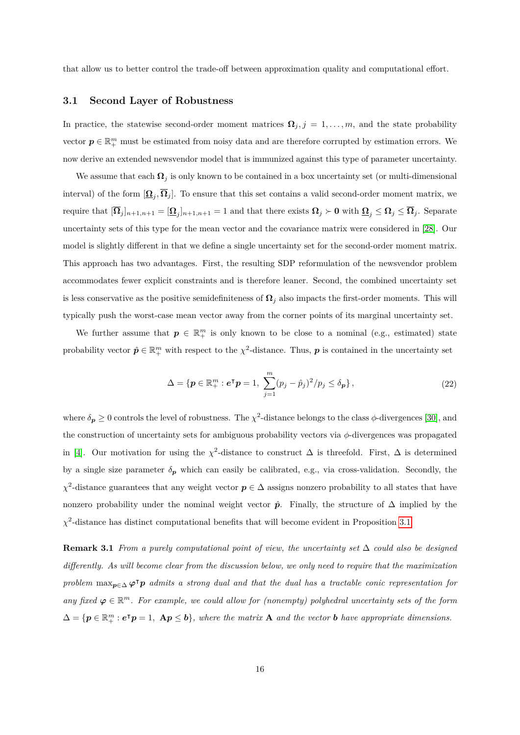that allow us to better control the trade-off between approximation quality and computational effort.

### 3.1 Second Layer of Robustness

In practice, the statewise second-order moment matrices $\boldsymbol{\Omega}_j, j = 1, \ldots, m$, and the state probability vector $\boldsymbol{p} \in \mathbb{R}^m_+$ must be estimated from noisy data and are therefore corrupted by estimation errors. We now derive an extended newsvendor model that is immunized against this type of parameter uncertainty.

We assume that each $\boldsymbol{\Omega}_j$ is only known to be contained in a box uncertainty set (or multi-dimensional interval) of the form $[\underline{\boldsymbol{\Omega}}_j, \overline{\boldsymbol{\Omega}}_j]$. To ensure that this set contains a valid second-order moment matrix, we require that $[\overline{\boldsymbol{\Omega}}_j]_{n+1,n+1} = [\underline{\boldsymbol{\Omega}}_j]_{n+1,n+1} = 1$ and that there exists $\boldsymbol{\Omega}_j \succ \mathbf{0}$ with $\underline{\boldsymbol{\Omega}}_j \leq \boldsymbol{\Omega}_j \leq \overline{\boldsymbol{\Omega}}_j$. Separate uncertainty sets of this type for the mean vector and the covariance matrix were considered in [28]. Our model is slightly different in that we define a single uncertainty set for the second-order moment matrix. This approach has two advantages. First, the resulting SDP reformulation of the newsvendor problem accommodates fewer explicit constraints and is therefore leaner. Second, the combined uncertainty set is less conservative as the positive semidefiniteness of $\boldsymbol{\Omega}_j$ also impacts the first-order moments. This will typically push the worst-case mean vector away from the corner points of its marginal uncertainty set.

We further assume that $\boldsymbol{p} \in \mathbb{R}^m_+$ is only known to be close to a nominal (e.g., estimated) state probability vector $\hat{\boldsymbol{p}} \in \mathbb{R}^m_+$ with respect to the $\chi^2$-distance. Thus, $\boldsymbol{p}$ is contained in the uncertainty set

$$
\Delta = \{\boldsymbol{p} \in \mathbb{R}^m_+ : \boldsymbol{e}^\intercal \boldsymbol{p} = 1,\ \sum_{j=1}^{m} (p_j - \hat{p}_j)^2 / p_j \leq \delta_{\boldsymbol{p}}\}\,, \tag{22}
$$

where $\delta_{\boldsymbol{p}} \geq 0$ controls the level of robustness. The $\chi^2$-distance belongs to the class $\phi$-divergences [30], and the construction of uncertainty sets for ambiguous probability vectors via $\phi$-divergences was propagated in [4]. Our motivation for using the $\chi^2$-distance to construct $\Delta$ is threefold. First, $\Delta$ is determined by a single size parameter $\delta_{\boldsymbol{p}}$ which can easily be calibrated, e.g., via cross-validation. Secondly, the $\chi^2$-distance guarantees that any weight vector $\boldsymbol{p} \in \Delta$ assigns nonzero probability to all states that have nonzero probability under the nominal weight vector $\hat{\boldsymbol{p}}$. Finally, the structure of $\Delta$ implied by the $\chi^2$-distance has distinct computational benefits that will become evident in Proposition 3.1.

**Remark 3.1** *From a purely computational point of view, the uncertainty set $\Delta$ could also be designed differently. As will become clear from the discussion below, we only need to require that the maximization problem $\max_{\boldsymbol{p} \in \Delta} \boldsymbol{\varphi}^\intercal \boldsymbol{p}$ admits a strong dual and that the dual has a tractable conic representation for any fixed $\boldsymbol{\varphi} \in \mathbb{R}^m$. For example, we could allow for (nonempty) polyhedral uncertainty sets of the form $\Delta = \{\boldsymbol{p} \in \mathbb{R}^m_+ : \boldsymbol{e}^\intercal \boldsymbol{p} = 1,\ \mathbf{A}\boldsymbol{p} \leq \boldsymbol{b}\}$, where the matrix $\mathbf{A}$ and the vector $\boldsymbol{b}$ have appropriate dimensions.*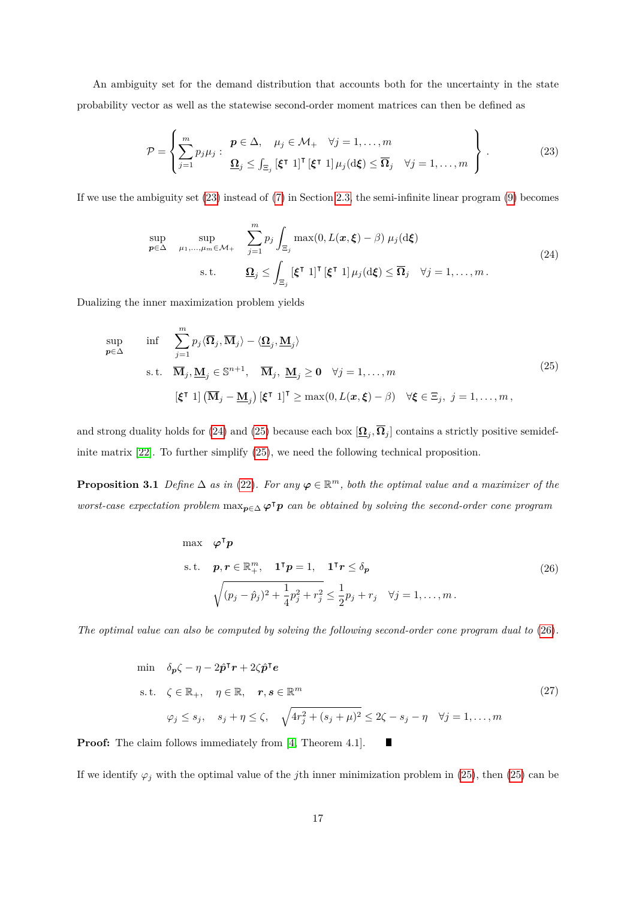An ambiguity set for the demand distribution that accounts both for the uncertainty in the state probability vector as well as the statewise second-order moment matrices can then be defined as

$$\mathcal{P} = \left\{ \sum_{j=1}^{m} p_j \mu_j : \begin{array}{l} \boldsymbol{p} \in \Delta, \quad \mu_j \in \mathcal{M}_+ \quad \forall j = 1, \ldots, m \\ \underline{\boldsymbol{\Omega}}_j \leq \int_{\Xi_j} [\boldsymbol{\xi}^\intercal \ 1]^\intercal [\boldsymbol{\xi}^\intercal \ 1] \, \mu_j(\mathrm{d}\boldsymbol{\xi}) \leq \overline{\boldsymbol{\Omega}}_j \quad \forall j = 1, \ldots, m \end{array} \right\}. \tag{23}$$

If we use the ambiguity set (23) instead of (7) in Section 2.3, the semi-infinite linear program (9) becomes

$$\begin{array}{lll} \sup\limits_{\boldsymbol{p} \in \Delta} & \sup\limits_{\mu_1, \ldots, \mu_m \in \mathcal{M}_+} & \displaystyle\sum_{j=1}^{m} p_j \int_{\Xi_j} \max(0, L(\boldsymbol{x}, \boldsymbol{\xi}) - \beta) \, \mu_j(\mathrm{d}\boldsymbol{\xi}) \\ & \text{s.t.} & \underline{\boldsymbol{\Omega}}_j \leq \displaystyle\int_{\Xi_j} [\boldsymbol{\xi}^\intercal \ 1]^\intercal [\boldsymbol{\xi}^\intercal \ 1] \, \mu_j(\mathrm{d}\boldsymbol{\xi}) \leq \overline{\boldsymbol{\Omega}}_j \quad \forall j = 1, \ldots, m. \end{array} \tag{24}$$

Dualizing the inner maximization problem yields

$$\begin{array}{lll} \sup\limits_{\boldsymbol{p} \in \Delta} & \inf & \displaystyle\sum_{j=1}^{m} p_j \langle \overline{\boldsymbol{\Omega}}_j, \overline{\mathbf{M}}_j \rangle - \langle \underline{\boldsymbol{\Omega}}_j, \underline{\mathbf{M}}_j \rangle \\ & \text{s.t.} & \overline{\mathbf{M}}_j, \underline{\mathbf{M}}_j \in \mathbb{S}^{n+1}, \quad \overline{\mathbf{M}}_j, \ \underline{\mathbf{M}}_j \geq \mathbf{0} \quad \forall j = 1, \ldots, m \\ & & [\boldsymbol{\xi}^\intercal \ 1] \left( \overline{\mathbf{M}}_j - \underline{\mathbf{M}}_j \right) [\boldsymbol{\xi}^\intercal \ 1]^\intercal \geq \max(0, L(\boldsymbol{x}, \boldsymbol{\xi}) - \beta) \quad \forall \boldsymbol{\xi} \in \Xi_j, \ j = 1, \ldots, m, \end{array} \tag{25}$$

and strong duality holds for (24) and (25) because each box $[\underline{\boldsymbol{\Omega}}_j, \overline{\boldsymbol{\Omega}}_j]$ contains a strictly positive semidefinite matrix [22]. To further simplify (25), we need the following technical proposition.

**Proposition 3.1** *Define $\Delta$ as in (22). For any $\boldsymbol{\varphi} \in \mathbb{R}^m$, both the optimal value and a maximizer of the worst-case expectation problem $\max_{\boldsymbol{p} \in \Delta} \boldsymbol{\varphi}^\intercal \boldsymbol{p}$ can be obtained by solving the second-order cone program*

$$\begin{array}{ll} \max & \boldsymbol{\varphi}^\intercal \boldsymbol{p} \\ \text{s.t.} & \boldsymbol{p}, \boldsymbol{r} \in \mathbb{R}^m_+, \quad \mathbf{1}^\intercal \boldsymbol{p} = 1, \quad \mathbf{1}^\intercal \boldsymbol{r} \leq \delta_{\boldsymbol{p}} \\ & \sqrt{(p_j - \hat{p}_j)^2 + \frac{1}{4} p_j^2 + r_j^2} \leq \frac{1}{2} p_j + r_j \quad \forall j = 1, \ldots, m. \end{array} \tag{26}$$

*The optimal value can also be computed by solving the following second-order cone program dual to (26).*

$$\begin{array}{ll} \min & \delta_{\boldsymbol{p}} \zeta - \eta - 2 \hat{\boldsymbol{p}}^\intercal \boldsymbol{r} + 2 \zeta \hat{\boldsymbol{p}}^\intercal \boldsymbol{e} \\ \text{s.t.} & \zeta \in \mathbb{R}_+, \quad \eta \in \mathbb{R}, \quad \boldsymbol{r}, \boldsymbol{s} \in \mathbb{R}^m \\ & \varphi_j \leq s_j, \quad s_j + \eta \leq \zeta, \quad \sqrt{4 r_j^2 + (s_j + \mu)^2} \leq 2\zeta - s_j - \eta \quad \forall j = 1, \ldots, m \end{array} \tag{27}$$

**Proof:** The claim follows immediately from [4, Theorem 4.1]. ∎

If we identify $\varphi_j$ with the optimal value of the $j$th inner minimization problem in (25), then (25) can be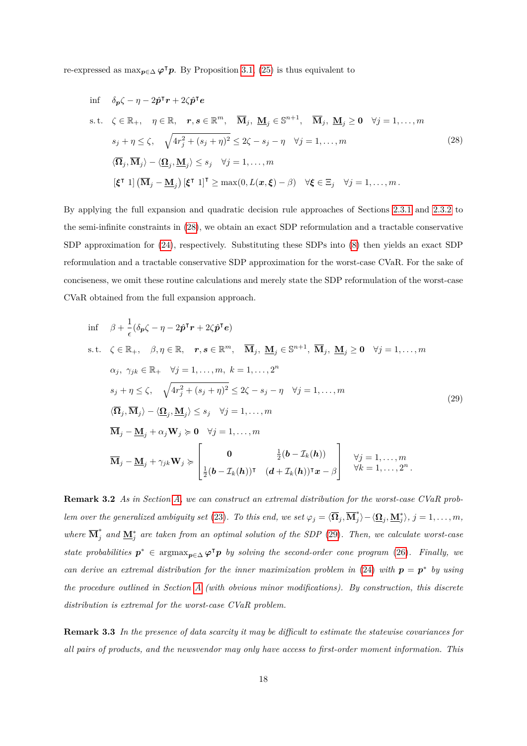re-expressed as $\max_{\boldsymbol{p}\in\Delta} \boldsymbol{\varphi}^\intercal \boldsymbol{p}$. By Proposition 3.1, (25) is thus equivalent to

$$
\begin{array}{ll}
\inf & \delta_{\boldsymbol{p}}\zeta - \eta - 2\hat{\boldsymbol{p}}^\intercal \boldsymbol{r} + 2\zeta\hat{\boldsymbol{p}}^\intercal \boldsymbol{e} \\
\text{s.t.} & \zeta \in \mathbb{R}_+, \quad \eta \in \mathbb{R}, \quad \boldsymbol{r}, \boldsymbol{s} \in \mathbb{R}^m, \quad \overline{\mathbf{M}}_j,\ \underline{\mathbf{M}}_j \in \mathbb{S}^{n+1}, \quad \overline{\mathbf{M}}_j,\ \underline{\mathbf{M}}_j \geq \mathbf{0} \quad \forall j = 1, \ldots, m \\
& s_j + \eta \leq \zeta, \quad \sqrt{4r_j^2 + (s_j + \eta)^2} \leq 2\zeta - s_j - \eta \quad \forall j = 1, \ldots, m \\
& \langle \overline{\boldsymbol{\Omega}}_j, \overline{\mathbf{M}}_j \rangle - \langle \underline{\boldsymbol{\Omega}}_j, \underline{\mathbf{M}}_j \rangle \leq s_j \quad \forall j = 1, \ldots, m \\
& [\boldsymbol{\xi}^\intercal\ 1] \left( \overline{\mathbf{M}}_j - \underline{\mathbf{M}}_j \right) [\boldsymbol{\xi}^\intercal\ 1]^\intercal \geq \max(0, L(\boldsymbol{x}, \boldsymbol{\xi}) - \beta) \quad \forall \boldsymbol{\xi} \in \Xi_j \quad \forall j = 1, \ldots, m.
\end{array}
\tag{28}
$$

By applying the full expansion and quadratic decision rule approaches of Sections 2.3.1 and 2.3.2 to the semi-infinite constraints in (28), we obtain an exact SDP reformulation and a tractable conservative SDP approximation for (24), respectively. Substituting these SDPs into (8) then yields an exact SDP reformulation and a tractable conservative SDP approximation for the worst-case CVaR. For the sake of conciseness, we omit these routine calculations and merely state the SDP reformulation of the worst-case CVaR obtained from the full expansion approach.

$$
\begin{array}{ll}
\inf & \beta + \dfrac{1}{\epsilon}(\delta_{\boldsymbol{p}}\zeta - \eta - 2\hat{\boldsymbol{p}}^\intercal \boldsymbol{r} + 2\zeta\hat{\boldsymbol{p}}^\intercal \boldsymbol{e}) \\
\text{s.t.} & \zeta \in \mathbb{R}_+, \quad \beta, \eta \in \mathbb{R}, \quad \boldsymbol{r}, \boldsymbol{s} \in \mathbb{R}^m, \quad \overline{\mathbf{M}}_j,\ \underline{\mathbf{M}}_j \in \mathbb{S}^{n+1},\ \overline{\mathbf{M}}_j,\ \underline{\mathbf{M}}_j \geq \mathbf{0} \quad \forall j = 1, \ldots, m \\
& \alpha_j,\ \gamma_{jk} \in \mathbb{R}_+ \quad \forall j = 1, \ldots, m,\ k = 1, \ldots, 2^n \\
& s_j + \eta \leq \zeta, \quad \sqrt{4r_j^2 + (s_j + \eta)^2} \leq 2\zeta - s_j - \eta \quad \forall j = 1, \ldots, m \\
& \langle \overline{\boldsymbol{\Omega}}_j, \overline{\mathbf{M}}_j \rangle - \langle \underline{\boldsymbol{\Omega}}_j, \underline{\mathbf{M}}_j \rangle \leq s_j \quad \forall j = 1, \ldots, m \\
& \overline{\mathbf{M}}_j - \underline{\mathbf{M}}_j + \alpha_j \mathbf{W}_j \succcurlyeq \mathbf{0} \quad \forall j = 1, \ldots, m \\
& \overline{\mathbf{M}}_j - \underline{\mathbf{M}}_j + \gamma_{jk} \mathbf{W}_j \succcurlyeq \begin{bmatrix} \mathbf{0} & \frac{1}{2}(\boldsymbol{b} - \mathcal{I}_k(\boldsymbol{h})) \\ \frac{1}{2}(\boldsymbol{b} - \mathcal{I}_k(\boldsymbol{h}))^\intercal & (\boldsymbol{d} + \mathcal{I}_k(\boldsymbol{h}))^\intercal \boldsymbol{x} - \beta \end{bmatrix} \quad \begin{array}{l} \forall j = 1, \ldots, m \\ \forall k = 1, \ldots, 2^n. \end{array}
\end{array}
\tag{29}
$$

**Remark 3.2** *As in Section A, we can construct an extremal distribution for the worst-case CVaR problem over the generalized ambiguity set (23). To this end, we set $\varphi_j = \langle \overline{\boldsymbol{\Omega}}_j, \overline{\mathbf{M}}_j^* \rangle - \langle \underline{\boldsymbol{\Omega}}_j, \underline{\mathbf{M}}_j^* \rangle$, $j = 1, \ldots, m$, where $\overline{\mathbf{M}}_j^*$ and $\underline{\mathbf{M}}_j^*$ are taken from an optimal solution of the SDP (29). Then, we calculate worst-case state probabilities $\boldsymbol{p}^* \in \operatorname{argmax}_{\boldsymbol{p}\in\Delta} \boldsymbol{\varphi}^\intercal \boldsymbol{p}$ by solving the second-order cone program (26). Finally, we can derive an extremal distribution for the inner maximization problem in (24) with $\boldsymbol{p} = \boldsymbol{p}^*$ by using the procedure outlined in Section A (with obvious minor modifications). By construction, this discrete distribution is extremal for the worst-case CVaR problem.*

**Remark 3.3** *In the presence of data scarcity it may be difficult to estimate the statewise covariances for all pairs of products, and the newsvendor may only have access to first-order moment information. This*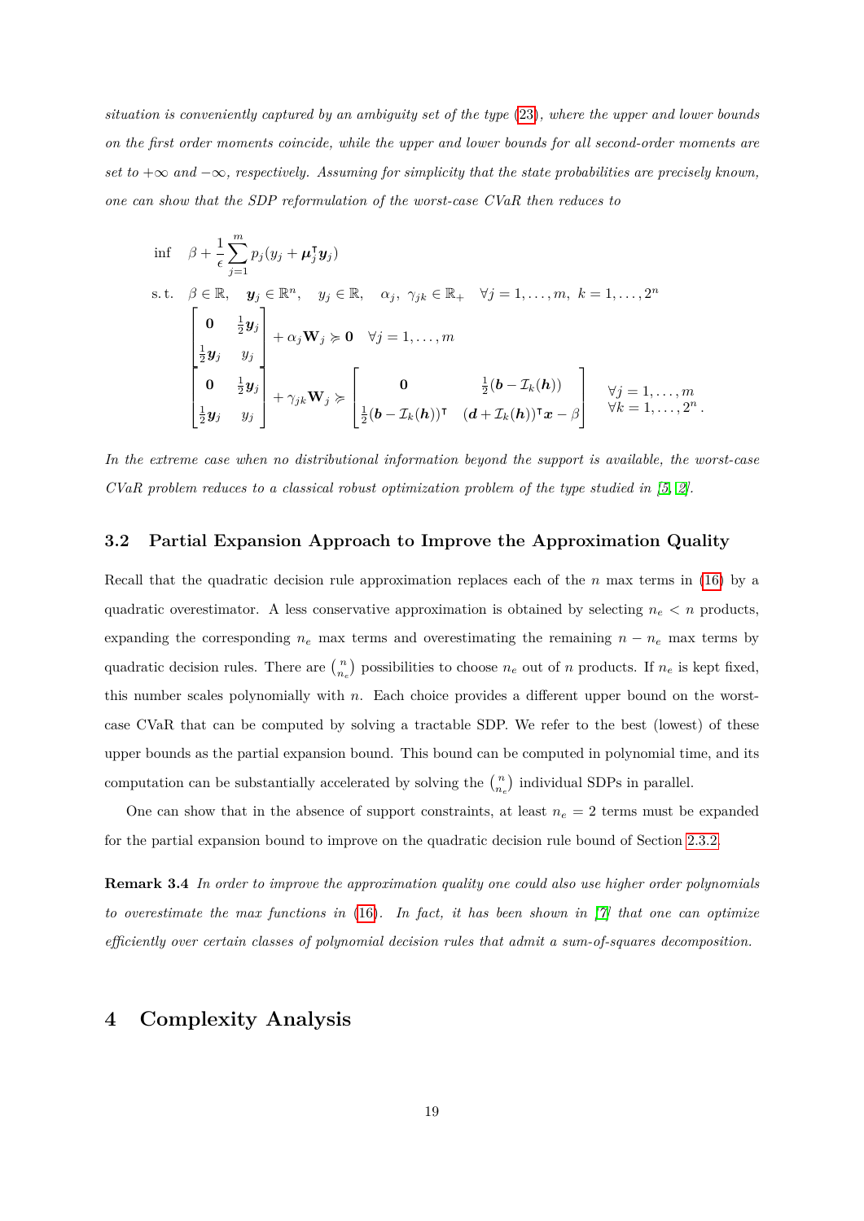*situation is conveniently captured by an ambiguity set of the type (23), where the upper and lower bounds on the first order moments coincide, while the upper and lower bounds for all second-order moments are set to $+\infty$ and $-\infty$, respectively. Assuming for simplicity that the state probabilities are precisely known, one can show that the SDP reformulation of the worst-case CVaR then reduces to*

$$
\begin{array}{ll}
\inf & \beta + \dfrac{1}{\epsilon}\displaystyle\sum_{j=1}^{m} p_j(y_j + \boldsymbol{\mu}_j^\intercal \boldsymbol{y}_j) \\
\text{s. t.} & \beta \in \mathbb{R}, \quad \boldsymbol{y}_j \in \mathbb{R}^n, \quad y_j \in \mathbb{R}, \quad \alpha_j,\ \gamma_{jk} \in \mathbb{R}_+ \quad \forall j = 1,\ldots,m,\ k = 1,\ldots,2^n \\
& \begin{bmatrix} \mathbf{0} & \frac{1}{2}\boldsymbol{y}_j \\ \frac{1}{2}\boldsymbol{y}_j & y_j \end{bmatrix} + \alpha_j \mathbf{W}_j \succcurlyeq \mathbf{0} \quad \forall j = 1,\ldots,m \\
& \begin{bmatrix} \mathbf{0} & \frac{1}{2}\boldsymbol{y}_j \\ \frac{1}{2}\boldsymbol{y}_j & y_j \end{bmatrix} + \gamma_{jk} \mathbf{W}_j \succcurlyeq \begin{bmatrix} \mathbf{0} & \frac{1}{2}(\boldsymbol{b} - \mathcal{I}_k(\boldsymbol{h})) \\ \frac{1}{2}(\boldsymbol{b} - \mathcal{I}_k(\boldsymbol{h}))^\intercal & (\boldsymbol{d} + \mathcal{I}_k(\boldsymbol{h}))^\intercal \boldsymbol{x} - \beta \end{bmatrix} \quad \begin{array}{l} \forall j = 1,\ldots,m \\ \forall k = 1,\ldots,2^n. \end{array}
\end{array}
$$

*In the extreme case when no distributional information beyond the support is available, the worst-case CVaR problem reduces to a classical robust optimization problem of the type studied in [5, 2].*

### 3.2 Partial Expansion Approach to Improve the Approximation Quality

Recall that the quadratic decision rule approximation replaces each of the $n$ max terms in (16) by a quadratic overestimator. A less conservative approximation is obtained by selecting $n_e < n$ products, expanding the corresponding $n_e$ max terms and overestimating the remaining $n - n_e$ max terms by quadratic decision rules. There are $\binom{n}{n_e}$ possibilities to choose $n_e$ out of $n$ products. If $n_e$ is kept fixed, this number scales polynomially with $n$. Each choice provides a different upper bound on the worst-case CVaR that can be computed by solving a tractable SDP. We refer to the best (lowest) of these upper bounds as the partial expansion bound. This bound can be computed in polynomial time, and its computation can be substantially accelerated by solving the $\binom{n}{n_e}$ individual SDPs in parallel.

One can show that in the absence of support constraints, at least $n_e = 2$ terms must be expanded for the partial expansion bound to improve on the quadratic decision rule bound of Section 2.3.2.

**Remark 3.4** *In order to improve the approximation quality one could also use higher order polynomials to overestimate the max functions in (16). In fact, it has been shown in [7] that one can optimize efficiently over certain classes of polynomial decision rules that admit a sum-of-squares decomposition.*

## 4 Complexity Analysis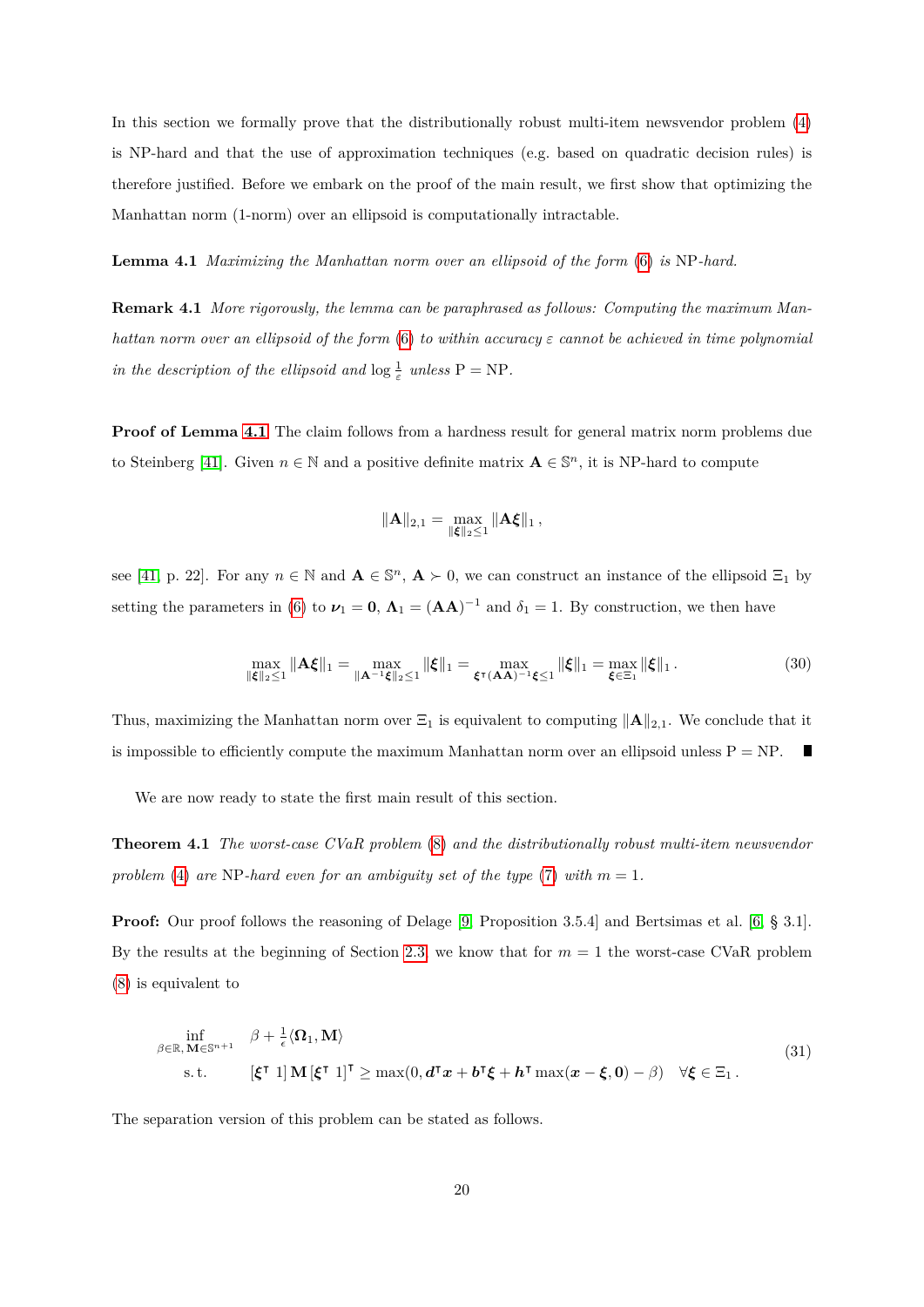In this section we formally prove that the distributionally robust multi-item newsvendor problem (4) is NP-hard and that the use of approximation techniques (e.g. based on quadratic decision rules) is therefore justified. Before we embark on the proof of the main result, we first show that optimizing the Manhattan norm (1-norm) over an ellipsoid is computationally intractable.

**Lemma 4.1** *Maximizing the Manhattan norm over an ellipsoid of the form (6) is* NP*-hard.*

**Remark 4.1** *More rigorously, the lemma can be paraphrased as follows: Computing the maximum Manhattan norm over an ellipsoid of the form (6) to within accuracy $\varepsilon$ cannot be achieved in time polynomial in the description of the ellipsoid and $\log \frac{1}{\varepsilon}$ unless* P = NP.

**Proof of Lemma 4.1** The claim follows from a hardness result for general matrix norm problems due to Steinberg [41]. Given $n \in \mathbb{N}$ and a positive definite matrix $\mathbf{A} \in \mathbb{S}^n$, it is NP-hard to compute

$$\|\mathbf{A}\|_{2,1} = \max_{\|\boldsymbol{\xi}\|_2 \leq 1} \|\mathbf{A}\boldsymbol{\xi}\|_1 \, ,$$

see [41, p. 22]. For any $n \in \mathbb{N}$ and $\mathbf{A} \in \mathbb{S}^n$, $\mathbf{A} \succ 0$, we can construct an instance of the ellipsoid $\Xi_1$ by setting the parameters in (6) to $\boldsymbol{\nu}_1 = \mathbf{0}$, $\boldsymbol{\Lambda}_1 = (\mathbf{A}\mathbf{A})^{-1}$ and $\delta_1 = 1$. By construction, we then have

$$\max_{\|\boldsymbol{\xi}\|_2 \leq 1} \|\mathbf{A}\boldsymbol{\xi}\|_1 = \max_{\|\mathbf{A}^{-1}\boldsymbol{\xi}\|_2 \leq 1} \|\boldsymbol{\xi}\|_1 = \max_{\boldsymbol{\xi}^\intercal (\mathbf{A}\mathbf{A})^{-1} \boldsymbol{\xi} \leq 1} \|\boldsymbol{\xi}\|_1 = \max_{\boldsymbol{\xi} \in \Xi_1} \|\boldsymbol{\xi}\|_1 \, . \tag{30}$$

Thus, maximizing the Manhattan norm over $\Xi_1$ is equivalent to computing $\|\mathbf{A}\|_{2,1}$. We conclude that it is impossible to efficiently compute the maximum Manhattan norm over an ellipsoid unless P = NP. ∎

We are now ready to state the first main result of this section.

**Theorem 4.1** *The worst-case CVaR problem (8) and the distributionally robust multi-item newsvendor problem (4) are* NP*-hard even for an ambiguity set of the type (7) with $m = 1$.*

**Proof:** Our proof follows the reasoning of Delage [9, Proposition 3.5.4] and Bertsimas et al. [6, § 3.1]. By the results at the beginning of Section 2.3, we know that for $m = 1$ the worst-case CVaR problem (8) is equivalent to

$$\begin{array}{cl} \inf\limits_{\beta \in \mathbb{R},\, \mathbf{M} \in \mathbb{S}^{n+1}} & \beta + \frac{1}{\epsilon} \langle \boldsymbol{\Omega}_1, \mathbf{M} \rangle \\ \text{s. t.} & [\boldsymbol{\xi}^\intercal \ 1]\, \mathbf{M}\, [\boldsymbol{\xi}^\intercal \ 1]^\intercal \geq \max(0, \boldsymbol{d}^\intercal \boldsymbol{x} + \boldsymbol{b}^\intercal \boldsymbol{\xi} + \boldsymbol{h}^\intercal \max(\boldsymbol{x} - \boldsymbol{\xi}, \mathbf{0}) - \beta) \quad \forall \boldsymbol{\xi} \in \Xi_1 \, . \end{array} \tag{31}$$

The separation version of this problem can be stated as follows.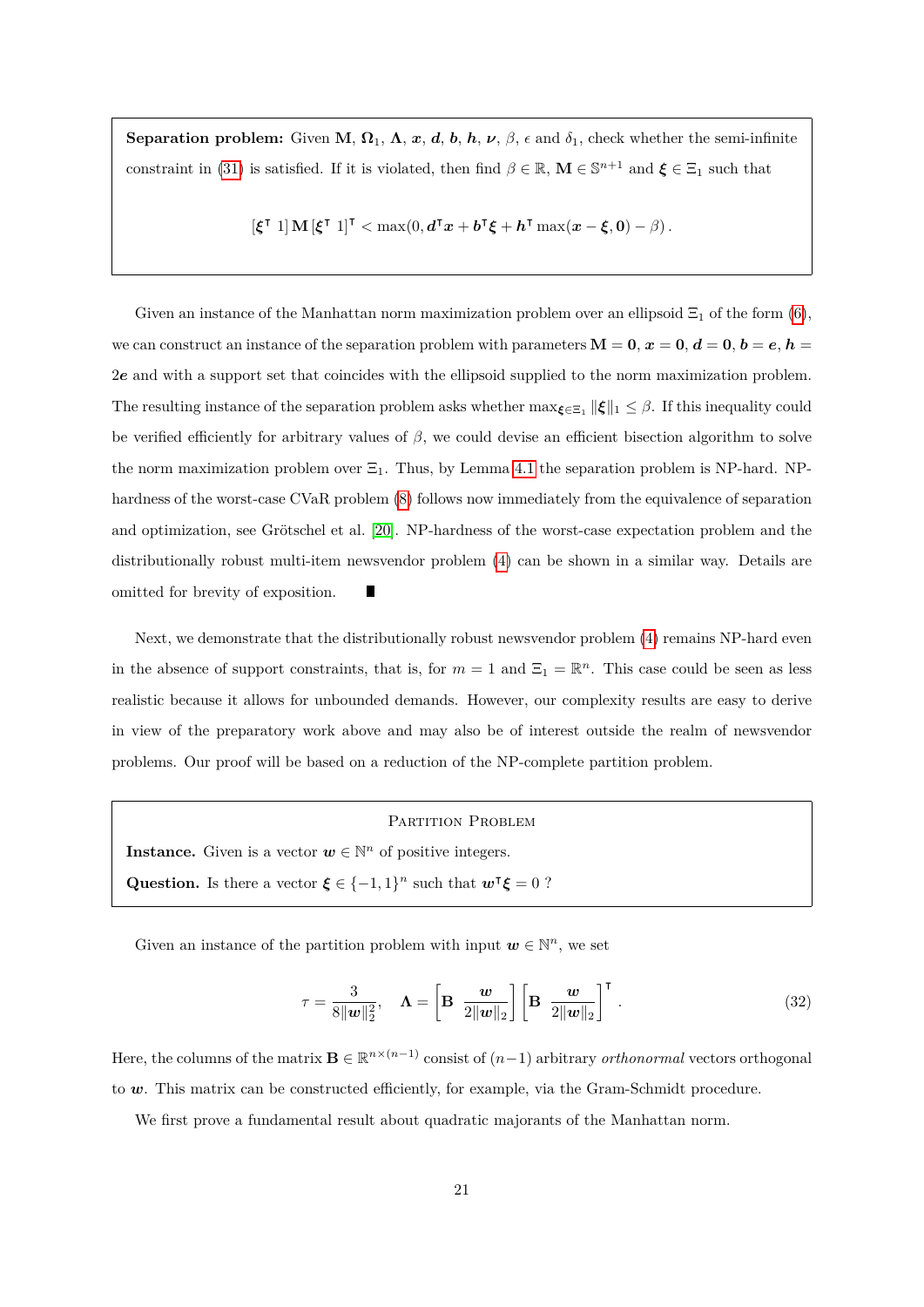**Separation problem:** Given $\mathbf{M}$, $\boldsymbol{\Omega}_1$, $\boldsymbol{\Lambda}$, $\boldsymbol{x}$, $\boldsymbol{d}$, $\boldsymbol{b}$, $\boldsymbol{h}$, $\boldsymbol{\nu}$, $\beta$, $\epsilon$ and $\delta_1$, check whether the semi-infinite constraint in (31) is satisfied. If it is violated, then find $\beta \in \mathbb{R}$, $\mathbf{M} \in \mathbb{S}^{n+1}$ and $\boldsymbol{\xi} \in \Xi_1$ such that

$$[\boldsymbol{\xi}^\intercal \ 1]\, \mathbf{M}\, [\boldsymbol{\xi}^\intercal \ 1]^\intercal < \max(0, \boldsymbol{d}^\intercal \boldsymbol{x} + \boldsymbol{b}^\intercal \boldsymbol{\xi} + \boldsymbol{h}^\intercal \max(\boldsymbol{x} - \boldsymbol{\xi}, \mathbf{0}) - \beta)\,.$$

Given an instance of the Manhattan norm maximization problem over an ellipsoid $\Xi_1$ of the form (6), we can construct an instance of the separation problem with parameters $\mathbf{M} = \mathbf{0}$, $\boldsymbol{x} = \mathbf{0}$, $\boldsymbol{d} = \mathbf{0}$, $\boldsymbol{b} = \boldsymbol{e}$, $\boldsymbol{h} = 2\boldsymbol{e}$ and with a support set that coincides with the ellipsoid supplied to the norm maximization problem. The resulting instance of the separation problem asks whether $\max_{\boldsymbol{\xi} \in \Xi_1} \|\boldsymbol{\xi}\|_1 \leq \beta$. If this inequality could be verified efficiently for arbitrary values of $\beta$, we could devise an efficient bisection algorithm to solve the norm maximization problem over $\Xi_1$. Thus, by Lemma 4.1 the separation problem is NP-hard. NP-hardness of the worst-case CVaR problem (8) follows now immediately from the equivalence of separation and optimization, see Grötschel et al. [20]. NP-hardness of the worst-case expectation problem and the distributionally robust multi-item newsvendor problem (4) can be shown in a similar way. Details are omitted for brevity of exposition. ∎

Next, we demonstrate that the distributionally robust newsvendor problem (4) remains NP-hard even in the absence of support constraints, that is, for $m = 1$ and $\Xi_1 = \mathbb{R}^n$. This case could be seen as less realistic because it allows for unbounded demands. However, our complexity results are easy to derive in view of the preparatory work above and may also be of interest outside the realm of newsvendor problems. Our proof will be based on a reduction of the NP-complete partition problem.

Partition Problem

**Instance.** Given is a vector $\boldsymbol{w} \in \mathbb{N}^n$ of positive integers.

**Question.** Is there a vector $\boldsymbol{\xi} \in \{-1, 1\}^n$ such that $\boldsymbol{w}^\intercal \boldsymbol{\xi} = 0$ ?

Given an instance of the partition problem with input $\boldsymbol{w} \in \mathbb{N}^n$, we set

$$\tau = \frac{3}{8\|\boldsymbol{w}\|_2^2}, \quad \boldsymbol{\Lambda} = \left[\mathbf{B} \ \ \frac{\boldsymbol{w}}{2\|\boldsymbol{w}\|_2}\right] \left[\mathbf{B} \ \ \frac{\boldsymbol{w}}{2\|\boldsymbol{w}\|_2}\right]^\intercal. \tag{32}$$

Here, the columns of the matrix $\mathbf{B} \in \mathbb{R}^{n \times (n-1)}$ consist of $(n-1)$ arbitrary *orthonormal* vectors orthogonal to $\boldsymbol{w}$. This matrix can be constructed efficiently, for example, via the Gram-Schmidt procedure.

We first prove a fundamental result about quadratic majorants of the Manhattan norm.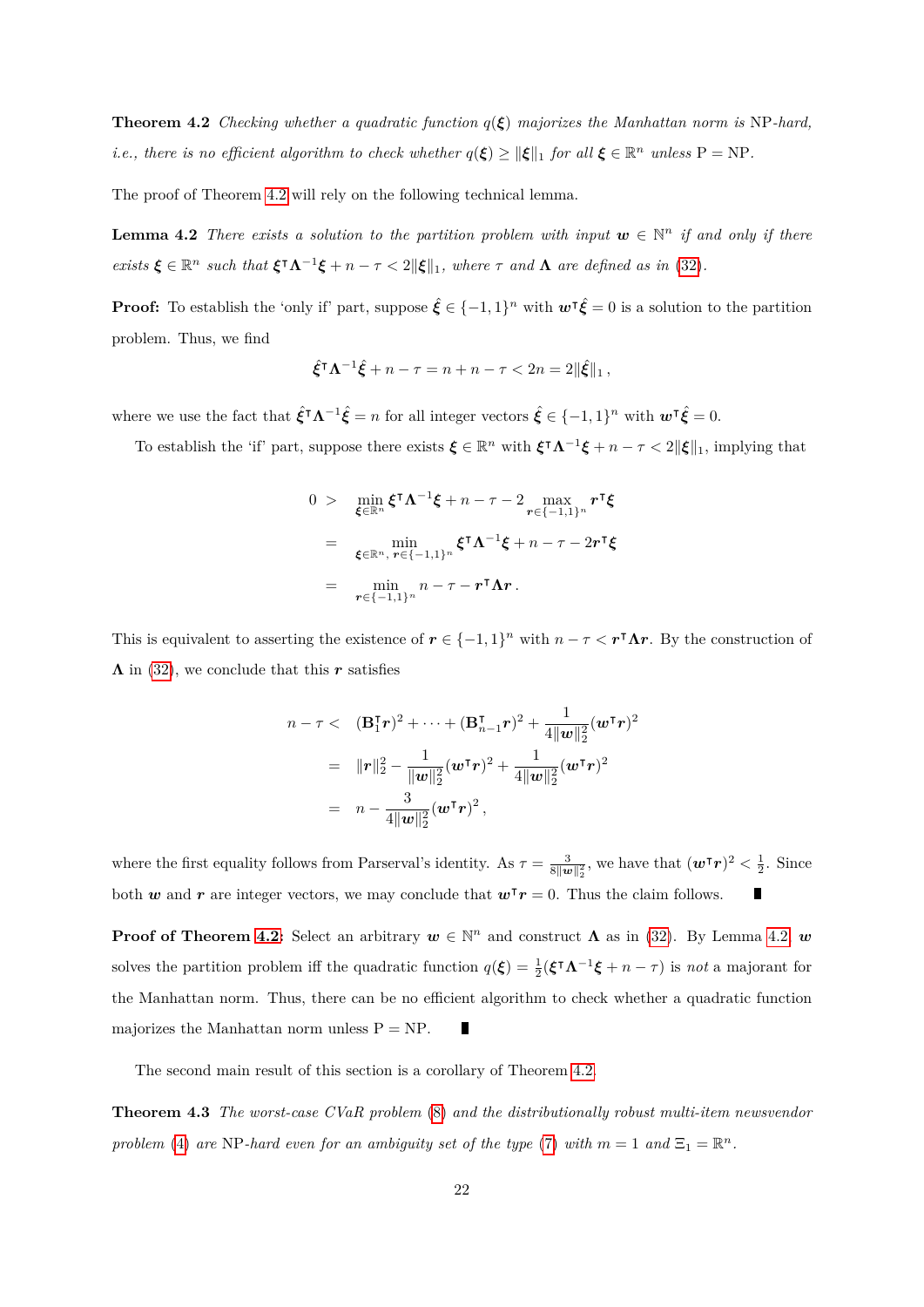**Theorem 4.2** *Checking whether a quadratic function $q(\boldsymbol{\xi})$ majorizes the Manhattan norm is* NP*-hard, i.e., there is no efficient algorithm to check whether $q(\boldsymbol{\xi}) \geq \|\boldsymbol{\xi}\|_1$ for all $\boldsymbol{\xi} \in \mathbb{R}^n$ unless* P = NP.

The proof of Theorem 4.2 will rely on the following technical lemma.

**Lemma 4.2** *There exists a solution to the partition problem with input $\boldsymbol{w} \in \mathbb{N}^n$ if and only if there exists $\boldsymbol{\xi} \in \mathbb{R}^n$ such that $\boldsymbol{\xi}^\intercal \boldsymbol{\Lambda}^{-1} \boldsymbol{\xi} + n - \tau < 2\|\boldsymbol{\xi}\|_1$, where $\tau$ and $\boldsymbol{\Lambda}$ are defined as in (32).*

**Proof:** To establish the 'only if' part, suppose $\hat{\boldsymbol{\xi}} \in \{-1, 1\}^n$ with $\boldsymbol{w}^\intercal \hat{\boldsymbol{\xi}} = 0$ is a solution to the partition problem. Thus, we find

$$
\hat{\boldsymbol{\xi}}^\intercal \boldsymbol{\Lambda}^{-1} \hat{\boldsymbol{\xi}} + n - \tau = n + n - \tau < 2n = 2\|\hat{\boldsymbol{\xi}}\|_1 \,,
$$

where we use the fact that $\hat{\boldsymbol{\xi}}^\intercal \boldsymbol{\Lambda}^{-1} \hat{\boldsymbol{\xi}} = n$ for all integer vectors $\hat{\boldsymbol{\xi}} \in \{-1, 1\}^n$ with $\boldsymbol{w}^\intercal \hat{\boldsymbol{\xi}} = 0$.

To establish the 'if' part, suppose there exists $\boldsymbol{\xi} \in \mathbb{R}^n$ with $\boldsymbol{\xi}^\intercal \boldsymbol{\Lambda}^{-1} \boldsymbol{\xi} + n - \tau < 2\|\boldsymbol{\xi}\|_1$, implying that

$$
\begin{aligned}
0 \ > \quad & \min_{\boldsymbol{\xi} \in \mathbb{R}^n} \boldsymbol{\xi}^\intercal \boldsymbol{\Lambda}^{-1} \boldsymbol{\xi} + n - \tau - 2 \max_{\boldsymbol{r} \in \{-1,1\}^n} \boldsymbol{r}^\intercal \boldsymbol{\xi} \\
= \quad & \min_{\boldsymbol{\xi} \in \mathbb{R}^n,\, \boldsymbol{r} \in \{-1,1\}^n} \boldsymbol{\xi}^\intercal \boldsymbol{\Lambda}^{-1} \boldsymbol{\xi} + n - \tau - 2\boldsymbol{r}^\intercal \boldsymbol{\xi} \\
= \quad & \min_{\boldsymbol{r} \in \{-1,1\}^n} n - \tau - \boldsymbol{r}^\intercal \boldsymbol{\Lambda} \boldsymbol{r} \,.
\end{aligned}
$$

This is equivalent to asserting the existence of $\boldsymbol{r} \in \{-1, 1\}^n$ with $n - \tau < \boldsymbol{r}^\intercal \boldsymbol{\Lambda} \boldsymbol{r}$. By the construction of $\boldsymbol{\Lambda}$ in (32), we conclude that this $\boldsymbol{r}$ satisfies

$$
\begin{aligned}
n - \tau < \quad & (\mathbf{B}_1^\intercal \boldsymbol{r})^2 + \cdots + (\mathbf{B}_{n-1}^\intercal \boldsymbol{r})^2 + \frac{1}{4\|\boldsymbol{w}\|_2^2} (\boldsymbol{w}^\intercal \boldsymbol{r})^2 \\
= \quad & \|\boldsymbol{r}\|_2^2 - \frac{1}{\|\boldsymbol{w}\|_2^2} (\boldsymbol{w}^\intercal \boldsymbol{r})^2 + \frac{1}{4\|\boldsymbol{w}\|_2^2} (\boldsymbol{w}^\intercal \boldsymbol{r})^2 \\
= \quad & n - \frac{3}{4\|\boldsymbol{w}\|_2^2} (\boldsymbol{w}^\intercal \boldsymbol{r})^2 \,,
\end{aligned}
$$

where the first equality follows from Parserval's identity. As $\tau = \frac{3}{8\|\boldsymbol{w}\|_2^2}$, we have that $(\boldsymbol{w}^\intercal \boldsymbol{r})^2 < \frac{1}{2}$. Since both $\boldsymbol{w}$ and $\boldsymbol{r}$ are integer vectors, we may conclude that $\boldsymbol{w}^\intercal \boldsymbol{r} = 0$. Thus the claim follows. ■

**Proof of Theorem 4.2:** Select an arbitrary $\boldsymbol{w} \in \mathbb{N}^n$ and construct $\boldsymbol{\Lambda}$ as in (32). By Lemma 4.2, $\boldsymbol{w}$ solves the partition problem iff the quadratic function $q(\boldsymbol{\xi}) = \frac{1}{2}(\boldsymbol{\xi}^\intercal \boldsymbol{\Lambda}^{-1} \boldsymbol{\xi} + n - \tau)$ is *not* a majorant for the Manhattan norm. Thus, there can be no efficient algorithm to check whether a quadratic function majorizes the Manhattan norm unless P = NP. ■

The second main result of this section is a corollary of Theorem 4.2.

**Theorem 4.3** *The worst-case CVaR problem (8) and the distributionally robust multi-item newsvendor problem (4) are* NP*-hard even for an ambiguity set of the type (7) with $m = 1$ and $\Xi_1 = \mathbb{R}^n$.*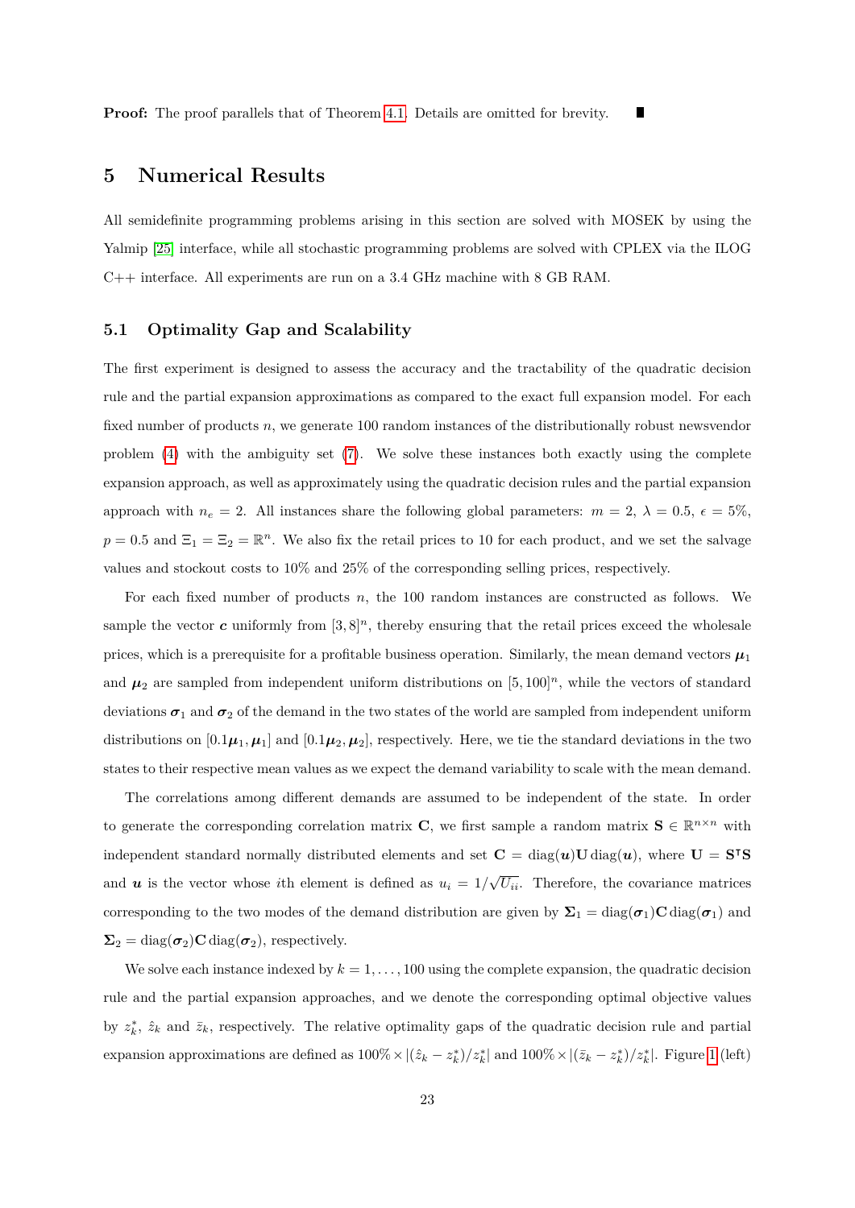**Proof:** The proof parallels that of Theorem 4.1. Details are omitted for brevity. ∎

## 5 Numerical Results

All semidefinite programming problems arising in this section are solved with MOSEK by using the Yalmip [25] interface, while all stochastic programming problems are solved with CPLEX via the ILOG C++ interface. All experiments are run on a 3.4 GHz machine with 8 GB RAM.

### 5.1 Optimality Gap and Scalability

The first experiment is designed to assess the accuracy and the tractability of the quadratic decision rule and the partial expansion approximations as compared to the exact full expansion model. For each fixed number of products $n$, we generate 100 random instances of the distributionally robust newsvendor problem (4) with the ambiguity set (7). We solve these instances both exactly using the complete expansion approach, as well as approximately using the quadratic decision rules and the partial expansion approach with $n_e = 2$. All instances share the following global parameters: $m = 2$, $\lambda = 0.5$, $\epsilon = 5\%$, $p = 0.5$ and $\Xi_1 = \Xi_2 = \mathbb{R}^n$. We also fix the retail prices to 10 for each product, and we set the salvage values and stockout costs to 10% and 25% of the corresponding selling prices, respectively.

For each fixed number of products $n$, the 100 random instances are constructed as follows. We sample the vector $\boldsymbol{c}$ uniformly from $[3, 8]^n$, thereby ensuring that the retail prices exceed the wholesale prices, which is a prerequisite for a profitable business operation. Similarly, the mean demand vectors $\boldsymbol{\mu}_1$ and $\boldsymbol{\mu}_2$ are sampled from independent uniform distributions on $[5, 100]^n$, while the vectors of standard deviations $\boldsymbol{\sigma}_1$ and $\boldsymbol{\sigma}_2$ of the demand in the two states of the world are sampled from independent uniform distributions on $[0.1\boldsymbol{\mu}_1, \boldsymbol{\mu}_1]$ and $[0.1\boldsymbol{\mu}_2, \boldsymbol{\mu}_2]$, respectively. Here, we tie the standard deviations in the two states to their respective mean values as we expect the demand variability to scale with the mean demand.

The correlations among different demands are assumed to be independent of the state. In order to generate the corresponding correlation matrix $\mathbf{C}$, we first sample a random matrix $\mathbf{S} \in \mathbb{R}^{n \times n}$ with independent standard normally distributed elements and set $\mathbf{C} = \operatorname{diag}(\boldsymbol{u})\mathbf{U}\operatorname{diag}(\boldsymbol{u})$, where $\mathbf{U} = \mathbf{S}^\intercal\mathbf{S}$ and $\boldsymbol{u}$ is the vector whose $i$th element is defined as $u_i = 1/\sqrt{U_{ii}}$. Therefore, the covariance matrices corresponding to the two modes of the demand distribution are given by $\boldsymbol{\Sigma}_1 = \operatorname{diag}(\boldsymbol{\sigma}_1)\mathbf{C}\operatorname{diag}(\boldsymbol{\sigma}_1)$ and $\boldsymbol{\Sigma}_2 = \operatorname{diag}(\boldsymbol{\sigma}_2)\mathbf{C}\operatorname{diag}(\boldsymbol{\sigma}_2)$, respectively.

We solve each instance indexed by $k = 1, \ldots, 100$ using the complete expansion, the quadratic decision rule and the partial expansion approaches, and we denote the corresponding optimal objective values by $z_k^*$, $\hat{z}_k$ and $\bar{z}_k$, respectively. The relative optimality gaps of the quadratic decision rule and partial expansion approximations are defined as $100\% \times |(\hat{z}_k - z_k^*)/z_k^*|$ and $100\% \times |(\bar{z}_k - z_k^*)/z_k^*|$. Figure 1 (left)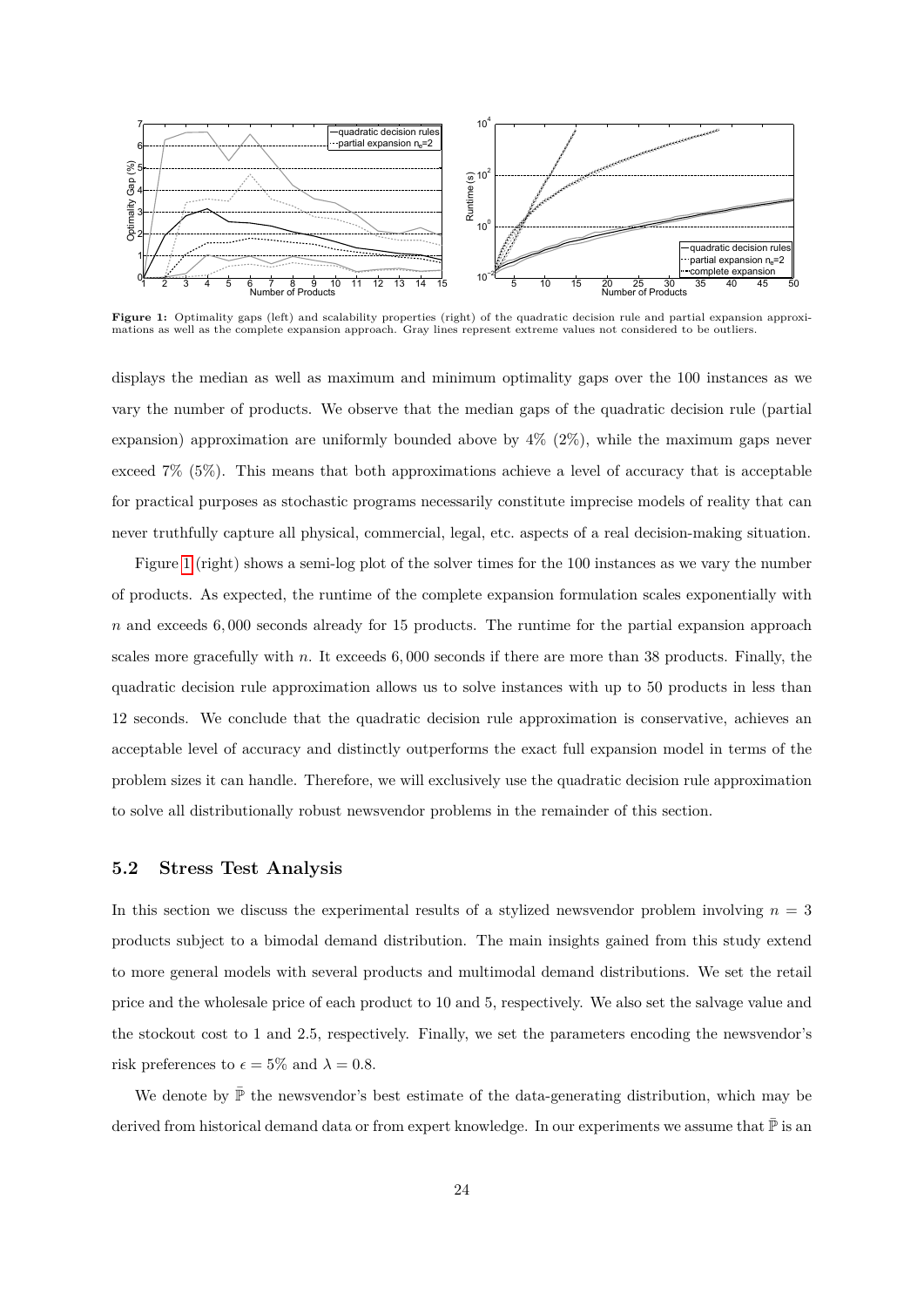**Figure 1:** Optimality gaps (left) and scalability properties (right) of the quadratic decision rule and partial expansion approximations as well as the complete expansion approach. Gray lines represent extreme values not considered to be outliers.

displays the median as well as maximum and minimum optimality gaps over the 100 instances as we vary the number of products. We observe that the median gaps of the quadratic decision rule (partial expansion) approximation are uniformly bounded above by 4% (2%), while the maximum gaps never exceed 7% (5%). This means that both approximations achieve a level of accuracy that is acceptable for practical purposes as stochastic programs necessarily constitute imprecise models of reality that can never truthfully capture all physical, commercial, legal, etc. aspects of a real decision-making situation.

Figure 1 (right) shows a semi-log plot of the solver times for the 100 instances as we vary the number of products. As expected, the runtime of the complete expansion formulation scales exponentially with $n$ and exceeds 6,000 seconds already for 15 products. The runtime for the partial expansion approach scales more gracefully with $n$. It exceeds 6,000 seconds if there are more than 38 products. Finally, the quadratic decision rule approximation allows us to solve instances with up to 50 products in less than 12 seconds. We conclude that the quadratic decision rule approximation is conservative, achieves an acceptable level of accuracy and distinctly outperforms the exact full expansion model in terms of the problem sizes it can handle. Therefore, we will exclusively use the quadratic decision rule approximation to solve all distributionally robust newsvendor problems in the remainder of this section.

## 5.2 Stress Test Analysis

In this section we discuss the experimental results of a stylized newsvendor problem involving $n = 3$ products subject to a bimodal demand distribution. The main insights gained from this study extend to more general models with several products and multimodal demand distributions. We set the retail price and the wholesale price of each product to 10 and 5, respectively. We also set the salvage value and the stockout cost to 1 and 2.5, respectively. Finally, we set the parameters encoding the newsvendor's risk preferences to $\epsilon = 5\%$ and $\lambda = 0.8$.

We denote by $\bar{\mathbb{P}}$ the newsvendor's best estimate of the data-generating distribution, which may be derived from historical demand data or from expert knowledge. In our experiments we assume that $\bar{\mathbb{P}}$ is an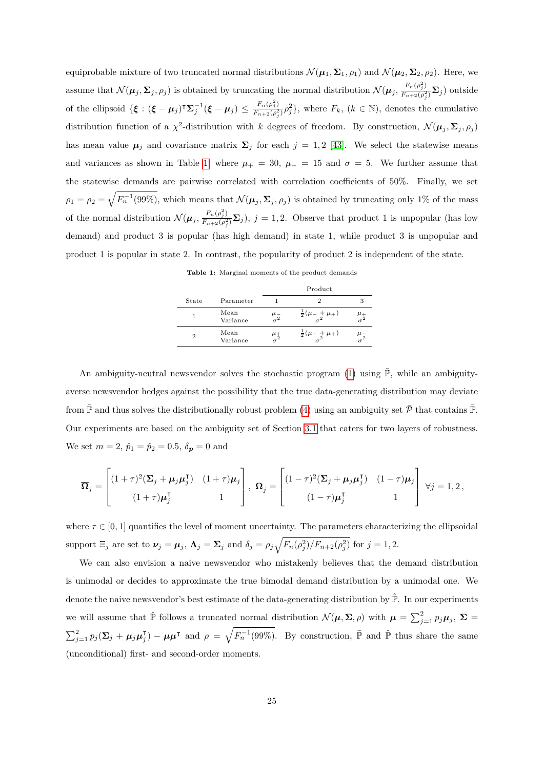equiprobable mixture of two truncated normal distributions $\mathcal{N}(\boldsymbol{\mu}_1, \boldsymbol{\Sigma}_1, \rho_1)$ and $\mathcal{N}(\boldsymbol{\mu}_2, \boldsymbol{\Sigma}_2, \rho_2)$. Here, we assume that $\mathcal{N}(\boldsymbol{\mu}_j, \boldsymbol{\Sigma}_j, \rho_j)$ is obtained by truncating the normal distribution $\mathcal{N}(\boldsymbol{\mu}_j, \frac{F_n(\rho_j^2)}{F_{n+2}(\rho_j^2)}\boldsymbol{\Sigma}_j)$ outside of the ellipsoid $\{\boldsymbol{\xi} : (\boldsymbol{\xi} - \boldsymbol{\mu}_j)^\intercal \boldsymbol{\Sigma}_j^{-1}(\boldsymbol{\xi} - \boldsymbol{\mu}_j) \leq \frac{F_n(\rho_j^2)}{F_{n+2}(\rho_j^2)}\rho_j^2\}$, where $F_k$, $(k \in \mathbb{N})$, denotes the cumulative distribution function of a $\chi^2$-distribution with $k$ degrees of freedom. By construction, $\mathcal{N}(\boldsymbol{\mu}_j, \boldsymbol{\Sigma}_j, \rho_j)$ has mean value $\boldsymbol{\mu}_j$ and covariance matrix $\boldsymbol{\Sigma}_j$ for each $j = 1, 2$ [43]. We select the statewise means and variances as shown in Table 1, where $\mu_+ = 30$, $\mu_- = 15$ and $\sigma = 5$. We further assume that the statewise demands are pairwise correlated with correlation coefficients of 50%. Finally, we set $\rho_1 = \rho_2 = \sqrt{F_n^{-1}(99\%)}$, which means that $\mathcal{N}(\boldsymbol{\mu}_j, \boldsymbol{\Sigma}_j, \rho_j)$ is obtained by truncating only 1% of the mass of the normal distribution $\mathcal{N}(\boldsymbol{\mu}_j, \frac{F_n(\rho_j^2)}{F_{n+2}(\rho_j^2)}\boldsymbol{\Sigma}_j)$, $j = 1, 2$. Observe that product 1 is unpopular (has low demand) and product 3 is popular (has high demand) in state 1, while product 3 is unpopular and product 1 is popular in state 2. In contrast, the popularity of product 2 is independent of the state.

**Table 1:** Marginal moments of the product demands

| State | Parameter | Product 1 | Product 2 | Product 3 |
|---|---|---|---|---|
| 1 | Mean | $\mu_-$ | $\frac{1}{2}(\mu_- + \mu_+)$ | $\mu_+$ |
| | Variance | $\sigma^2$ | $\sigma^2$ | $\sigma^2$ |
| 2 | Mean | $\mu_+$ | $\frac{1}{2}(\mu_- + \mu_+)$ | $\mu_-$ |
| | Variance | $\sigma^2$ | $\sigma^2$ | $\sigma^2$ |

An ambiguity-neutral newsvendor solves the stochastic program (1) using $\bar{\mathbb{P}}$, while an ambiguity-averse newsvendor hedges against the possibility that the true data-generating distribution may deviate from $\bar{\mathbb{P}}$ and thus solves the distributionally robust problem (4) using an ambiguity set $\bar{\mathcal{P}}$ that contains $\bar{\mathbb{P}}$. Our experiments are based on the ambiguity set of Section 3.1 that caters for two layers of robustness. We set $m = 2$, $\hat{p}_1 = \hat{p}_2 = 0.5$, $\delta_{\boldsymbol{p}} = 0$ and

$$\overline{\boldsymbol{\Omega}}_j = \begin{bmatrix} (1+\tau)^2(\boldsymbol{\Sigma}_j + \boldsymbol{\mu}_j\boldsymbol{\mu}_j^\intercal) & (1+\tau)\boldsymbol{\mu}_j \\ (1+\tau)\boldsymbol{\mu}_j^\intercal & 1 \end{bmatrix}, \; \underline{\boldsymbol{\Omega}}_j = \begin{bmatrix} (1-\tau)^2(\boldsymbol{\Sigma}_j + \boldsymbol{\mu}_j\boldsymbol{\mu}_j^\intercal) & (1-\tau)\boldsymbol{\mu}_j \\ (1-\tau)\boldsymbol{\mu}_j^\intercal & 1 \end{bmatrix} \; \forall j = 1, 2\,,$$

where $\tau \in [0, 1]$ quantifies the level of moment uncertainty. The parameters characterizing the ellipsoidal support $\Xi_j$ are set to $\boldsymbol{\nu}_j = \boldsymbol{\mu}_j$, $\boldsymbol{\Lambda}_j = \boldsymbol{\Sigma}_j$ and $\delta_j = \rho_j\sqrt{F_n(\rho_j^2)/F_{n+2}(\rho_j^2)}$ for $j = 1, 2$.

We can also envision a naive newsvendor who mistakenly believes that the demand distribution is unimodal or decides to approximate the true bimodal demand distribution by a unimodal one. We denote the naive newsvendor's best estimate of the data-generating distribution by $\hat{\mathbb{P}}$. In our experiments we will assume that $\hat{\mathbb{P}}$ follows a truncated normal distribution $\mathcal{N}(\boldsymbol{\mu}, \boldsymbol{\Sigma}, \rho)$ with $\boldsymbol{\mu} = \sum_{j=1}^{2} p_j \boldsymbol{\mu}_j$, $\boldsymbol{\Sigma} = \sum_{j=1}^{2} p_j(\boldsymbol{\Sigma}_j + \boldsymbol{\mu}_j\boldsymbol{\mu}_j^\intercal) - \boldsymbol{\mu}\boldsymbol{\mu}^\intercal$ and $\rho = \sqrt{F_n^{-1}(99\%)}$. By construction, $\bar{\mathbb{P}}$ and $\hat{\mathbb{P}}$ thus share the same (unconditional) first- and second-order moments.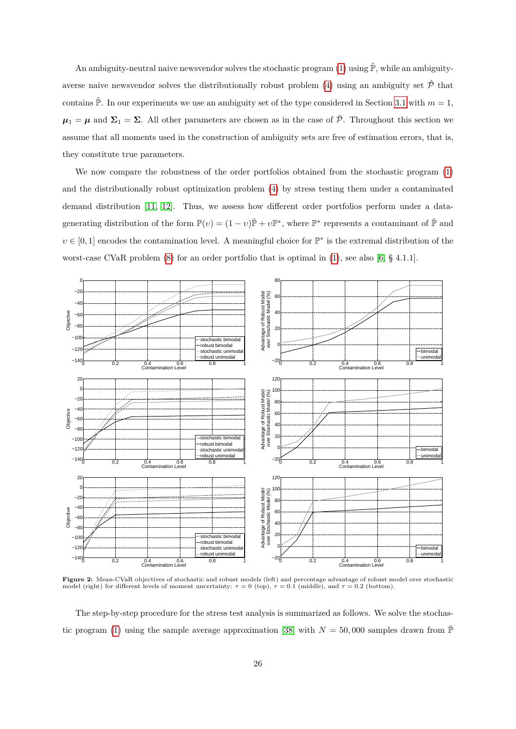An ambiguity-neutral naive newsvendor solves the stochastic program (1) using $\hat{\mathbb{P}}$, while an ambiguity-averse naive newsvendor solves the distributionally robust problem (4) using an ambiguity set $\hat{\mathcal{P}}$ that contains $\hat{\mathbb{P}}$. In our experiments we use an ambiguity set of the type considered in Section 3.1 with $m = 1$, $\boldsymbol{\mu}_1 = \boldsymbol{\mu}$ and $\boldsymbol{\Sigma}_1 = \boldsymbol{\Sigma}$. All other parameters are chosen as in the case of $\bar{\mathcal{P}}$. Throughout this section we assume that all moments used in the construction of ambiguity sets are free of estimation errors, that is, they constitute true parameters.

We now compare the robustness of the order portfolios obtained from the stochastic program (1) and the distributionally robust optimization problem (4) by stress testing them under a contaminated demand distribution [11, 12]. Thus, we assess how different order portfolios perform under a data-generating distribution of the form $\mathbb{P}(\upsilon) = (1-\upsilon)\bar{\mathbb{P}} + \upsilon\mathbb{P}^*$, where $\mathbb{P}^*$ represents a contaminant of $\bar{\mathbb{P}}$ and $\upsilon \in [0, 1]$ encodes the contamination level. A meaningful choice for $\mathbb{P}^*$ is the extremal distribution of the worst-case CVaR problem (8) for an order portfolio that is optimal in (1), see also [6, § 4.1.1].

**Figure 2:** Mean-CVaR objectives of stochastic and robust models (left) and percentage advantage of robust model over stochastic model (right) for different levels of moment uncertainty: $\tau = 0$ (top), $\tau = 0.1$ (middle), and $\tau = 0.2$ (bottom).

The step-by-step procedure for the stress test analysis is summarized as follows. We solve the stochastic program (1) using the sample average approximation [38] with $N = 50{,}000$ samples drawn from $\bar{\mathbb{P}}$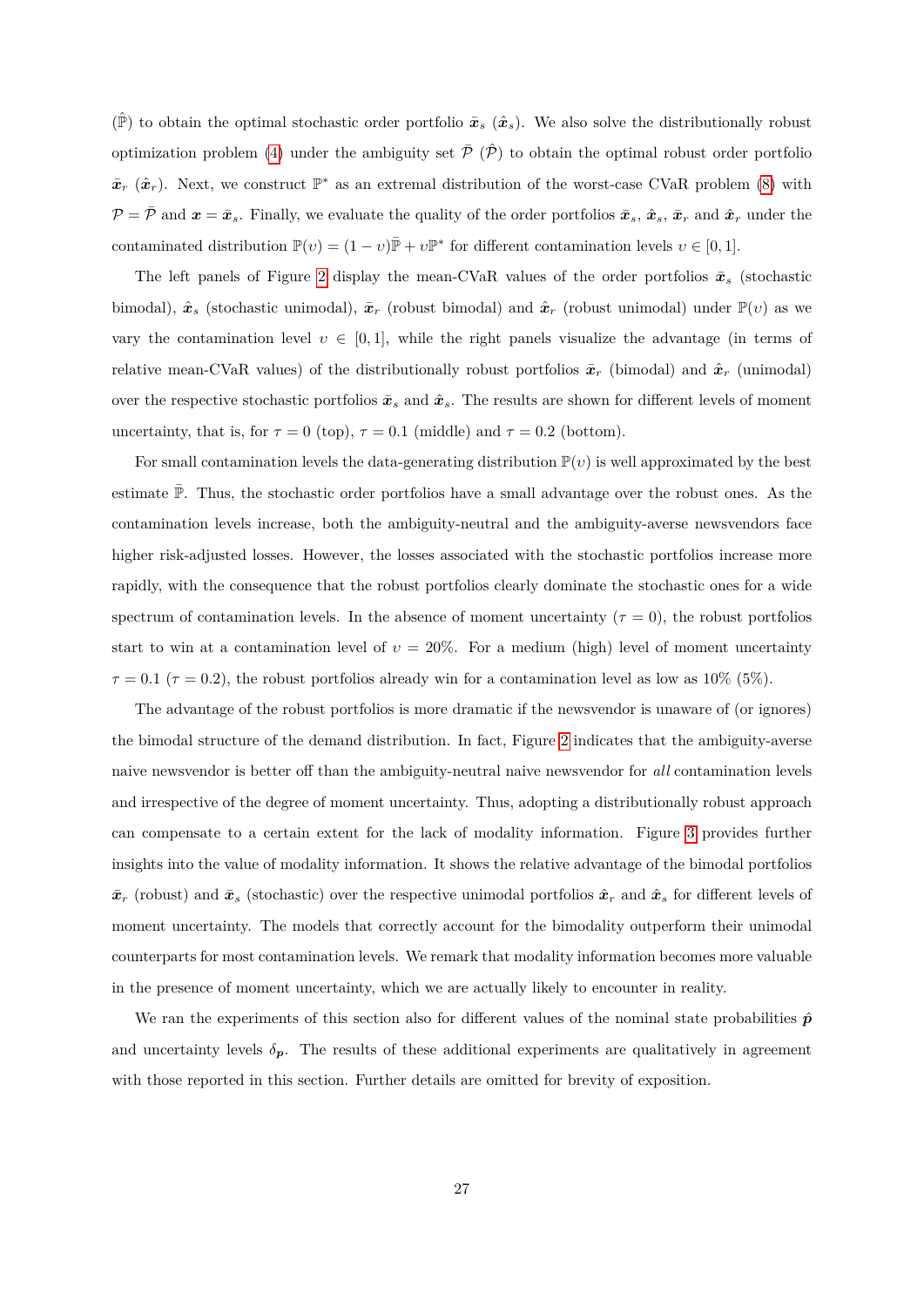($\hat{\mathbb{P}}$) to obtain the optimal stochastic order portfolio $\bar{\boldsymbol{x}}_s$ ($\hat{\boldsymbol{x}}_s$). We also solve the distributionally robust optimization problem (4) under the ambiguity set $\bar{\mathcal{P}}$ ($\hat{\mathcal{P}}$) to obtain the optimal robust order portfolio $\bar{\boldsymbol{x}}_r$ ($\hat{\boldsymbol{x}}_r$). Next, we construct $\mathbb{P}^*$ as an extremal distribution of the worst-case CVaR problem (8) with $\mathcal{P} = \bar{\mathcal{P}}$ and $\boldsymbol{x} = \bar{\boldsymbol{x}}_s$. Finally, we evaluate the quality of the order portfolios $\bar{\boldsymbol{x}}_s$, $\hat{\boldsymbol{x}}_s$, $\bar{\boldsymbol{x}}_r$ and $\hat{\boldsymbol{x}}_r$ under the contaminated distribution $\mathbb{P}(\upsilon) = (1-\upsilon)\bar{\mathbb{P}} + \upsilon\mathbb{P}^*$ for different contamination levels $\upsilon \in [0, 1]$.

The left panels of Figure 2 display the mean-CVaR values of the order portfolios $\bar{\boldsymbol{x}}_s$ (stochastic bimodal), $\hat{\boldsymbol{x}}_s$ (stochastic unimodal), $\bar{\boldsymbol{x}}_r$ (robust bimodal) and $\hat{\boldsymbol{x}}_r$ (robust unimodal) under $\mathbb{P}(\upsilon)$ as we vary the contamination level $\upsilon \in [0, 1]$, while the right panels visualize the advantage (in terms of relative mean-CVaR values) of the distributionally robust portfolios $\bar{\boldsymbol{x}}_r$ (bimodal) and $\hat{\boldsymbol{x}}_r$ (unimodal) over the respective stochastic portfolios $\bar{\boldsymbol{x}}_s$ and $\hat{\boldsymbol{x}}_s$. The results are shown for different levels of moment uncertainty, that is, for $\tau = 0$ (top), $\tau = 0.1$ (middle) and $\tau = 0.2$ (bottom).

For small contamination levels the data-generating distribution $\mathbb{P}(\upsilon)$ is well approximated by the best estimate $\bar{\mathbb{P}}$. Thus, the stochastic order portfolios have a small advantage over the robust ones. As the contamination levels increase, both the ambiguity-neutral and the ambiguity-averse newsvendors face higher risk-adjusted losses. However, the losses associated with the stochastic portfolios increase more rapidly, with the consequence that the robust portfolios clearly dominate the stochastic ones for a wide spectrum of contamination levels. In the absence of moment uncertainty ($\tau = 0$), the robust portfolios start to win at a contamination level of $\upsilon = 20\%$. For a medium (high) level of moment uncertainty $\tau = 0.1$ ($\tau = 0.2$), the robust portfolios already win for a contamination level as low as 10% (5%).

The advantage of the robust portfolios is more dramatic if the newsvendor is unaware of (or ignores) the bimodal structure of the demand distribution. In fact, Figure 2 indicates that the ambiguity-averse naive newsvendor is better off than the ambiguity-neutral naive newsvendor for *all* contamination levels and irrespective of the degree of moment uncertainty. Thus, adopting a distributionally robust approach can compensate to a certain extent for the lack of modality information. Figure 3 provides further insights into the value of modality information. It shows the relative advantage of the bimodal portfolios $\bar{\boldsymbol{x}}_r$ (robust) and $\bar{\boldsymbol{x}}_s$ (stochastic) over the respective unimodal portfolios $\hat{\boldsymbol{x}}_r$ and $\hat{\boldsymbol{x}}_s$ for different levels of moment uncertainty. The models that correctly account for the bimodality outperform their unimodal counterparts for most contamination levels. We remark that modality information becomes more valuable in the presence of moment uncertainty, which we are actually likely to encounter in reality.

We ran the experiments of this section also for different values of the nominal state probabilities $\hat{\boldsymbol{p}}$ and uncertainty levels $\delta_{\boldsymbol{p}}$. The results of these additional experiments are qualitatively in agreement with those reported in this section. Further details are omitted for brevity of exposition.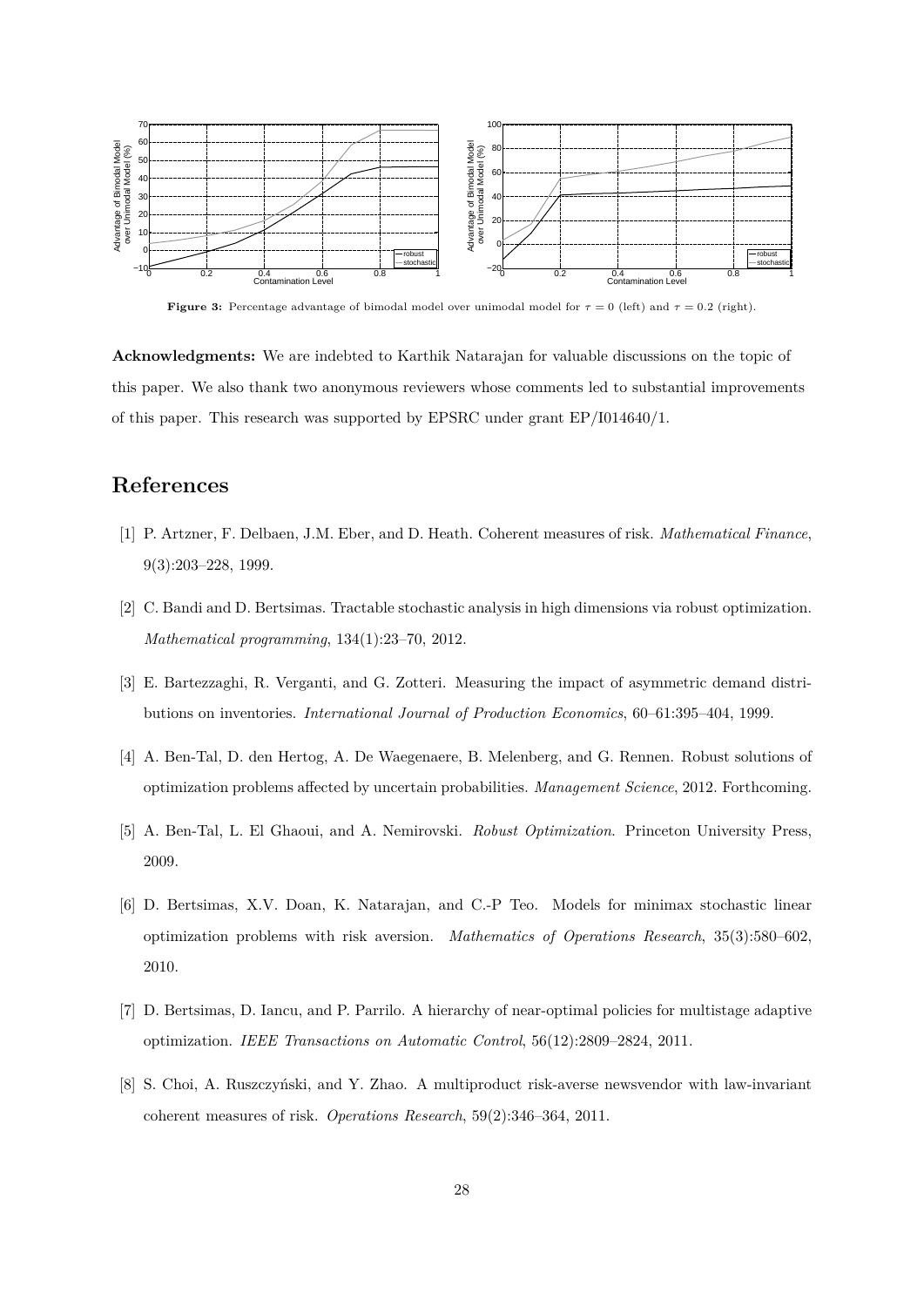**Figure 3:** Percentage advantage of bimodal model over unimodal model for $\tau = 0$ (left) and $\tau = 0.2$ (right).

**Acknowledgments:** We are indebted to Karthik Natarajan for valuable discussions on the topic of this paper. We also thank two anonymous reviewers whose comments led to substantial improvements of this paper. This research was supported by EPSRC under grant EP/I014640/1.

# References

[1] P. Artzner, F. Delbaen, J.M. Eber, and D. Heath. Coherent measures of risk. *Mathematical Finance*, 9(3):203–228, 1999.

[2] C. Bandi and D. Bertsimas. Tractable stochastic analysis in high dimensions via robust optimization. *Mathematical programming*, 134(1):23–70, 2012.

[3] E. Bartezzaghi, R. Verganti, and G. Zotteri. Measuring the impact of asymmetric demand distributions on inventories. *International Journal of Production Economics*, 60–61:395–404, 1999.

[4] A. Ben-Tal, D. den Hertog, A. De Waegenaere, B. Melenberg, and G. Rennen. Robust solutions of optimization problems affected by uncertain probabilities. *Management Science*, 2012. Forthcoming.

[5] A. Ben-Tal, L. El Ghaoui, and A. Nemirovski. *Robust Optimization*. Princeton University Press, 2009.

[6] D. Bertsimas, X.V. Doan, K. Natarajan, and C.-P Teo. Models for minimax stochastic linear optimization problems with risk aversion. *Mathematics of Operations Research*, 35(3):580–602, 2010.

[7] D. Bertsimas, D. Iancu, and P. Parrilo. A hierarchy of near-optimal policies for multistage adaptive optimization. *IEEE Transactions on Automatic Control*, 56(12):2809–2824, 2011.

[8] S. Choi, A. Ruszczyński, and Y. Zhao. A multiproduct risk-averse newsvendor with law-invariant coherent measures of risk. *Operations Research*, 59(2):346–364, 2011.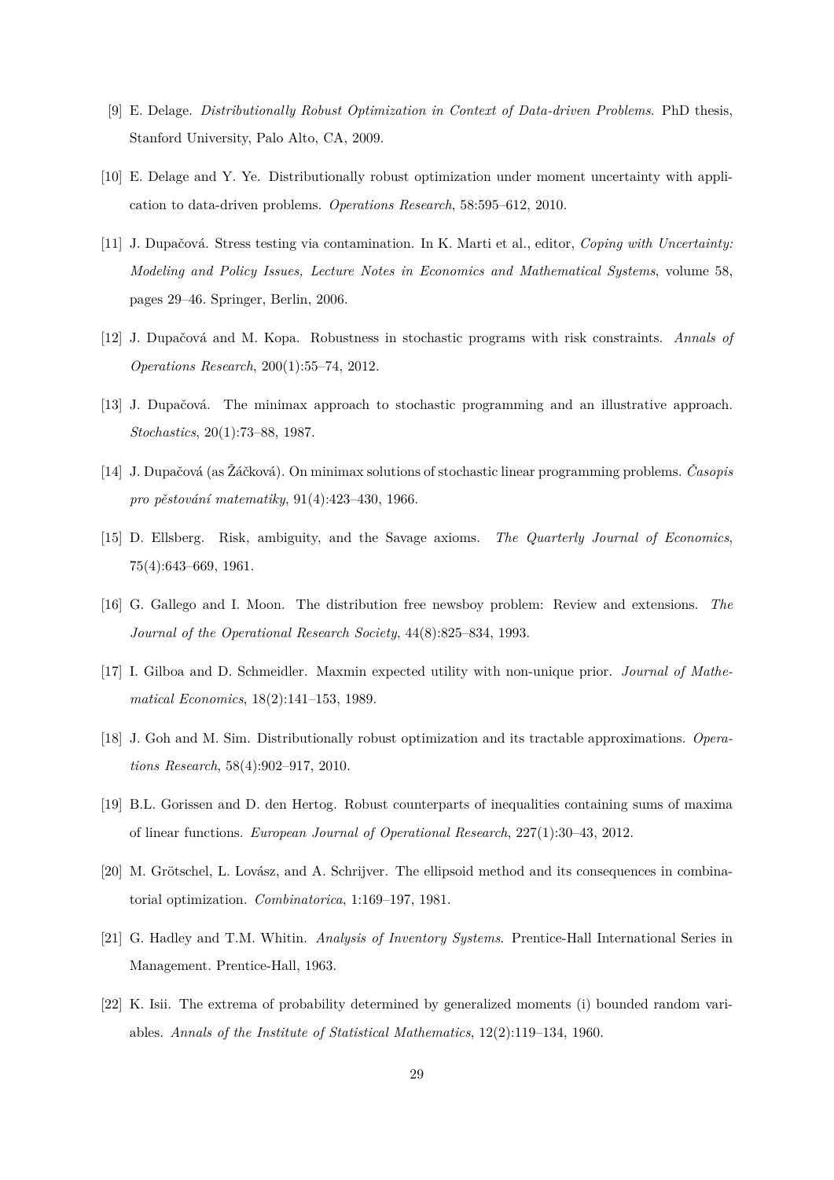[9] E. Delage. *Distributionally Robust Optimization in Context of Data-driven Problems*. PhD thesis, Stanford University, Palo Alto, CA, 2009.

[10] E. Delage and Y. Ye. Distributionally robust optimization under moment uncertainty with application to data-driven problems. *Operations Research*, 58:595–612, 2010.

[11] J. Dupačová. Stress testing via contamination. In K. Marti et al., editor, *Coping with Uncertainty: Modeling and Policy Issues, Lecture Notes in Economics and Mathematical Systems*, volume 58, pages 29–46. Springer, Berlin, 2006.

[12] J. Dupačová and M. Kopa. Robustness in stochastic programs with risk constraints. *Annals of Operations Research*, 200(1):55–74, 2012.

[13] J. Dupačová. The minimax approach to stochastic programming and an illustrative approach. *Stochastics*, 20(1):73–88, 1987.

[14] J. Dupačová (as Žáčková). On minimax solutions of stochastic linear programming problems. *Časopis pro pěstování matematiky*, 91(4):423–430, 1966.

[15] D. Ellsberg. Risk, ambiguity, and the Savage axioms. *The Quarterly Journal of Economics*, 75(4):643–669, 1961.

[16] G. Gallego and I. Moon. The distribution free newsboy problem: Review and extensions. *The Journal of the Operational Research Society*, 44(8):825–834, 1993.

[17] I. Gilboa and D. Schmeidler. Maxmin expected utility with non-unique prior. *Journal of Mathematical Economics*, 18(2):141–153, 1989.

[18] J. Goh and M. Sim. Distributionally robust optimization and its tractable approximations. *Operations Research*, 58(4):902–917, 2010.

[19] B.L. Gorissen and D. den Hertog. Robust counterparts of inequalities containing sums of maxima of linear functions. *European Journal of Operational Research*, 227(1):30–43, 2012.

[20] M. Grötschel, L. Lovász, and A. Schrijver. The ellipsoid method and its consequences in combinatorial optimization. *Combinatorica*, 1:169–197, 1981.

[21] G. Hadley and T.M. Whitin. *Analysis of Inventory Systems*. Prentice-Hall International Series in Management. Prentice-Hall, 1963.

[22] K. Isii. The extrema of probability determined by generalized moments (i) bounded random variables. *Annals of the Institute of Statistical Mathematics*, 12(2):119–134, 1960.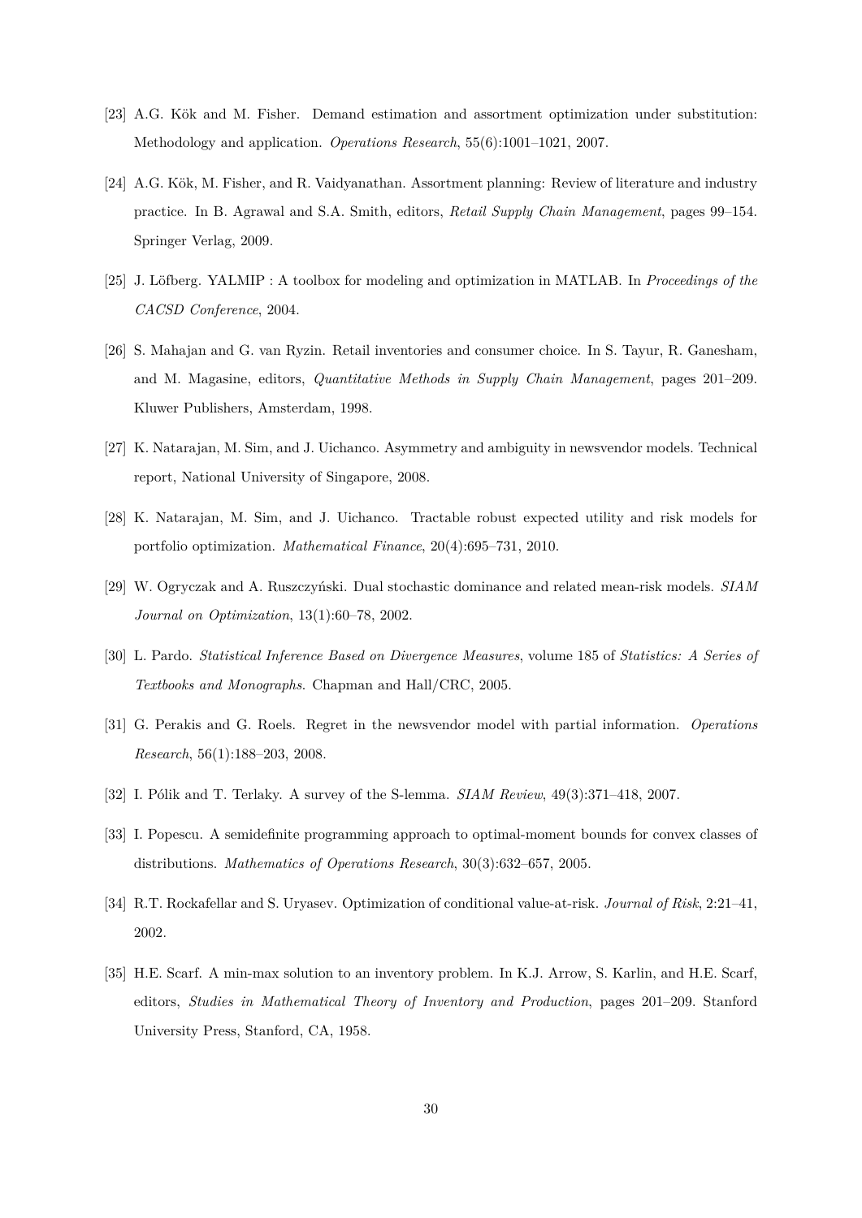[23] A.G. Kök and M. Fisher. Demand estimation and assortment optimization under substitution: Methodology and application. *Operations Research*, 55(6):1001–1021, 2007.

[24] A.G. Kök, M. Fisher, and R. Vaidyanathan. Assortment planning: Review of literature and industry practice. In B. Agrawal and S.A. Smith, editors, *Retail Supply Chain Management*, pages 99–154. Springer Verlag, 2009.

[25] J. Löfberg. YALMIP : A toolbox for modeling and optimization in MATLAB. In *Proceedings of the CACSD Conference*, 2004.

[26] S. Mahajan and G. van Ryzin. Retail inventories and consumer choice. In S. Tayur, R. Ganesham, and M. Magasine, editors, *Quantitative Methods in Supply Chain Management*, pages 201–209. Kluwer Publishers, Amsterdam, 1998.

[27] K. Natarajan, M. Sim, and J. Uichanco. Asymmetry and ambiguity in newsvendor models. Technical report, National University of Singapore, 2008.

[28] K. Natarajan, M. Sim, and J. Uichanco. Tractable robust expected utility and risk models for portfolio optimization. *Mathematical Finance*, 20(4):695–731, 2010.

[29] W. Ogryczak and A. Ruszczyński. Dual stochastic dominance and related mean-risk models. *SIAM Journal on Optimization*, 13(1):60–78, 2002.

[30] L. Pardo. *Statistical Inference Based on Divergence Measures*, volume 185 of *Statistics: A Series of Textbooks and Monographs.* Chapman and Hall/CRC, 2005.

[31] G. Perakis and G. Roels. Regret in the newsvendor model with partial information. *Operations Research*, 56(1):188–203, 2008.

[32] I. Pólik and T. Terlaky. A survey of the S-lemma. *SIAM Review*, 49(3):371–418, 2007.

[33] I. Popescu. A semidefinite programming approach to optimal-moment bounds for convex classes of distributions. *Mathematics of Operations Research*, 30(3):632–657, 2005.

[34] R.T. Rockafellar and S. Uryasev. Optimization of conditional value-at-risk. *Journal of Risk*, 2:21–41, 2002.

[35] H.E. Scarf. A min-max solution to an inventory problem. In K.J. Arrow, S. Karlin, and H.E. Scarf, editors, *Studies in Mathematical Theory of Inventory and Production*, pages 201–209. Stanford University Press, Stanford, CA, 1958.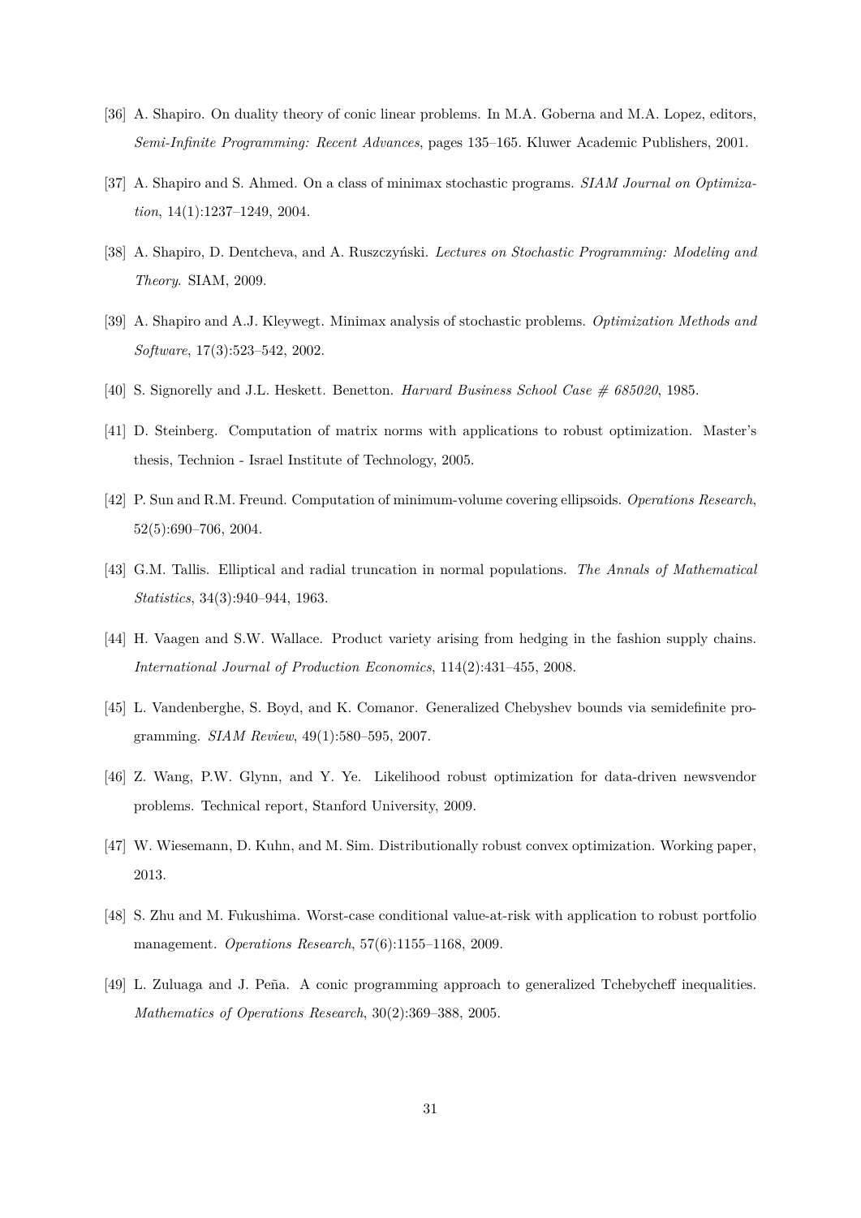[36] A. Shapiro. On duality theory of conic linear problems. In M.A. Goberna and M.A. Lopez, editors, *Semi-Infinite Programming: Recent Advances*, pages 135–165. Kluwer Academic Publishers, 2001.

[37] A. Shapiro and S. Ahmed. On a class of minimax stochastic programs. *SIAM Journal on Optimization*, 14(1):1237–1249, 2004.

[38] A. Shapiro, D. Dentcheva, and A. Ruszczyński. *Lectures on Stochastic Programming: Modeling and Theory*. SIAM, 2009.

[39] A. Shapiro and A.J. Kleywegt. Minimax analysis of stochastic problems. *Optimization Methods and Software*, 17(3):523–542, 2002.

[40] S. Signorelly and J.L. Heskett. Benetton. *Harvard Business School Case # 685020*, 1985.

[41] D. Steinberg. Computation of matrix norms with applications to robust optimization. Master's thesis, Technion - Israel Institute of Technology, 2005.

[42] P. Sun and R.M. Freund. Computation of minimum-volume covering ellipsoids. *Operations Research*, 52(5):690–706, 2004.

[43] G.M. Tallis. Elliptical and radial truncation in normal populations. *The Annals of Mathematical Statistics*, 34(3):940–944, 1963.

[44] H. Vaagen and S.W. Wallace. Product variety arising from hedging in the fashion supply chains. *International Journal of Production Economics*, 114(2):431–455, 2008.

[45] L. Vandenberghe, S. Boyd, and K. Comanor. Generalized Chebyshev bounds via semidefinite programming. *SIAM Review*, 49(1):580–595, 2007.

[46] Z. Wang, P.W. Glynn, and Y. Ye. Likelihood robust optimization for data-driven newsvendor problems. Technical report, Stanford University, 2009.

[47] W. Wiesemann, D. Kuhn, and M. Sim. Distributionally robust convex optimization. Working paper, 2013.

[48] S. Zhu and M. Fukushima. Worst-case conditional value-at-risk with application to robust portfolio management. *Operations Research*, 57(6):1155–1168, 2009.

[49] L. Zuluaga and J. Peña. A conic programming approach to generalized Tchebycheff inequalities. *Mathematics of Operations Research*, 30(2):369–388, 2005.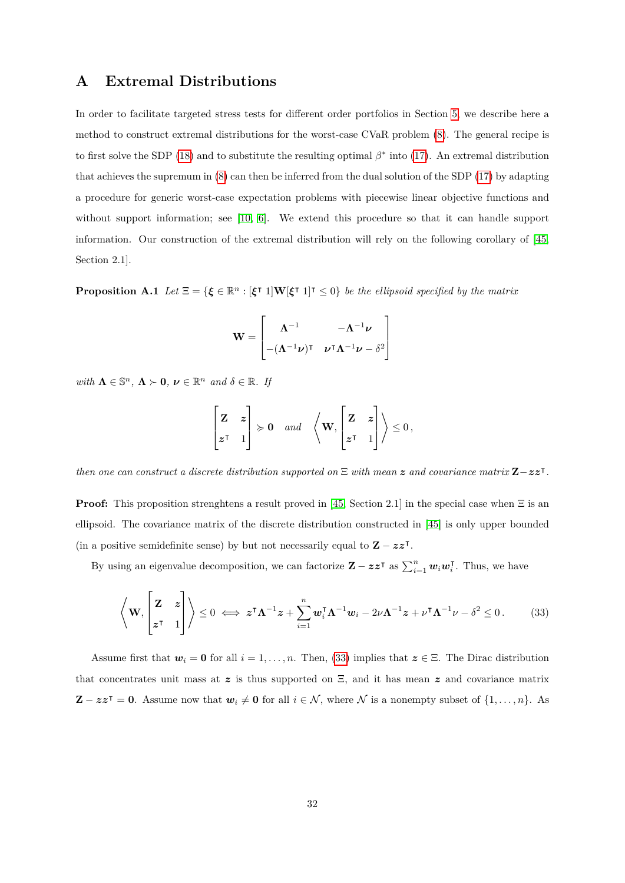# A Extremal Distributions

In order to facilitate targeted stress tests for different order portfolios in Section 5, we describe here a method to construct extremal distributions for the worst-case CVaR problem (8). The general recipe is to first solve the SDP (18) and to substitute the resulting optimal $\beta^*$ into (17). An extremal distribution that achieves the supremum in (8) can then be inferred from the dual solution of the SDP (17) by adapting a procedure for generic worst-case expectation problems with piecewise linear objective functions and without support information; see [10, 6]. We extend this procedure so that it can handle support information. Our construction of the extremal distribution will rely on the following corollary of [45, Section 2.1].

**Proposition A.1** *Let $\Xi = \{\boldsymbol{\xi} \in \mathbb{R}^n : [\boldsymbol{\xi}^\intercal \; 1]\mathbf{W}[\boldsymbol{\xi}^\intercal \; 1]^\intercal \leq 0\}$ be the ellipsoid specified by the matrix*

$$
\mathbf{W} = \begin{bmatrix} \boldsymbol{\Lambda}^{-1} & -\boldsymbol{\Lambda}^{-1}\boldsymbol{\nu} \\ -(\boldsymbol{\Lambda}^{-1}\boldsymbol{\nu})^\intercal & \boldsymbol{\nu}^\intercal\boldsymbol{\Lambda}^{-1}\boldsymbol{\nu} - \delta^2 \end{bmatrix}
$$

*with $\boldsymbol{\Lambda} \in \mathbb{S}^n$, $\boldsymbol{\Lambda} \succ \mathbf{0}$, $\boldsymbol{\nu} \in \mathbb{R}^n$ and $\delta \in \mathbb{R}$. If*

$$
\begin{bmatrix} \mathbf{Z} & \boldsymbol{z} \\ \boldsymbol{z}^\intercal & 1 \end{bmatrix} \succcurlyeq \mathbf{0} \quad \text{and} \quad \left\langle \mathbf{W}, \begin{bmatrix} \mathbf{Z} & \boldsymbol{z} \\ \boldsymbol{z}^\intercal & 1 \end{bmatrix} \right\rangle \leq 0\,,
$$

*then one can construct a discrete distribution supported on $\Xi$ with mean $\boldsymbol{z}$ and covariance matrix $\mathbf{Z} - \boldsymbol{z}\boldsymbol{z}^\intercal$.*

**Proof:** This proposition strenghtens a result proved in [45, Section 2.1] in the special case when $\Xi$ is an ellipsoid. The covariance matrix of the discrete distribution constructed in [45] is only upper bounded (in a positive semidefinite sense) by but not necessarily equal to $\mathbf{Z} - \boldsymbol{z}\boldsymbol{z}^\intercal$.

By using an eigenvalue decomposition, we can factorize $\mathbf{Z} - \boldsymbol{z}\boldsymbol{z}^\intercal$ as $\sum_{i=1}^n \boldsymbol{w}_i\boldsymbol{w}_i^\intercal$. Thus, we have

$$
\left\langle \mathbf{W}, \begin{bmatrix} \mathbf{Z} & \boldsymbol{z} \\ \boldsymbol{z}^\intercal & 1 \end{bmatrix} \right\rangle \leq 0 \iff \boldsymbol{z}^\intercal\boldsymbol{\Lambda}^{-1}\boldsymbol{z} + \sum_{i=1}^n \boldsymbol{w}_i^\intercal\boldsymbol{\Lambda}^{-1}\boldsymbol{w}_i - 2\nu\boldsymbol{\Lambda}^{-1}\boldsymbol{z} + \nu^\intercal\boldsymbol{\Lambda}^{-1}\nu - \delta^2 \leq 0\,. \tag{33}
$$

Assume first that $\boldsymbol{w}_i = \mathbf{0}$ for all $i = 1, \ldots, n$. Then, (33) implies that $\boldsymbol{z} \in \Xi$. The Dirac distribution that concentrates unit mass at $\boldsymbol{z}$ is thus supported on $\Xi$, and it has mean $\boldsymbol{z}$ and covariance matrix $\mathbf{Z} - \boldsymbol{z}\boldsymbol{z}^\intercal = \mathbf{0}$. Assume now that $\boldsymbol{w}_i \neq \mathbf{0}$ for all $i \in \mathcal{N}$, where $\mathcal{N}$ is a nonempty subset of $\{1, \ldots, n\}$. As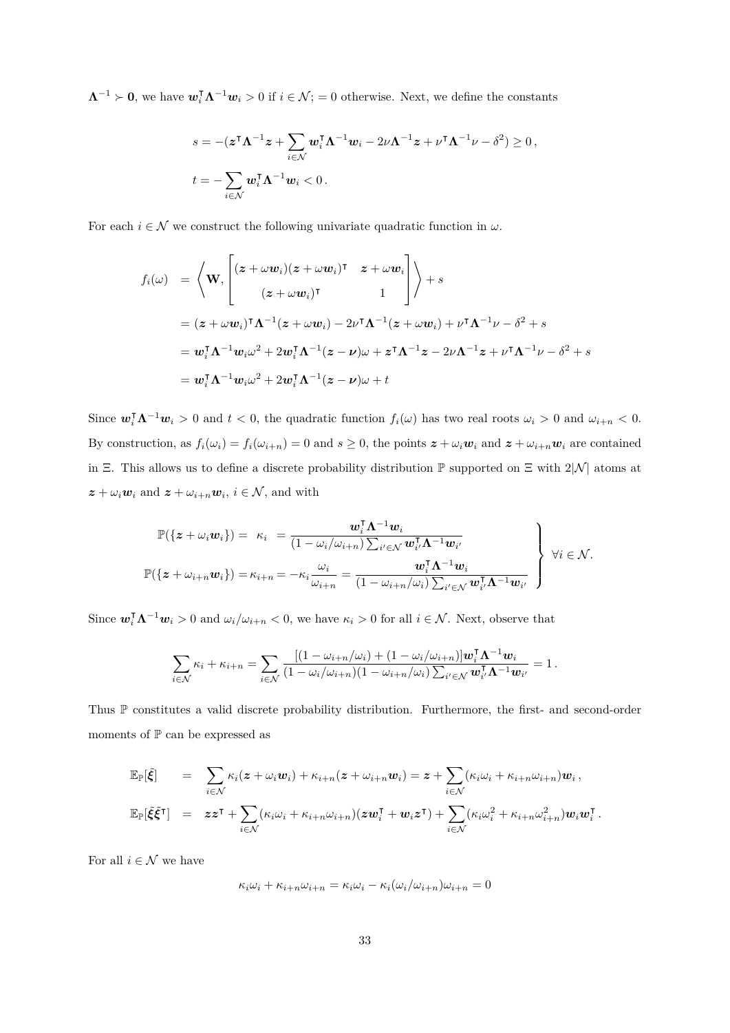$\mathbf{\Lambda}^{-1} \succ \mathbf{0}$, we have $\boldsymbol{w}_i^\intercal \mathbf{\Lambda}^{-1} \boldsymbol{w}_i > 0$ if $i \in \mathcal{N}$; $= 0$ otherwise. Next, we define the constants

$$
\begin{aligned}
s &= -(\boldsymbol{z}^\intercal \mathbf{\Lambda}^{-1} \boldsymbol{z} + \sum_{i \in \mathcal{N}} \boldsymbol{w}_i^\intercal \mathbf{\Lambda}^{-1} \boldsymbol{w}_i - 2\nu \mathbf{\Lambda}^{-1} \boldsymbol{z} + \nu^\intercal \mathbf{\Lambda}^{-1} \nu - \delta^2) \geq 0 \, , \\
t &= -\sum_{i \in \mathcal{N}} \boldsymbol{w}_i^\intercal \mathbf{\Lambda}^{-1} \boldsymbol{w}_i < 0 \, .
\end{aligned}
$$

For each $i \in \mathcal{N}$ we construct the following univariate quadratic function in $\omega$.

$$
\begin{aligned}
f_i(\omega) &= \left\langle \mathbf{W}, \begin{bmatrix} (\boldsymbol{z} + \omega \boldsymbol{w}_i)(\boldsymbol{z} + \omega \boldsymbol{w}_i)^\intercal & \boldsymbol{z} + \omega \boldsymbol{w}_i \\ (\boldsymbol{z} + \omega \boldsymbol{w}_i)^\intercal & 1 \end{bmatrix} \right\rangle + s \\
&= (\boldsymbol{z} + \omega \boldsymbol{w}_i)^\intercal \mathbf{\Lambda}^{-1} (\boldsymbol{z} + \omega \boldsymbol{w}_i) - 2\nu^\intercal \mathbf{\Lambda}^{-1} (\boldsymbol{z} + \omega \boldsymbol{w}_i) + \nu^\intercal \mathbf{\Lambda}^{-1} \nu - \delta^2 + s \\
&= \boldsymbol{w}_i^\intercal \mathbf{\Lambda}^{-1} \boldsymbol{w}_i \omega^2 + 2 \boldsymbol{w}_i^\intercal \mathbf{\Lambda}^{-1} (\boldsymbol{z} - \boldsymbol{\nu}) \omega + \boldsymbol{z}^\intercal \mathbf{\Lambda}^{-1} \boldsymbol{z} - 2\nu \mathbf{\Lambda}^{-1} \boldsymbol{z} + \nu^\intercal \mathbf{\Lambda}^{-1} \nu - \delta^2 + s \\
&= \boldsymbol{w}_i^\intercal \mathbf{\Lambda}^{-1} \boldsymbol{w}_i \omega^2 + 2 \boldsymbol{w}_i^\intercal \mathbf{\Lambda}^{-1} (\boldsymbol{z} - \boldsymbol{\nu}) \omega + t
\end{aligned}
$$

Since $\boldsymbol{w}_i^\intercal \mathbf{\Lambda}^{-1} \boldsymbol{w}_i > 0$ and $t < 0$, the quadratic function $f_i(\omega)$ has two real roots $\omega_i > 0$ and $\omega_{i+n} < 0$. By construction, as $f_i(\omega_i) = f_i(\omega_{i+n}) = 0$ and $s \geq 0$, the points $\boldsymbol{z} + \omega_i \boldsymbol{w}_i$ and $\boldsymbol{z} + \omega_{i+n} \boldsymbol{w}_i$ are contained in $\Xi$. This allows us to define a discrete probability distribution $\mathbb{P}$ supported on $\Xi$ with $2|\mathcal{N}|$ atoms at $\boldsymbol{z} + \omega_i \boldsymbol{w}_i$ and $\boldsymbol{z} + \omega_{i+n} \boldsymbol{w}_i$, $i \in \mathcal{N}$, and with

$$
\left.
\begin{aligned}
\mathbb{P}(\{\boldsymbol{z} + \omega_i \boldsymbol{w}_i\}) &= \kappa_i = \frac{\boldsymbol{w}_i^\intercal \mathbf{\Lambda}^{-1} \boldsymbol{w}_i}{(1 - \omega_i/\omega_{i+n}) \sum_{i' \in \mathcal{N}} \boldsymbol{w}_{i'}^\intercal \mathbf{\Lambda}^{-1} \boldsymbol{w}_{i'}} \\
\mathbb{P}(\{\boldsymbol{z} + \omega_{i+n} \boldsymbol{w}_i\}) &= \kappa_{i+n} = -\kappa_i \frac{\omega_i}{\omega_{i+n}} = \frac{\boldsymbol{w}_i^\intercal \mathbf{\Lambda}^{-1} \boldsymbol{w}_i}{(1 - \omega_{i+n}/\omega_i) \sum_{i' \in \mathcal{N}} \boldsymbol{w}_{i'}^\intercal \mathbf{\Lambda}^{-1} \boldsymbol{w}_{i'}}
\end{aligned}
\right\} \; \forall i \in \mathcal{N}.
$$

Since $\boldsymbol{w}_i^\intercal \mathbf{\Lambda}^{-1} \boldsymbol{w}_i > 0$ and $\omega_i/\omega_{i+n} < 0$, we have $\kappa_i > 0$ for all $i \in \mathcal{N}$. Next, observe that

$$
\sum_{i \in \mathcal{N}} \kappa_i + \kappa_{i+n} = \sum_{i \in \mathcal{N}} \frac{[(1 - \omega_{i+n}/\omega_i) + (1 - \omega_i/\omega_{i+n})] \boldsymbol{w}_i^\intercal \mathbf{\Lambda}^{-1} \boldsymbol{w}_i}{(1 - \omega_i/\omega_{i+n})(1 - \omega_{i+n}/\omega_i) \sum_{i' \in \mathcal{N}} \boldsymbol{w}_{i'}^\intercal \mathbf{\Lambda}^{-1} \boldsymbol{w}_{i'}} = 1 \, .
$$

Thus $\mathbb{P}$ constitutes a valid discrete probability distribution. Furthermore, the first- and second-order moments of $\mathbb{P}$ can be expressed as

$$
\begin{aligned}
\mathbb{E}_{\mathbb{P}}[\tilde{\boldsymbol{\xi}}] &= \sum_{i \in \mathcal{N}} \kappa_i (\boldsymbol{z} + \omega_i \boldsymbol{w}_i) + \kappa_{i+n} (\boldsymbol{z} + \omega_{i+n} \boldsymbol{w}_i) = \boldsymbol{z} + \sum_{i \in \mathcal{N}} (\kappa_i \omega_i + \kappa_{i+n} \omega_{i+n}) \boldsymbol{w}_i \, , \\
\mathbb{E}_{\mathbb{P}}[\tilde{\boldsymbol{\xi}} \tilde{\boldsymbol{\xi}}^\intercal] &= \boldsymbol{z} \boldsymbol{z}^\intercal + \sum_{i \in \mathcal{N}} (\kappa_i \omega_i + \kappa_{i+n} \omega_{i+n})(\boldsymbol{z} \boldsymbol{w}_i^\intercal + \boldsymbol{w}_i \boldsymbol{z}^\intercal) + \sum_{i \in \mathcal{N}} (\kappa_i \omega_i^2 + \kappa_{i+n} \omega_{i+n}^2) \boldsymbol{w}_i \boldsymbol{w}_i^\intercal \, .
\end{aligned}
$$

For all $i \in \mathcal{N}$ we have

$$
\kappa_i \omega_i + \kappa_{i+n} \omega_{i+n} = \kappa_i \omega_i - \kappa_i (\omega_i/\omega_{i+n}) \omega_{i+n} = 0
$$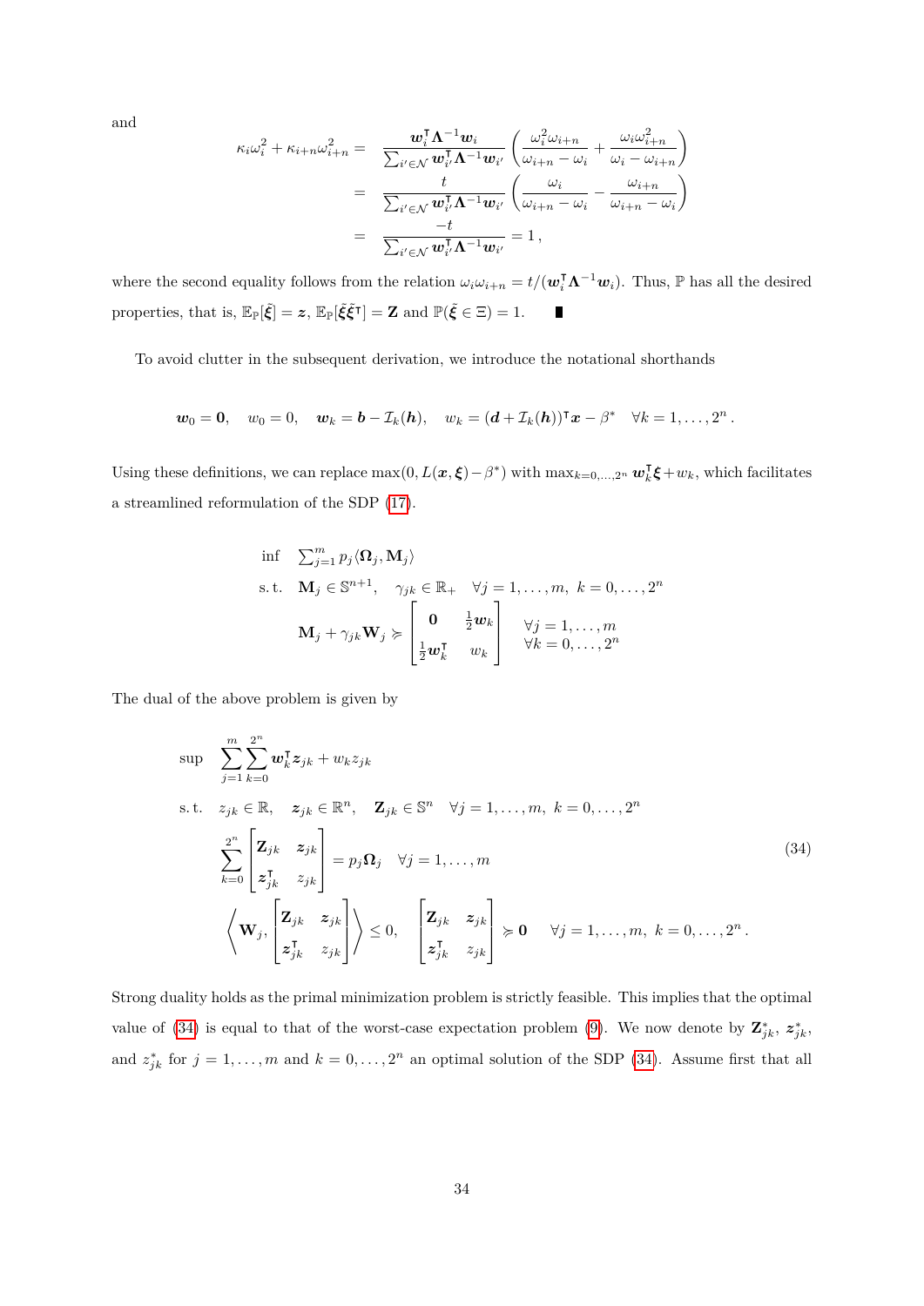and

$$
\begin{aligned}
\kappa_i \omega_i^2 + \kappa_{i+n}\omega_{i+n}^2 &= \frac{\boldsymbol{w}_i^\intercal \boldsymbol{\Lambda}^{-1}\boldsymbol{w}_i}{\sum_{i'\in\mathcal{N}} \boldsymbol{w}_{i'}^\intercal \boldsymbol{\Lambda}^{-1}\boldsymbol{w}_{i'}} \left( \frac{\omega_i^2 \omega_{i+n}}{\omega_{i+n}-\omega_i} + \frac{\omega_i \omega_{i+n}^2}{\omega_i - \omega_{i+n}} \right) \\
&= \frac{t}{\sum_{i'\in\mathcal{N}} \boldsymbol{w}_{i'}^\intercal \boldsymbol{\Lambda}^{-1}\boldsymbol{w}_{i'}} \left( \frac{\omega_i}{\omega_{i+n}-\omega_i} - \frac{\omega_{i+n}}{\omega_{i+n}-\omega_i} \right) \\
&= \frac{-t}{\sum_{i'\in\mathcal{N}} \boldsymbol{w}_{i'}^\intercal \boldsymbol{\Lambda}^{-1}\boldsymbol{w}_{i'}} = 1\,,
\end{aligned}
$$

where the second equality follows from the relation $\omega_i\omega_{i+n} = t/(\boldsymbol{w}_i^\intercal \boldsymbol{\Lambda}^{-1}\boldsymbol{w}_i)$. Thus, $\mathbb{P}$ has all the desired properties, that is, $\mathbb{E}_{\mathbb{P}}[\tilde{\boldsymbol{\xi}}] = \boldsymbol{z}$, $\mathbb{E}_{\mathbb{P}}[\tilde{\boldsymbol{\xi}}\tilde{\boldsymbol{\xi}}^\intercal] = \mathbf{Z}$ and $\mathbb{P}(\tilde{\boldsymbol{\xi}} \in \Xi) = 1$. ∎

To avoid clutter in the subsequent derivation, we introduce the notational shorthands

$$
\boldsymbol{w}_0 = \mathbf{0}, \quad w_0 = 0, \quad \boldsymbol{w}_k = \boldsymbol{b} - \mathcal{I}_k(\boldsymbol{h}), \quad w_k = (\boldsymbol{d} + \mathcal{I}_k(\boldsymbol{h}))^\intercal \boldsymbol{x} - \beta^* \quad \forall k = 1, \ldots, 2^n\,.
$$

Using these definitions, we can replace $\max(0, L(\boldsymbol{x},\boldsymbol{\xi}) - \beta^*)$ with $\max_{k=0,\ldots,2^n} \boldsymbol{w}_k^\intercal \boldsymbol{\xi} + w_k$, which facilitates a streamlined reformulation of the SDP (17).

$$
\begin{array}{ll}
\inf & \sum_{j=1}^m p_j \langle \boldsymbol{\Omega}_j, \mathbf{M}_j \rangle \\
\text{s.t.} & \mathbf{M}_j \in \mathbb{S}^{n+1}, \quad \gamma_{jk} \in \mathbb{R}_+ \quad \forall j = 1,\ldots,m,\ k = 0,\ldots,2^n \\
& \mathbf{M}_j + \gamma_{jk}\mathbf{W}_j \succcurlyeq \begin{bmatrix} \mathbf{0} & \frac{1}{2}\boldsymbol{w}_k \\ \frac{1}{2}\boldsymbol{w}_k^\intercal & w_k \end{bmatrix} \quad \begin{array}{l} \forall j = 1,\ldots,m \\ \forall k = 0,\ldots,2^n \end{array}
\end{array}
$$

The dual of the above problem is given by

$$
\begin{array}{ll}
\sup & \displaystyle\sum_{j=1}^m \sum_{k=0}^{2^n} \boldsymbol{w}_k^\intercal \boldsymbol{z}_{jk} + w_k z_{jk} \\
\text{s.t.} & z_{jk} \in \mathbb{R}, \quad \boldsymbol{z}_{jk} \in \mathbb{R}^n, \quad \mathbf{Z}_{jk} \in \mathbb{S}^n \quad \forall j = 1,\ldots,m,\ k = 0,\ldots,2^n \\
& \displaystyle\sum_{k=0}^{2^n} \begin{bmatrix} \mathbf{Z}_{jk} & \boldsymbol{z}_{jk} \\ \boldsymbol{z}_{jk}^\intercal & z_{jk} \end{bmatrix} = p_j \boldsymbol{\Omega}_j \quad \forall j = 1,\ldots,m \\
& \left\langle \mathbf{W}_j, \begin{bmatrix} \mathbf{Z}_{jk} & \boldsymbol{z}_{jk} \\ \boldsymbol{z}_{jk}^\intercal & z_{jk} \end{bmatrix} \right\rangle \leq 0, \quad \begin{bmatrix} \mathbf{Z}_{jk} & \boldsymbol{z}_{jk} \\ \boldsymbol{z}_{jk}^\intercal & z_{jk} \end{bmatrix} \succcurlyeq \mathbf{0} \quad \forall j = 1,\ldots,m,\ k = 0,\ldots,2^n\,.
\end{array}
\tag{34}
$$

Strong duality holds as the primal minimization problem is strictly feasible. This implies that the optimal value of (34) is equal to that of the worst-case expectation problem (9). We now denote by $\mathbf{Z}_{jk}^*$, $\boldsymbol{z}_{jk}^*$, and $z_{jk}^*$ for $j = 1,\ldots,m$ and $k = 0,\ldots,2^n$ an optimal solution of the SDP (34). Assume first that all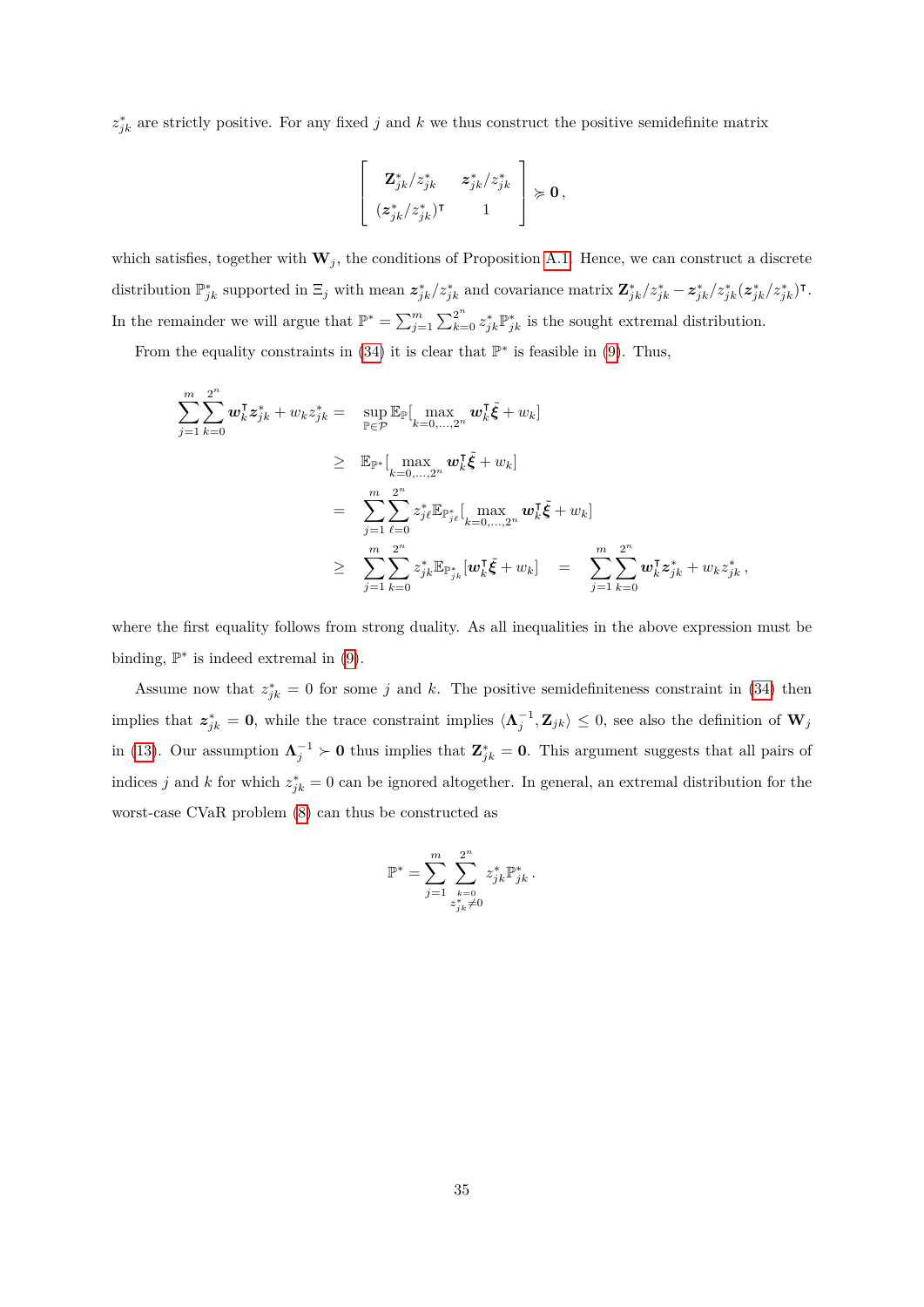$z^*_{jk}$ are strictly positive. For any fixed $j$ and $k$ we thus construct the positive semidefinite matrix

$$
\left[\begin{array}{cc} \mathbf{Z}^*_{jk}/z^*_{jk} & \boldsymbol{z}^*_{jk}/z^*_{jk} \\ (\boldsymbol{z}^*_{jk}/z^*_{jk})^\intercal & 1 \end{array}\right] \succcurlyeq \mathbf{0}\,,
$$

which satisfies, together with $\mathbf{W}_j$, the conditions of Proposition A.1. Hence, we can construct a discrete distribution $\mathbb{P}^*_{jk}$ supported in $\Xi_j$ with mean $\boldsymbol{z}^*_{jk}/z^*_{jk}$ and covariance matrix $\mathbf{Z}^*_{jk}/z^*_{jk} - \boldsymbol{z}^*_{jk}/z^*_{jk}(\boldsymbol{z}^*_{jk}/z^*_{jk})^\intercal$. In the remainder we will argue that $\mathbb{P}^* = \sum_{j=1}^m \sum_{k=0}^{2^n} z^*_{jk}\mathbb{P}^*_{jk}$ is the sought extremal distribution.

From the equality constraints in (34) it is clear that $\mathbb{P}^*$ is feasible in (9). Thus,

$$
\begin{aligned}
\sum_{j=1}^m \sum_{k=0}^{2^n} \boldsymbol{w}_k^\intercal \boldsymbol{z}^*_{jk} + w_k z^*_{jk} = \;& \sup_{\mathbb{P}\in\mathcal{P}} \mathbb{E}_{\mathbb{P}}[\max_{k=0,\ldots,2^n} \boldsymbol{w}_k^\intercal \tilde{\boldsymbol{\xi}} + w_k] \\
\geq \;& \mathbb{E}_{\mathbb{P}^*}[\max_{k=0,\ldots,2^n} \boldsymbol{w}_k^\intercal \tilde{\boldsymbol{\xi}} + w_k] \\
= \;& \sum_{j=1}^m \sum_{\ell=0}^{2^n} z^*_{j\ell} \mathbb{E}_{\mathbb{P}^*_{j\ell}}[\max_{k=0,\ldots,2^n} \boldsymbol{w}_k^\intercal \tilde{\boldsymbol{\xi}} + w_k] \\
\geq \;& \sum_{j=1}^m \sum_{k=0}^{2^n} z^*_{jk} \mathbb{E}_{\mathbb{P}^*_{jk}}[\boldsymbol{w}_k^\intercal \tilde{\boldsymbol{\xi}} + w_k] \quad = \quad \sum_{j=1}^m \sum_{k=0}^{2^n} \boldsymbol{w}_k^\intercal \boldsymbol{z}^*_{jk} + w_k z^*_{jk}\,,
\end{aligned}
$$

where the first equality follows from strong duality. As all inequalities in the above expression must be binding, $\mathbb{P}^*$ is indeed extremal in (9).

Assume now that $z^*_{jk} = 0$ for some $j$ and $k$. The positive semidefiniteness constraint in (34) then implies that $\boldsymbol{z}^*_{jk} = \mathbf{0}$, while the trace constraint implies $\langle \mathbf{\Lambda}_j^{-1}, \mathbf{Z}_{jk}\rangle \leq 0$, see also the definition of $\mathbf{W}_j$ in (13). Our assumption $\mathbf{\Lambda}_j^{-1} \succ \mathbf{0}$ thus implies that $\mathbf{Z}^*_{jk} = \mathbf{0}$. This argument suggests that all pairs of indices $j$ and $k$ for which $z^*_{jk} = 0$ can be ignored altogether. In general, an extremal distribution for the worst-case CVaR problem (8) can thus be constructed as

$$
\mathbb{P}^* = \sum_{j=1}^m \sum_{\substack{k=0 \\ z^*_{jk}\neq 0}}^{2^n} z^*_{jk}\mathbb{P}^*_{jk}\,.
$$